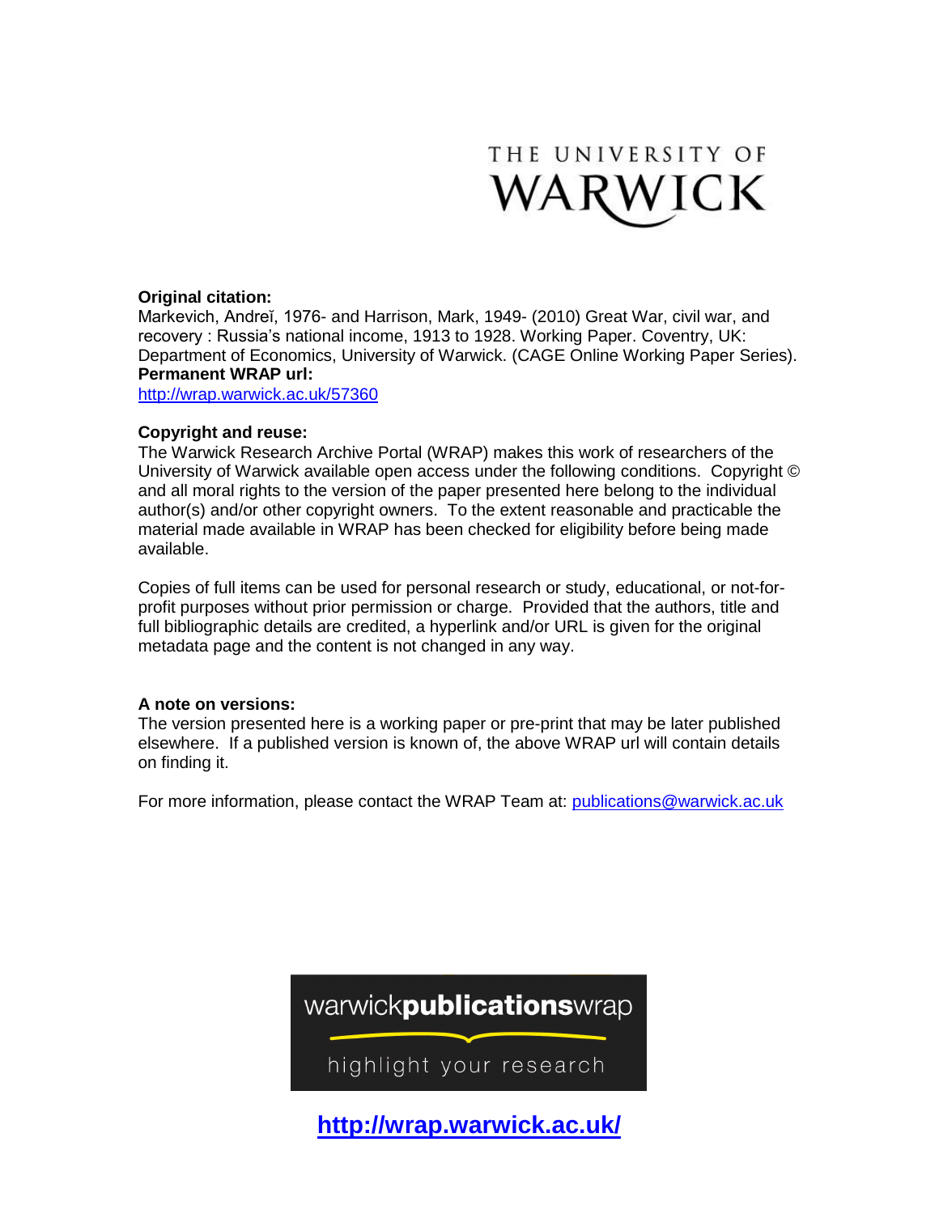THE UNIVERSITY OF WARWICK

**Original citation:**
Markevich, Andreĭ, 1976- and Harrison, Mark, 1949- (2010) Great War, civil war, and recovery : Russia's national income, 1913 to 1928. Working Paper. Coventry, UK: Department of Economics, University of Warwick. (CAGE Online Working Paper Series).

**Permanent WRAP url:**
http://wrap.warwick.ac.uk/57360

**Copyright and reuse:**
The Warwick Research Archive Portal (WRAP) makes this work of researchers of the University of Warwick available open access under the following conditions. Copyright © and all moral rights to the version of the paper presented here belong to the individual author(s) and/or other copyright owners. To the extent reasonable and practicable the material made available in WRAP has been checked for eligibility before being made available.

Copies of full items can be used for personal research or study, educational, or not-for-profit purposes without prior permission or charge. Provided that the authors, title and full bibliographic details are credited, a hyperlink and/or URL is given for the original metadata page and the content is not changed in any way.

**A note on versions:**
The version presented here is a working paper or pre-print that may be later published elsewhere. If a published version is known of, the above WRAP url will contain details on finding it.

For more information, please contact the WRAP Team at: publications@warwick.ac.uk

warwickpublicationswrap

highlight your research

**http://wrap.warwick.ac.uk/**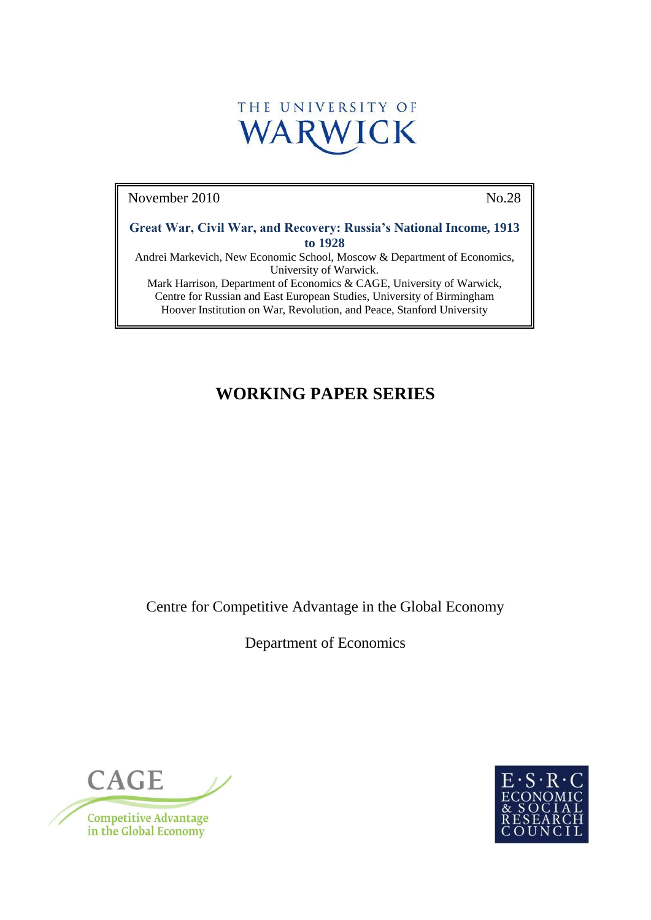THE UNIVERSITY OF WARWICK

November 2010 No.28

**Great War, Civil War, and Recovery: Russia's National Income, 1913 to 1928**

Andrei Markevich, New Economic School, Moscow & Department of Economics, University of Warwick.

Mark Harrison, Department of Economics & CAGE, University of Warwick, Centre for Russian and East European Studies, University of Birmingham Hoover Institution on War, Revolution, and Peace, Stanford University

# WORKING PAPER SERIES

Centre for Competitive Advantage in the Global Economy

Department of Economics

CAGE Competitive Advantage in the Global Economy

E·S·R·C ECONOMIC & SOCIAL RESEARCH COUNCIL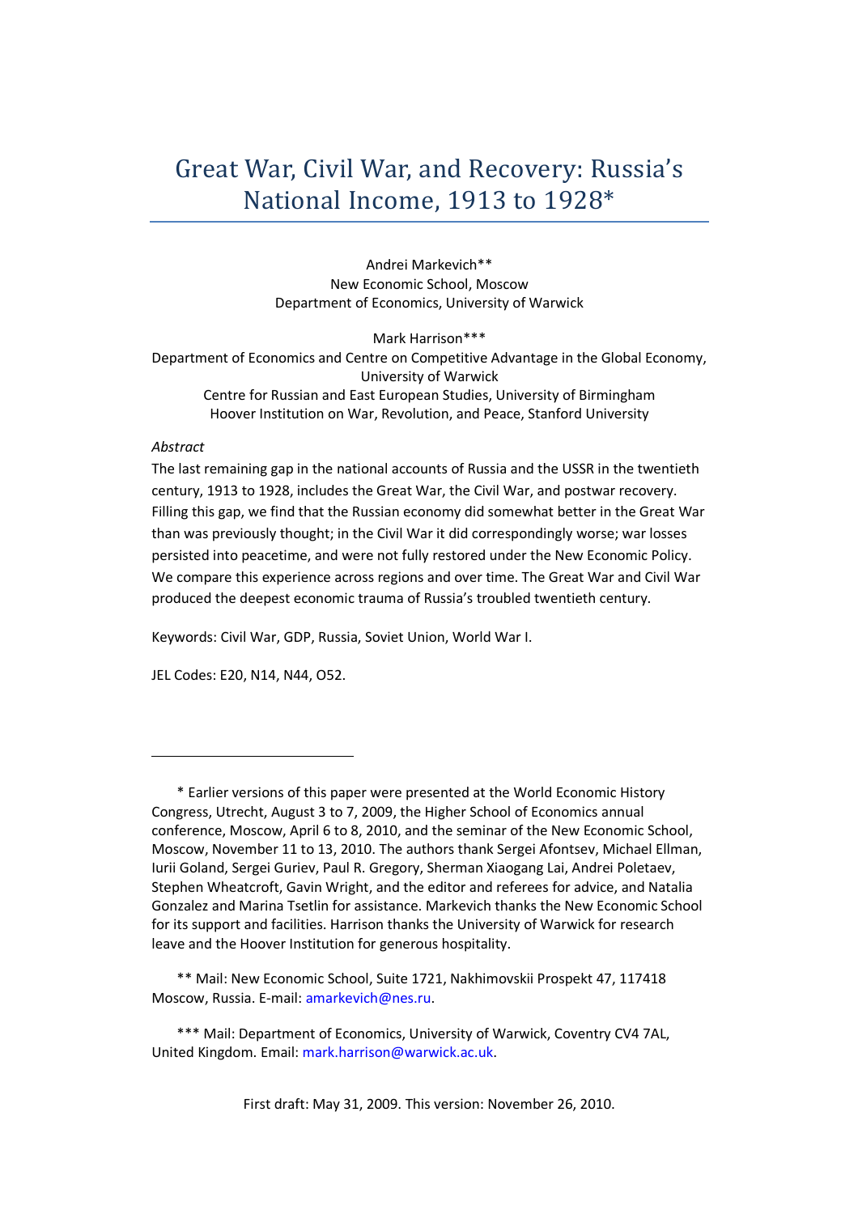# Great War, Civil War, and Recovery: Russia's National Income, 1913 to 1928*

Andrei Markevich**
New School, Moscow
Department of Economics, University of Warwick

Mark Harrison***
Department of Economics and Centre on Competitive Advantage in the Global Economy, University of Warwick
Centre for Russian and East European Studies, University of Birmingham
Hoover Institution on War, Revolution, and Peace, Stanford University

*Abstract*

The last remaining gap in the national accounts of Russia and the USSR in the twentieth century, 1913 to 1928, includes the Great War, the Civil War, and postwar recovery. Filling this gap, we find that the Russian economy did somewhat better in the Great War than was previously thought; in the Civil War it did correspondingly worse; war losses persisted into peacetime, and were not fully restored under the New Economic Policy. We compare this experience across regions and over time. The Great War and Civil War produced the deepest economic trauma of Russia's troubled twentieth century.

Keywords: Civil War, GDP, Russia, Soviet Union, World War I.

JEL Codes: E20, N14, N44, O52.

---

\* Earlier versions of this paper were presented at the World Economic History Congress, Utrecht, August 3 to 7, 2009, the Higher School of Economics annual conference, Moscow, April 6 to 8, 2010, and the seminar of the New Economic School, Moscow, November 11 to 13, 2010. The authors thank Sergei Afontsev, Michael Ellman, Iurii Goland, Sergei Guriev, Paul R. Gregory, Sherman Xiaogang Lai, Andrei Poletaev, Stephen Wheatcroft, Gavin Wright, and the editor and referees for advice, and Natalia Gonzalez and Marina Tsetlin for assistance. Markevich thanks the New Economic School for its support and facilities. Harrison thanks the University of Warwick for research leave and the Hoover Institution for generous hospitality.

\*\* Mail: New Economic School, Suite 1721, Nakhimovskii Prospekt 47, 117418 Moscow, Russia. E-mail: amarkevich@nes.ru.

\*\*\* Mail: Department of Economics, University of Warwick, Coventry CV4 7AL, United Kingdom. Email: mark.harrison@warwick.ac.uk.

First draft: May 31, 2009. This version: November 26, 2010.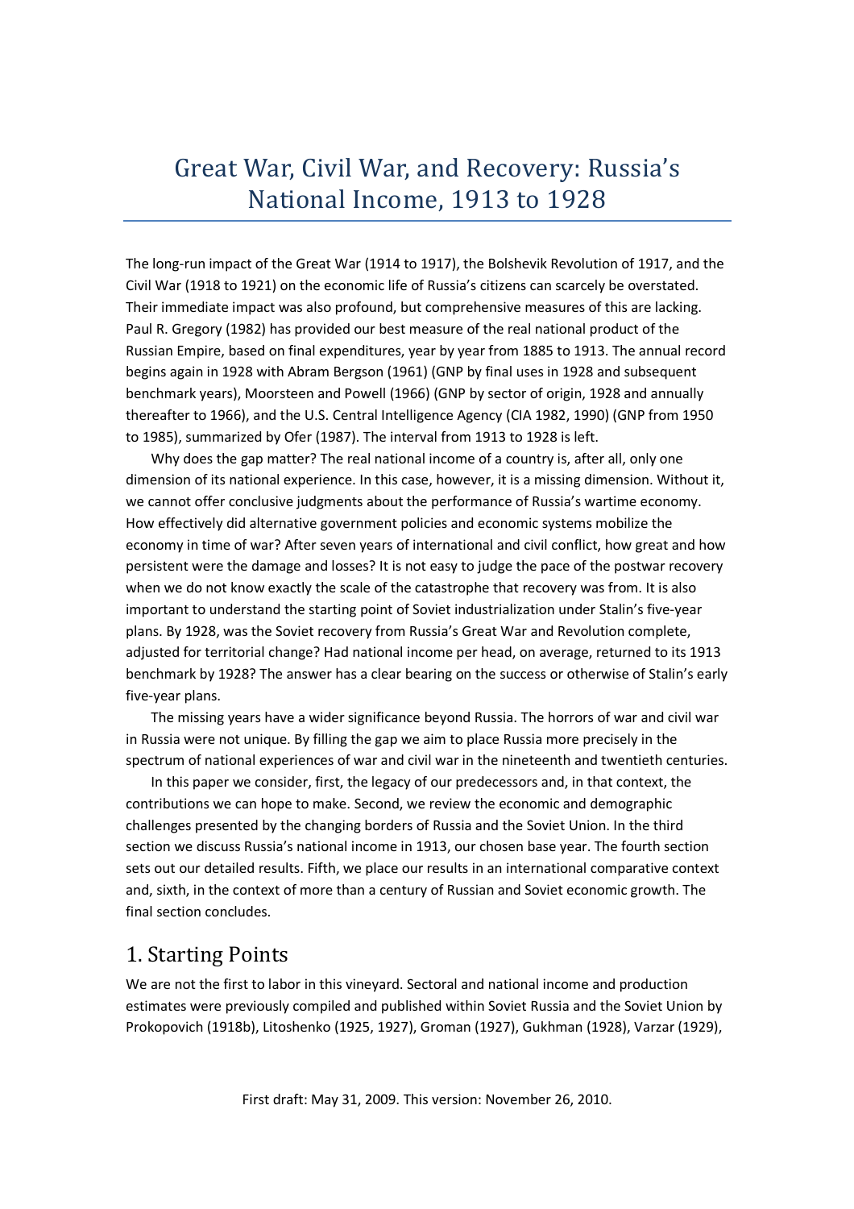# Great War, Civil War, and Recovery: Russia's National Income, 1913 to 1928

The long-run impact of the Great War (1914 to 1917), the Bolshevik Revolution of 1917, and the Civil War (1918 to 1921) on the economic life of Russia's citizens can scarcely be overstated. Their immediate impact was also profound, but comprehensive measures of this are lacking. Paul R. Gregory (1982) has provided our best measure of the real national product of the Russian Empire, based on final expenditures, year by year from 1885 to 1913. The annual record begins again in 1928 with Abram Bergson (1961) (GNP by final uses in 1928 and subsequent benchmark years), Moorsteen and Powell (1966) (GNP by sector of origin, 1928 and annually thereafter to 1966), and the U.S. Central Intelligence Agency (CIA 1982, 1990) (GNP from 1950 to 1985), summarized by Ofer (1987). The interval from 1913 to 1928 is left.

Why does the gap matter? The real national income of a country is, after all, only one dimension of its national experience. In this case, however, it is a missing dimension. Without it, we cannot offer conclusive judgments about the performance of Russia's wartime economy. How effectively did alternative government policies and economic systems mobilize the economy in time of war? After seven years of international and civil conflict, how great and how persistent were the damage and losses? It is not easy to judge the pace of the postwar recovery when we do not know exactly the scale of the catastrophe that recovery was from. It is also important to understand the starting point of Soviet industrialization under Stalin's five-year plans. By 1928, was the Soviet recovery from Russia's Great War and Revolution complete, adjusted for territorial change? Had national income per head, on average, returned to its 1913 benchmark by 1928? The answer has a clear bearing on the success or otherwise of Stalin's early five-year plans.

The missing years have a wider significance beyond Russia. The horrors of war and civil war in Russia were not unique. By filling the gap we aim to place Russia more precisely in the spectrum of national experiences of war and civil war in the nineteenth and twentieth centuries.

In this paper we consider, first, the legacy of our predecessors and, in that context, the contributions we can hope to make. Second, we review the economic and demographic challenges presented by the changing borders of Russia and the Soviet Union. In the third section we discuss Russia's national income in 1913, our chosen base year. The fourth section sets out our detailed results. Fifth, we place our results in an international comparative context and, sixth, in the context of more than a century of Russian and Soviet economic growth. The final section concludes.

## 1. Starting Points

We are not the first to labor in this vineyard. Sectoral and national income and production estimates were previously compiled and published within Soviet Russia and the Soviet Union by Prokopovich (1918b), Litoshenko (1925, 1927), Groman (1927), Gukhman (1928), Varzar (1929),

First draft: May 31, 2009. This version: November 26, 2010.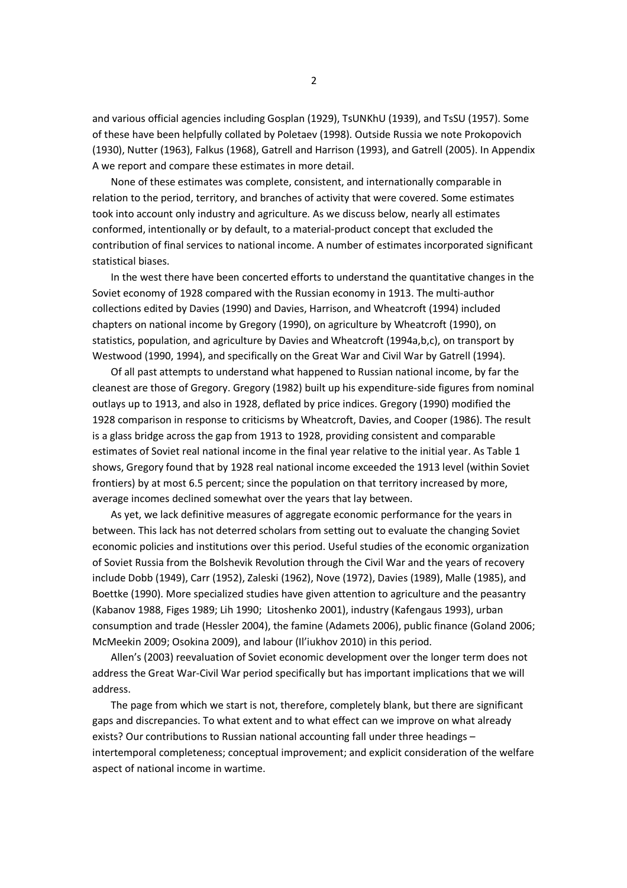and various official agencies including Gosplan (1929), TsUNKhU (1939), and TsSU (1957). Some of these have been helpfully collated by Poletaev (1998). Outside Russia we note Prokopovich (1930), Nutter (1963), Falkus (1968), Gatrell and Harrison (1993), and Gatrell (2005). In Appendix A we report and compare these estimates in more detail.

None of these estimates was complete, consistent, and internationally comparable in relation to the period, territory, and branches of activity that were covered. Some estimates took into account only industry and agriculture. As we discuss below, nearly all estimates conformed, intentionally or by default, to a material-product concept that excluded the contribution of final services to national income. A number of estimates incorporated significant statistical biases.

In the west there have been concerted efforts to understand the quantitative changes in the Soviet economy of 1928 compared with the Russian economy in 1913. The multi-author collections edited by Davies (1990) and Davies, Harrison, and Wheatcroft (1994) included chapters on national income by Gregory (1990), on agriculture by Wheatcroft (1990), on statistics, population, and agriculture by Davies and Wheatcroft (1994a,b,c), on transport by Westwood (1990, 1994), and specifically on the Great War and Civil War by Gatrell (1994).

Of all past attempts to understand what happened to Russian national income, by far the cleanest are those of Gregory. Gregory (1982) built up his expenditure-side figures from nominal outlays up to 1913, and also in 1928, deflated by price indices. Gregory (1990) modified the 1928 comparison in response to criticisms by Wheatcroft, Davies, and Cooper (1986). The result is a glass bridge across the gap from 1913 to 1928, providing consistent and comparable estimates of Soviet real national income in the final year relative to the initial year. As Table 1 shows, Gregory found that by 1928 real national income exceeded the 1913 level (within Soviet frontiers) by at most 6.5 percent; since the population on that territory increased by more, average incomes declined somewhat over the years that lay between.

As yet, we lack definitive measures of aggregate economic performance for the years in between. This lack has not deterred scholars from setting out to evaluate the changing Soviet economic policies and institutions over this period. Useful studies of the economic organization of Soviet Russia from the Bolshevik Revolution through the Civil War and the years of recovery include Dobb (1949), Carr (1952), Zaleski (1962), Nove (1972), Davies (1989), Malle (1985), and Boettke (1990). More specialized studies have given attention to agriculture and the peasantry (Kabanov 1988, Figes 1989; Lih 1990; Litoshenko 2001), industry (Kafengaus 1993), urban consumption and trade (Hessler 2004), the famine (Adamets 2006), public finance (Goland 2006; McMeekin 2009; Osokina 2009), and labour (Il'iukhov 2010) in this period.

Allen's (2003) reevaluation of Soviet economic development over the longer term does not address the Great War-Civil War period specifically but has important implications that we will address.

The page from which we start is not, therefore, completely blank, but there are significant gaps and discrepancies. To what extent and to what effect can we improve on what already exists? Our contributions to Russian national accounting fall under three headings – intertemporal completeness; conceptual improvement; and explicit consideration of the welfare aspect of national income in wartime.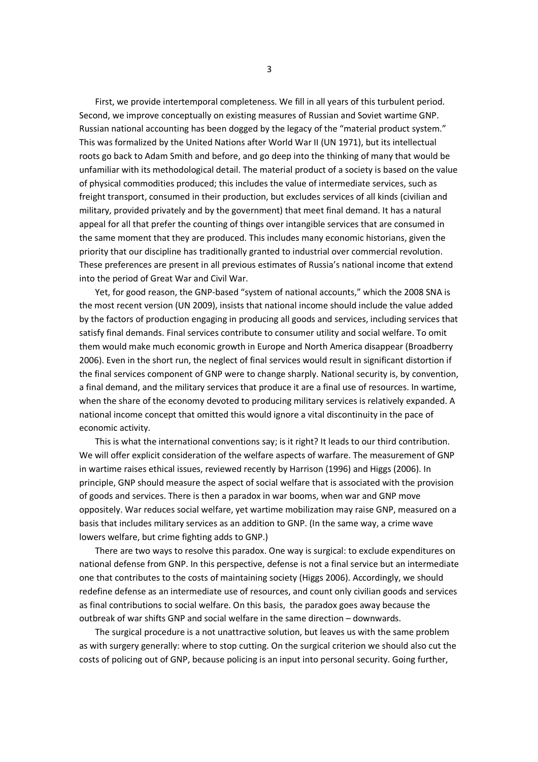First, we provide intertemporal completeness. We fill in all years of this turbulent period. Second, we improve conceptually on existing measures of Russian and Soviet wartime GNP. Russian national accounting has been dogged by the legacy of the "material product system." This was formalized by the United Nations after World War II (UN 1971), but its intellectual roots go back to Adam Smith and before, and go deep into the thinking of many that would be unfamiliar with its methodological detail. The material product of a society is based on the value of physical commodities produced; this includes the value of intermediate services, such as freight transport, consumed in their production, but excludes services of all kinds (civilian and military, provided privately and by the government) that meet final demand. It has a natural appeal for all that prefer the counting of things over intangible services that are consumed in the same moment that they are produced. This includes many economic historians, given the priority that our discipline has traditionally granted to industrial over commercial revolution. These preferences are present in all previous estimates of Russia's national income that extend into the period of Great War and Civil War.

Yet, for good reason, the GNP-based "system of national accounts," which the 2008 SNA is the most recent version (UN 2009), insists that national income should include the value added by the factors of production engaging in producing all goods and services, including services that satisfy final demands. Final services contribute to consumer utility and social welfare. To omit them would make much economic growth in Europe and North America disappear (Broadberry 2006). Even in the short run, the neglect of final services would result in significant distortion if the final services component of GNP were to change sharply. National security is, by convention, a final demand, and the military services that produce it are a final use of resources. In wartime, when the share of the economy devoted to producing military services is relatively expanded. A national income concept that omitted this would ignore a vital discontinuity in the pace of economic activity.

This is what the international conventions say; is it right? It leads to our third contribution. We will offer explicit consideration of the welfare aspects of warfare. The measurement of GNP in wartime raises ethical issues, reviewed recently by Harrison (1996) and Higgs (2006). In principle, GNP should measure the aspect of social welfare that is associated with the provision of goods and services. There is then a paradox in war booms, when war and GNP move oppositely. War reduces social welfare, yet wartime mobilization may raise GNP, measured on a basis that includes military services as an addition to GNP. (In the same way, a crime wave lowers welfare, but crime fighting adds to GNP.)

There are two ways to resolve this paradox. One way is surgical: to exclude expenditures on national defense from GNP. In this perspective, defense is not a final service but an intermediate one that contributes to the costs of maintaining society (Higgs 2006). Accordingly, we should redefine defense as an intermediate use of resources, and count only civilian goods and services as final contributions to social welfare. On this basis, the paradox goes away because the outbreak of war shifts GNP and social welfare in the same direction – downwards.

The surgical procedure is a not unattractive solution, but leaves us with the same problem as with surgery generally: where to stop cutting. On the surgical criterion we should also cut the costs of policing out of GNP, because policing is an input into personal security. Going further,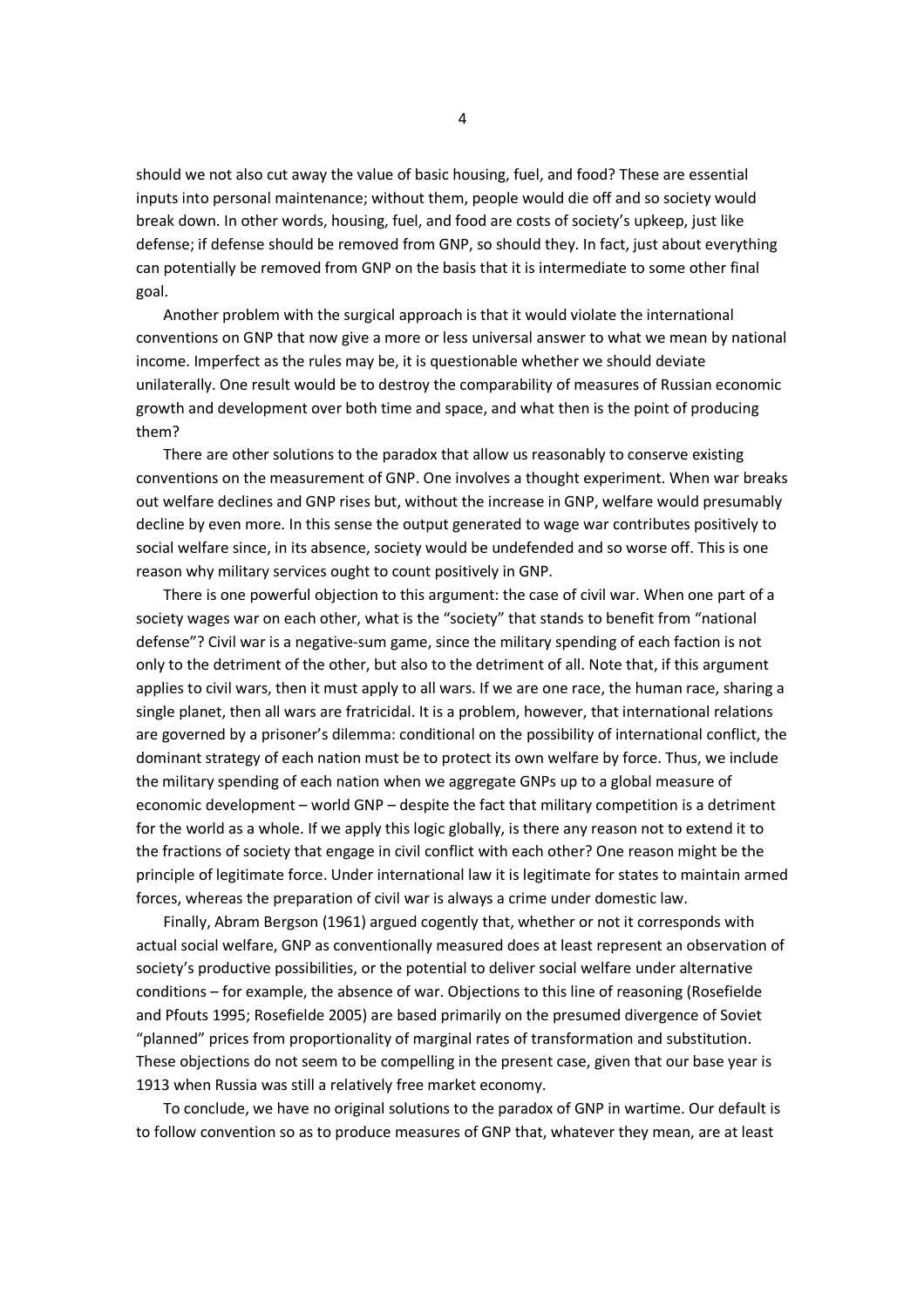should we not also cut away the value of basic housing, fuel, and food? These are essential inputs into personal maintenance; without them, people would die off and so society would break down. In other words, housing, fuel, and food are costs of society's upkeep, just like defense; if defense should be removed from GNP, so should they. In fact, just about everything can potentially be removed from GNP on the basis that it is intermediate to some other final goal.

Another problem with the surgical approach is that it would violate the international conventions on GNP that now give a more or less universal answer to what we mean by national income. Imperfect as the rules may be, it is questionable whether we should deviate unilaterally. One result would be to destroy the comparability of measures of Russian economic growth and development over both time and space, and what then is the point of producing them?

There are other solutions to the paradox that allow us reasonably to conserve existing conventions on the measurement of GNP. One involves a thought experiment. When war breaks out welfare declines and GNP rises but, without the increase in GNP, welfare would presumably decline by even more. In this sense the output generated to wage war contributes positively to social welfare since, in its absence, society would be undefended and so worse off. This is one reason why military services ought to count positively in GNP.

There is one powerful objection to this argument: the case of civil war. When one part of a society wages war on each other, what is the "society" that stands to benefit from "national defense"? Civil war is a negative-sum game, since the military spending of each faction is not only to the detriment of the other, but also to the detriment of all. Note that, if this argument applies to civil wars, then it must apply to all wars. If we are one race, the human race, sharing a single planet, then all wars are fratricidal. It is a problem, however, that international relations are governed by a prisoner's dilemma: conditional on the possibility of international conflict, the dominant strategy of each nation must be to protect its own welfare by force. Thus, we include the military spending of each nation when we aggregate GNPs up to a global measure of economic development – world GNP – despite the fact that military competition is a detriment for the world as a whole. If we apply this logic globally, is there any reason not to extend it to the fractions of society that engage in civil conflict with each other? One reason might be the principle of legitimate force. Under international law it is legitimate for states to maintain armed forces, whereas the preparation of civil war is always a crime under domestic law.

Finally, Abram Bergson (1961) argued cogently that, whether or not it corresponds with actual social welfare, GNP as conventionally measured does at least represent an observation of society's productive possibilities, or the potential to deliver social welfare under alternative conditions – for example, the absence of war. Objections to this line of reasoning (Rosefielde and Pfouts 1995; Rosefielde 2005) are based primarily on the presumed divergence of Soviet "planned" prices from proportionality of marginal rates of transformation and substitution. These objections do not seem to be compelling in the present case, given that our base year is 1913 when Russia was still a relatively free market economy.

To conclude, we have no original solutions to the paradox of GNP in wartime. Our default is to follow convention so as to produce measures of GNP that, whatever they mean, are at least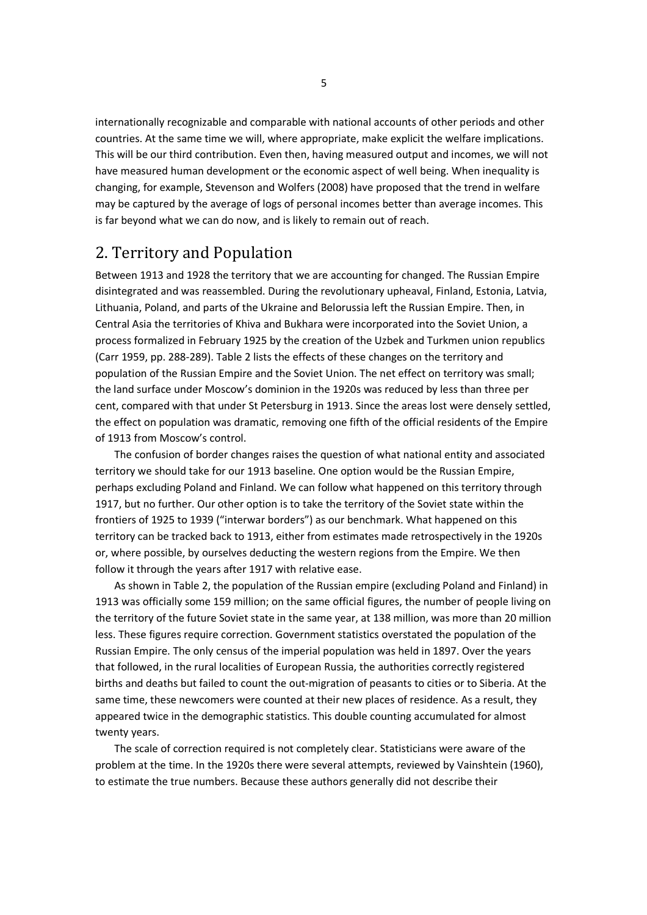internationally recognizable and comparable with national accounts of other periods and other countries. At the same time we will, where appropriate, make explicit the welfare implications. This will be our third contribution. Even then, having measured output and incomes, we will not have measured human development or the economic aspect of well being. When inequality is changing, for example, Stevenson and Wolfers (2008) have proposed that the trend in welfare may be captured by the average of logs of personal incomes better than average incomes. This is far beyond what we can do now, and is likely to remain out of reach.

## 2. Territory and Population

Between 1913 and 1928 the territory that we are accounting for changed. The Russian Empire disintegrated and was reassembled. During the revolutionary upheaval, Finland, Estonia, Latvia, Lithuania, Poland, and parts of the Ukraine and Belorussia left the Russian Empire. Then, in Central Asia the territories of Khiva and Bukhara were incorporated into the Soviet Union, a process formalized in February 1925 by the creation of the Uzbek and Turkmen union republics (Carr 1959, pp. 288-289). Table 2 lists the effects of these changes on the territory and population of the Russian Empire and the Soviet Union. The net effect on territory was small; the land surface under Moscow's dominion in the 1920s was reduced by less than three per cent, compared with that under St Petersburg in 1913. Since the areas lost were densely settled, the effect on population was dramatic, removing one fifth of the official residents of the Empire of 1913 from Moscow's control.

The confusion of border changes raises the question of what national entity and associated territory we should take for our 1913 baseline. One option would be the Russian Empire, perhaps excluding Poland and Finland. We can follow what happened on this territory through 1917, but no further. Our other option is to take the territory of the Soviet state within the frontiers of 1925 to 1939 ("interwar borders") as our benchmark. What happened on this territory can be tracked back to 1913, either from estimates made retrospectively in the 1920s or, where possible, by ourselves deducting the western regions from the Empire. We then follow it through the years after 1917 with relative ease.

As shown in Table 2, the population of the Russian empire (excluding Poland and Finland) in 1913 was officially some 159 million; on the same official figures, the number of people living on the territory of the future Soviet state in the same year, at 138 million, was more than 20 million less. These figures require correction. Government statistics overstated the population of the Russian Empire. The only census of the imperial population was held in 1897. Over the years that followed, in the rural localities of European Russia, the authorities correctly registered births and deaths but failed to count the out-migration of peasants to cities or to Siberia. At the same time, these newcomers were counted at their new places of residence. As a result, they appeared twice in the demographic statistics. This double counting accumulated for almost twenty years.

The scale of correction required is not completely clear. Statisticians were aware of the problem at the time. In the 1920s there were several attempts, reviewed by Vainshtein (1960), to estimate the true numbers. Because these authors generally did not describe their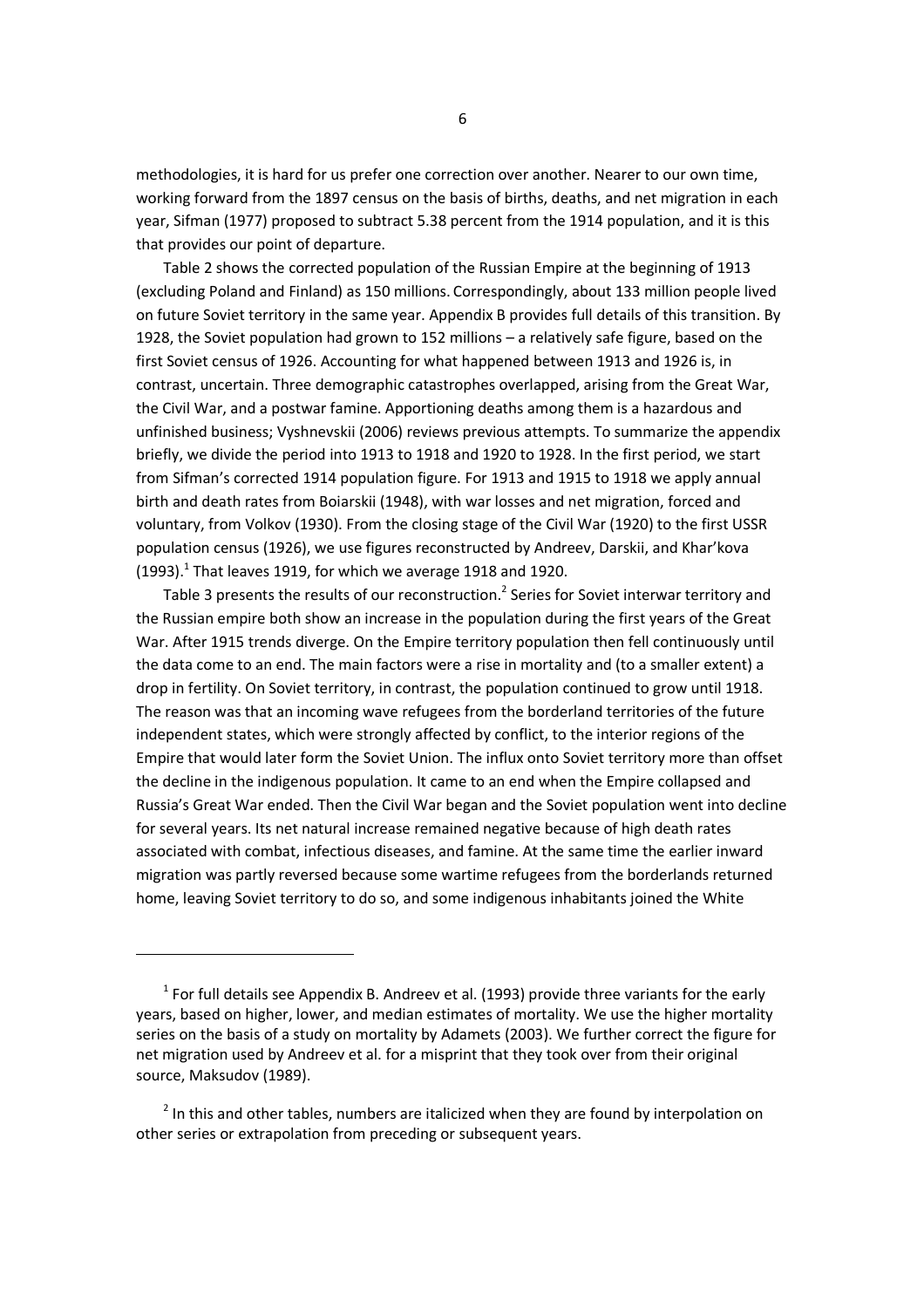methodologies, it is hard for us prefer one correction over another. Nearer to our own time, working forward from the 1897 census on the basis of births, deaths, and net migration in each year, Sifman (1977) proposed to subtract 5.38 percent from the 1914 population, and it is this that provides our point of departure.

Table 2 shows the corrected population of the Russian Empire at the beginning of 1913 (excluding Poland and Finland) as 150 millions. Correspondingly, about 133 million people lived on future Soviet territory in the same year. Appendix B provides full details of this transition. By 1928, the Soviet population had grown to 152 millions – a relatively safe figure, based on the first Soviet census of 1926. Accounting for what happened between 1913 and 1926 is, in contrast, uncertain. Three demographic catastrophes overlapped, arising from the Great War, the Civil War, and a postwar famine. Apportioning deaths among them is a hazardous and unfinished business; Vyshnevskii (2006) reviews previous attempts. To summarize the appendix briefly, we divide the period into 1913 to 1918 and 1920 to 1928. In the first period, we start from Sifman's corrected 1914 population figure. For 1913 and 1915 to 1918 we apply annual birth and death rates from Boiarskii (1948), with war losses and net migration, forced and voluntary, from Volkov (1930). From the closing stage of the Civil War (1920) to the first USSR population census (1926), we use figures reconstructed by Andreev, Darskii, and Khar'kova (1993).[1] That leaves 1919, for which we average 1918 and 1920.

Table 3 presents the results of our reconstruction.[2] Series for Soviet interwar territory and the Russian empire both show an increase in the population during the first years of the Great War. After 1915 trends diverge. On the Empire territory population then fell continuously until the data come to an end. The main factors were a rise in mortality and (to a smaller extent) a drop in fertility. On Soviet territory, in contrast, the population continued to grow until 1918. The reason was that an incoming wave refugees from the borderland territories of the future independent states, which were strongly affected by conflict, to the interior regions of the Empire that would later form the Soviet Union. The influx onto Soviet territory more than offset the decline in the indigenous population. It came to an end when the Empire collapsed and Russia's Great War ended. Then the Civil War began and the Soviet population went into decline for several years. Its net natural increase remained negative because of high death rates associated with combat, infectious diseases, and famine. At the same time the earlier inward migration was partly reversed because some wartime refugees from the borderlands returned home, leaving Soviet territory to do so, and some indigenous inhabitants joined the White

---

[1] For full details see Appendix B. Andreev et al. (1993) provide three variants for the early years, based on higher, lower, and median estimates of mortality. We use the higher mortality series on the basis of a study on mortality by Adamets (2003). We further correct the figure for net migration used by Andreev et al. for a misprint that they took over from their original source, Maksudov (1989).

[2] In this and other tables, numbers are italicized when they are found by interpolation on other series or extrapolation from preceding or subsequent years.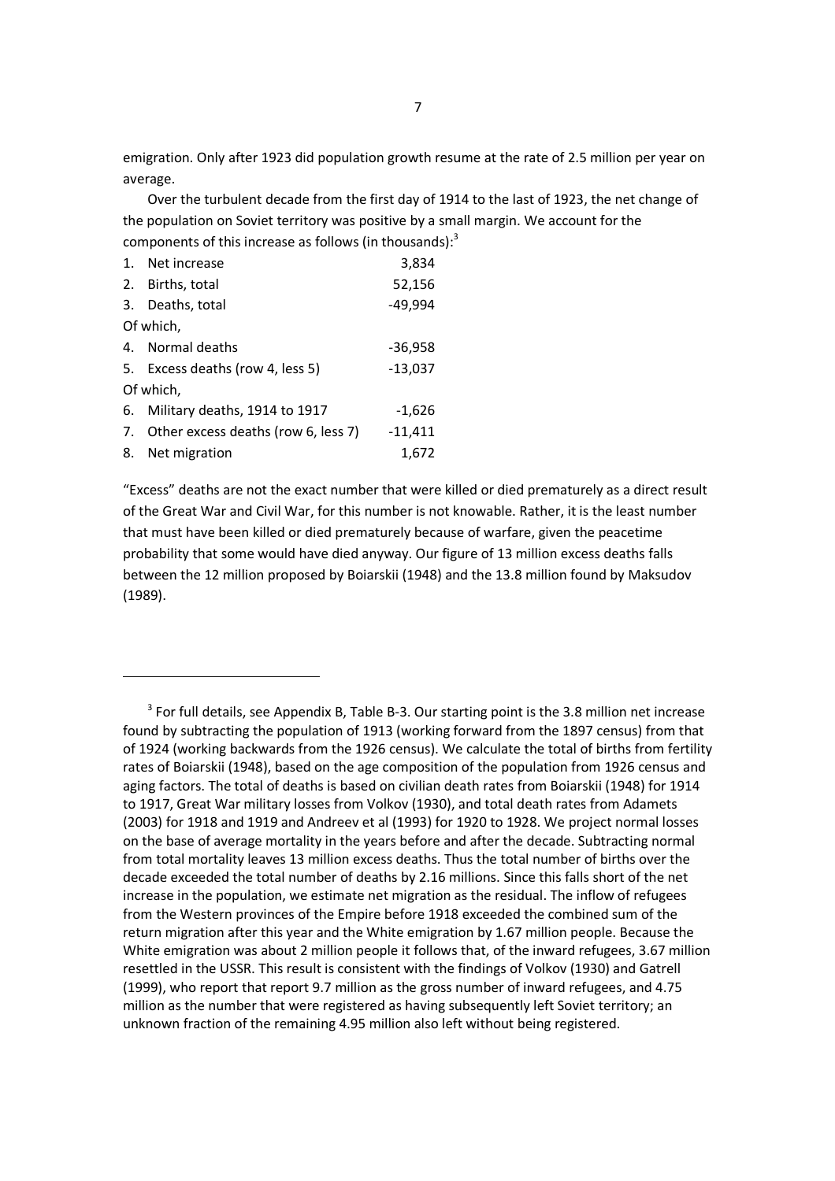emigration. Only after 1923 did population growth resume at the rate of 2.5 million per year on average.

Over the turbulent decade from the first day of 1914 to the last of 1923, the net change of the population on Soviet territory was positive by a small margin. We account for the components of this increase as follows (in thousands):[3]

| | |
|---|---|
| 1. Net increase | 3,834 |
| 2. Births, total | 52,156 |
| 3. Deaths, total | -49,994 |
| Of which, | |
| 4. Normal deaths | -36,958 |
| 5. Excess deaths (row 4, less 5) | -13,037 |
| Of which, | |
| 6. Military deaths, 1914 to 1917 | -1,626 |
| 7. Other excess deaths (row 6, less 7) | -11,411 |
| 8. Net migration | 1,672 |

"Excess" deaths are not the exact number that were killed or died prematurely as a direct result of the Great War and Civil War, for this number is not knowable. Rather, it is the least number that must have been killed or died prematurely because of warfare, given the peacetime probability that some would have died anyway. Our figure of 13 million excess deaths falls between the 12 million proposed by Boiarskii (1948) and the 13.8 million found by Maksudov (1989).

---

[3] For full details, see Appendix B, Table B-3. Our starting point is the 3.8 million net increase found by subtracting the population of 1913 (working forward from the 1897 census) from that of 1924 (working backwards from the 1926 census). We calculate the total of births from fertility rates of Boiarskii (1948), based on the age composition of the population from 1926 census and aging factors. The total of deaths is based on civilian death rates from Boiarskii (1948) for 1914 to 1917, Great War military losses from Volkov (1930), and total death rates from Adamets (2003) for 1918 and 1919 and Andreev et al (1993) for 1920 to 1928. We project normal losses on the base of average mortality in the years before and after the decade. Subtracting normal from total mortality leaves 13 million excess deaths. Thus the total number of births over the decade exceeded the total number of deaths by 2.16 millions. Since this falls short of the net increase in the population, we estimate net migration as the residual. The inflow of refugees from the Western provinces of the Empire before 1918 exceeded the combined sum of the return migration after this year and the White emigration by 1.67 million people. Because the White emigration was about 2 million people it follows that, of the inward refugees, 3.67 million resettled in the USSR. This result is consistent with the findings of Volkov (1930) and Gatrell (1999), who report that report 9.7 million as the gross number of inward refugees, and 4.75 million as the number that were registered as having subsequently left Soviet territory; an unknown fraction of the remaining 4.95 million also left without being registered.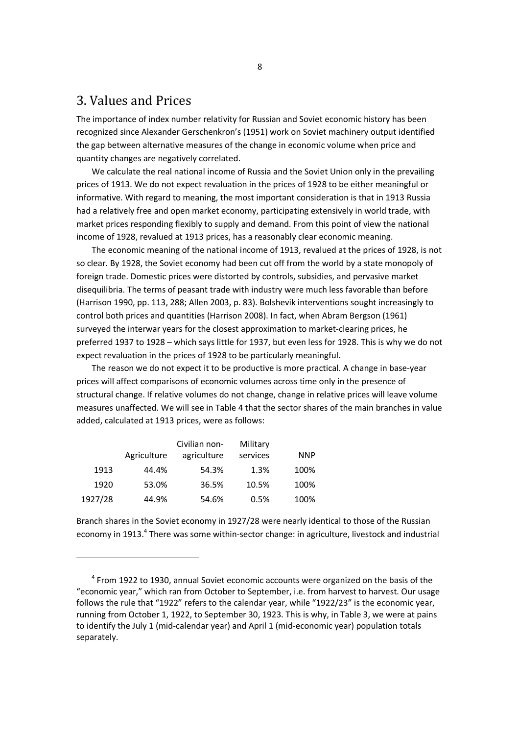## 3. Values and Prices

The importance of index number relativity for Russian and Soviet economic history has been recognized since Alexander Gerschenkron's (1951) work on Soviet machinery output identified the gap between alternative measures of the change in economic volume when price and quantity changes are negatively correlated.

We calculate the real national income of Russia and the Soviet Union only in the prevailing prices of 1913. We do not expect revaluation in the prices of 1928 to be either meaningful or informative. With regard to meaning, the most important consideration is that in 1913 Russia had a relatively free and open market economy, participating extensively in world trade, with market prices responding flexibly to supply and demand. From this point of view the national income of 1928, revalued at 1913 prices, has a reasonably clear economic meaning.

The economic meaning of the national income of 1913, revalued at the prices of 1928, is not so clear. By 1928, the Soviet economy had been cut off from the world by a state monopoly of foreign trade. Domestic prices were distorted by controls, subsidies, and pervasive market disequilibria. The terms of peasant trade with industry were much less favorable than before (Harrison 1990, pp. 113, 288; Allen 2003, p. 83). Bolshevik interventions sought increasingly to control both prices and quantities (Harrison 2008). In fact, when Abram Bergson (1961) surveyed the interwar years for the closest approximation to market-clearing prices, he preferred 1937 to 1928 – which says little for 1937, but even less for 1928. This is why we do not expect revaluation in the prices of 1928 to be particularly meaningful.

The reason we do not expect it to be productive is more practical. A change in base-year prices will affect comparisons of economic volumes across time only in the presence of structural change. If relative volumes do not change, change in relative prices will leave volume measures unaffected. We will see in Table 4 that the sector shares of the main branches in value added, calculated at 1913 prices, were as follows:

| | Agriculture | Civilian non-agriculture | Military services | NNP |
|---|---|---|---|---|
| 1913 | 44.4% | 54.3% | 1.3% | 100% |
| 1920 | 53.0% | 36.5% | 10.5% | 100% |
| 1927/28 | 44.9% | 54.6% | 0.5% | 100% |

Branch shares in the Soviet economy in 1927/28 were nearly identical to those of the Russian economy in 1913.[4] There was some within-sector change: in agriculture, livestock and industrial

[4] From 1922 to 1930, annual Soviet economic accounts were organized on the basis of the "economic year," which ran from October to September, i.e. from harvest to harvest. Our usage follows the rule that "1922" refers to the calendar year, while "1922/23" is the economic year, running from October 1, 1922, to September 30, 1923. This is why, in Table 3, we were at pains to identify the July 1 (mid-calendar year) and April 1 (mid-economic year) population totals separately.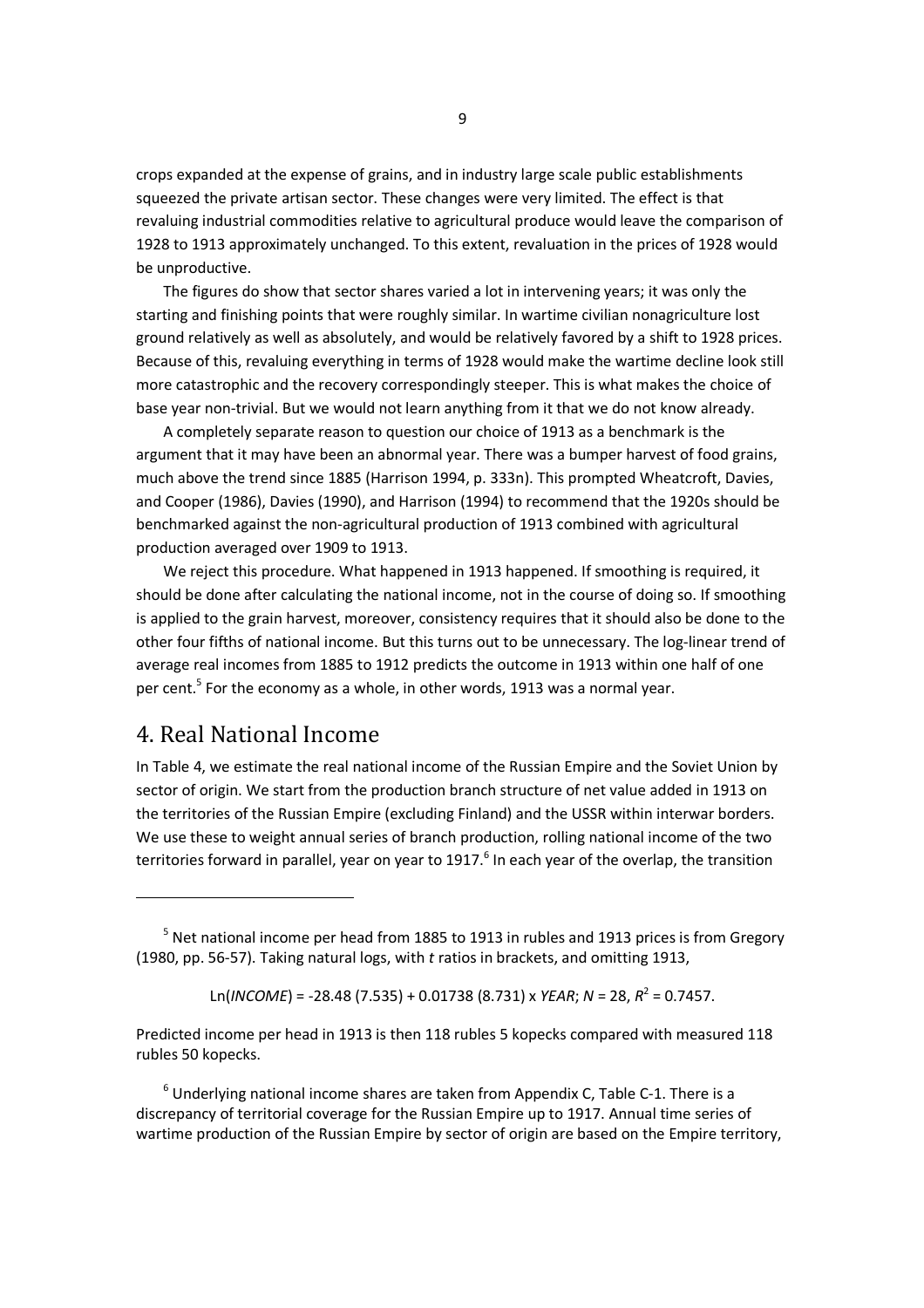crops expanded at the expense of grains, and in industry large scale public establishments squeezed the private artisan sector. These changes were very limited. The effect is that revaluing industrial commodities relative to agricultural produce would leave the comparison of 1928 to 1913 approximately unchanged. To this extent, revaluation in the prices of 1928 would be unproductive.

The figures do show that sector shares varied a lot in intervening years; it was only the starting and finishing points that were roughly similar. In wartime civilian nonagriculture lost ground relatively as well as absolutely, and would be relatively favored by a shift to 1928 prices. Because of this, revaluing everything in terms of 1928 would make the wartime decline look still more catastrophic and the recovery correspondingly steeper. This is what makes the choice of base year non-trivial. But we would not learn anything from it that we do not know already.

A completely separate reason to question our choice of 1913 as a benchmark is the argument that it may have been an abnormal year. There was a bumper harvest of food grains, much above the trend since 1885 (Harrison 1994, p. 333n). This prompted Wheatcroft, Davies, and Cooper (1986), Davies (1990), and Harrison (1994) to recommend that the 1920s should be benchmarked against the non-agricultural production of 1913 combined with agricultural production averaged over 1909 to 1913.

We reject this procedure. What happened in 1913 happened. If smoothing is required, it should be done after calculating the national income, not in the course of doing so. If smoothing is applied to the grain harvest, moreover, consistency requires that it should also be done to the other four fifths of national income. But this turns out to be unnecessary. The log-linear trend of average real incomes from 1885 to 1912 predicts the outcome in 1913 within one half of one per cent.[5] For the economy as a whole, in other words, 1913 was a normal year.

## 4. Real National Income

In Table 4, we estimate the real national income of the Russian Empire and the Soviet Union by sector of origin. We start from the production branch structure of net value added in 1913 on the territories of the Russian Empire (excluding Finland) and the USSR within interwar borders. We use these to weight annual series of branch production, rolling national income of the two territories forward in parallel, year on year to 1917.[6] In each year of the overlap, the transition

---

[5] Net national income per head from 1885 to 1913 in rubles and 1913 prices is from Gregory (1980, pp. 56-57). Taking natural logs, with *t* ratios in brackets, and omitting 1913,

$$\text{Ln}(INCOME) = -28.48\ (7.535) + 0.01738\ (8.731) \times YEAR;\ N = 28,\ R^2 = 0.7457.$$

Predicted income per head in 1913 is then 118 rubles 5 kopecks compared with measured 118 rubles 50 kopecks.

[6] Underlying national income shares are taken from Appendix C, Table C-1. There is a discrepancy of territorial coverage for the Russian Empire up to 1917. Annual time series of wartime production of the Russian Empire by sector of origin are based on the Empire territory,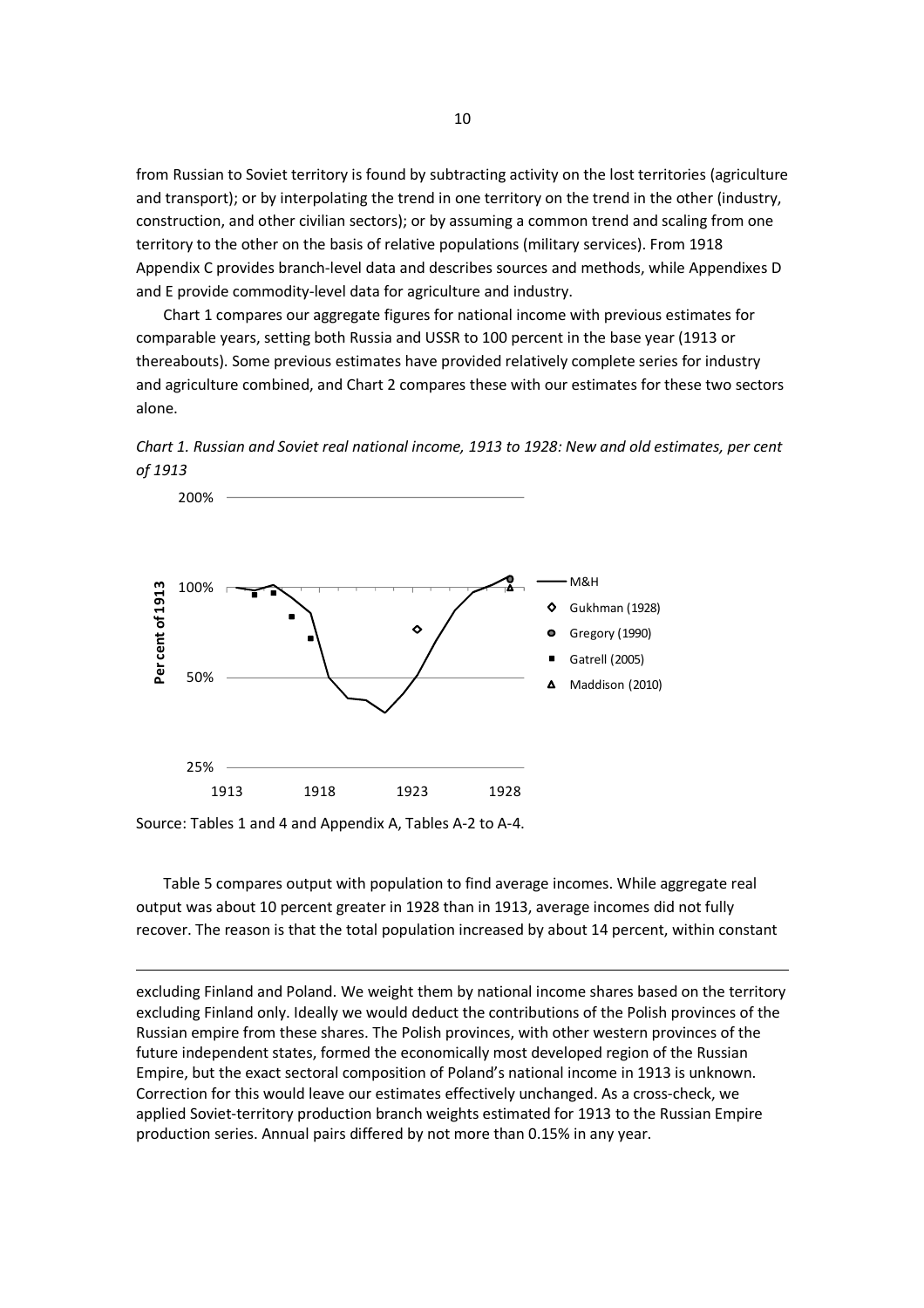from Russian to Soviet territory is found by subtracting activity on the lost territories (agriculture and transport); or by interpolating the trend in one territory on the trend in the other (industry, construction, and other civilian sectors); or by assuming a common trend and scaling from one territory to the other on the basis of relative populations (military services). From 1918 Appendix C provides branch-level data and describes sources and methods, while Appendixes D and E provide commodity-level data for agriculture and industry.

Chart 1 compares our aggregate figures for national income with previous estimates for comparable years, setting both Russia and USSR to 100 percent in the base year (1913 or thereabouts). Some previous estimates have provided relatively complete series for industry and agriculture combined, and Chart 2 compares these with our estimates for these two sectors alone.

*Chart 1. Russian and Soviet real national income, 1913 to 1928: New and old estimates, per cent of 1913*

Source: Tables 1 and 4 and Appendix A, Tables A-2 to A-4.

Table 5 compares output with population to find average incomes. While aggregate real output was about 10 percent greater in 1928 than in 1913, average incomes did not fully recover. The reason is that the total population increased by about 14 percent, within constant

---

excluding Finland and Poland. We weight them by national income shares based on the territory excluding Finland only. Ideally we would deduct the contributions of the Polish provinces of the Russian empire from these shares. The Polish provinces, with other western provinces of the future independent states, formed the economically most developed region of the Russian Empire, but the exact sectoral composition of Poland's national income in 1913 is unknown. Correction for this would leave our estimates effectively unchanged. As a cross-check, we applied Soviet-territory production branch weights estimated for 1913 to the Russian Empire production series. Annual pairs differed by not more than 0.15% in any year.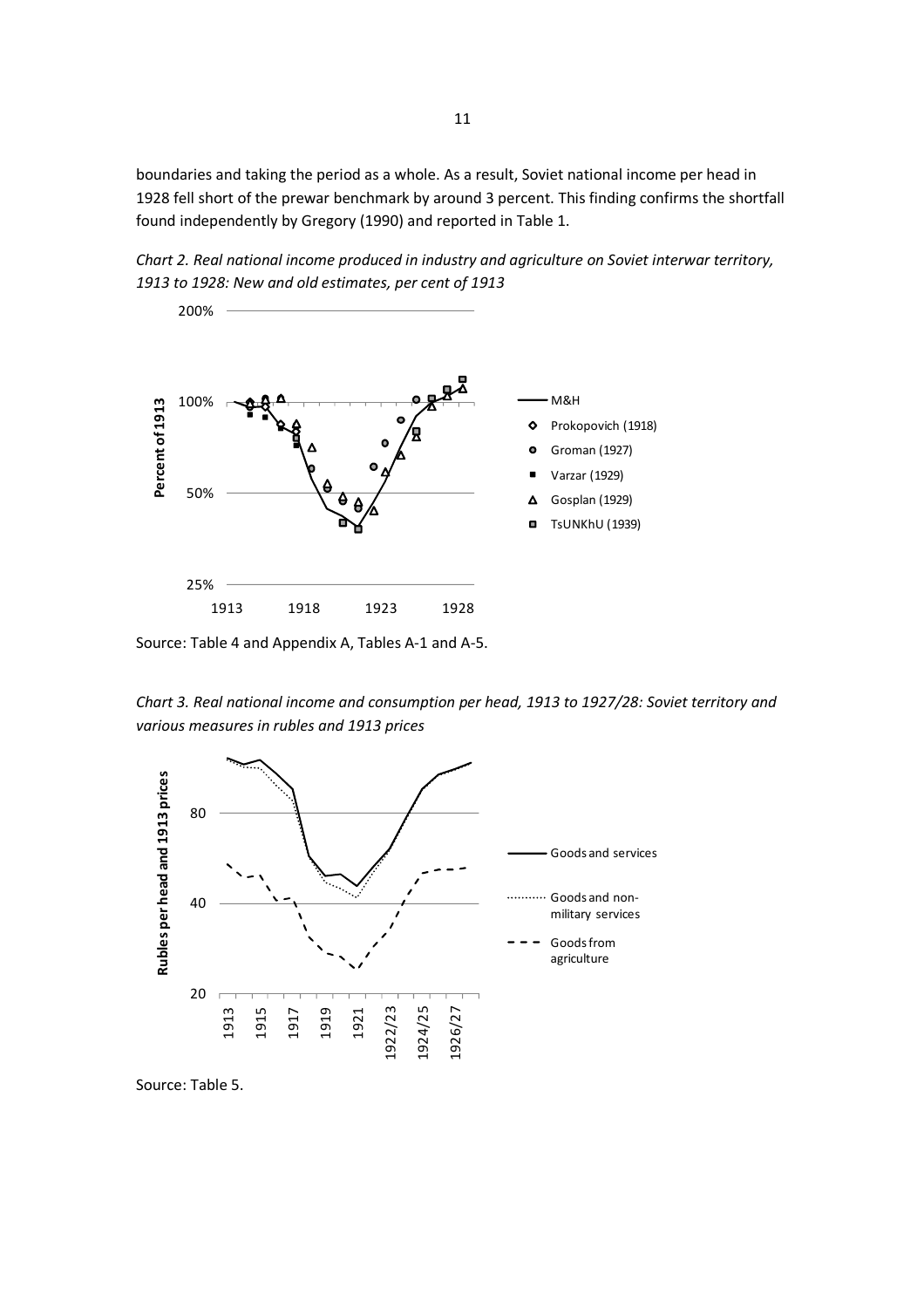boundaries and taking the period as a whole. As a result, Soviet national income per head in 1928 fell short of the prewar benchmark by around 3 percent. This finding confirms the shortfall found independently by Gregory (1990) and reported in Table 1.

*Chart 2. Real national income produced in industry and agriculture on Soviet interwar territory, 1913 to 1928: New and old estimates, per cent of 1913*

Source: Table 4 and Appendix A, Tables A-1 and A-5.

*Chart 3. Real national income and consumption per head, 1913 to 1927/28: Soviet territory and various measures in rubles and 1913 prices*

Source: Table 5.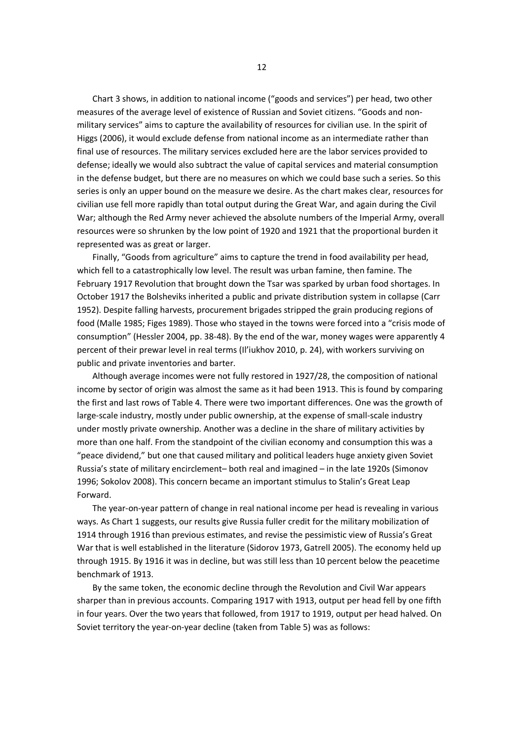Chart 3 shows, in addition to national income ("goods and services") per head, two other measures of the average level of existence of Russian and Soviet citizens. "Goods and non-military services" aims to capture the availability of resources for civilian use. In the spirit of Higgs (2006), it would exclude defense from national income as an intermediate rather than final use of resources. The military services excluded here are the labor services provided to defense; ideally we would also subtract the value of capital services and material consumption in the defense budget, but there are no measures on which we could base such a series. So this series is only an upper bound on the measure we desire. As the chart makes clear, resources for civilian use fell more rapidly than total output during the Great War, and again during the Civil War; although the Red Army never achieved the absolute numbers of the Imperial Army, overall resources were so shrunken by the low point of 1920 and 1921 that the proportional burden it represented was as great or larger.

Finally, "Goods from agriculture" aims to capture the trend in food availability per head, which fell to a catastrophically low level. The result was urban famine, then famine. The February 1917 Revolution that brought down the Tsar was sparked by urban food shortages. In October 1917 the Bolsheviks inherited a public and private distribution system in collapse (Carr 1952). Despite falling harvests, procurement brigades stripped the grain producing regions of food (Malle 1985; Figes 1989). Those who stayed in the towns were forced into a "crisis mode of consumption" (Hessler 2004, pp. 38-48). By the end of the war, money wages were apparently 4 percent of their prewar level in real terms (Il'iukhov 2010, p. 24), with workers surviving on public and private inventories and barter.

Although average incomes were not fully restored in 1927/28, the composition of national income by sector of origin was almost the same as it had been 1913. This is found by comparing the first and last rows of Table 4. There were two important differences. One was the growth of large-scale industry, mostly under public ownership, at the expense of small-scale industry under mostly private ownership. Another was a decline in the share of military activities by more than one half. From the standpoint of the civilian economy and consumption this was a "peace dividend," but one that caused military and political leaders huge anxiety given Soviet Russia's state of military encirclement– both real and imagined – in the late 1920s (Simonov 1996; Sokolov 2008). This concern became an important stimulus to Stalin's Great Leap Forward.

The year-on-year pattern of change in real national income per head is revealing in various ways. As Chart 1 suggests, our results give Russia fuller credit for the military mobilization of 1914 through 1916 than previous estimates, and revise the pessimistic view of Russia's Great War that is well established in the literature (Sidorov 1973, Gatrell 2005). The economy held up through 1915. By 1916 it was in decline, but was still less than 10 percent below the peacetime benchmark of 1913.

By the same token, the economic decline through the Revolution and Civil War appears sharper than in previous accounts. Comparing 1917 with 1913, output per head fell by one fifth in four years. Over the two years that followed, from 1917 to 1919, output per head halved. On Soviet territory the year-on-year decline (taken from Table 5) was as follows: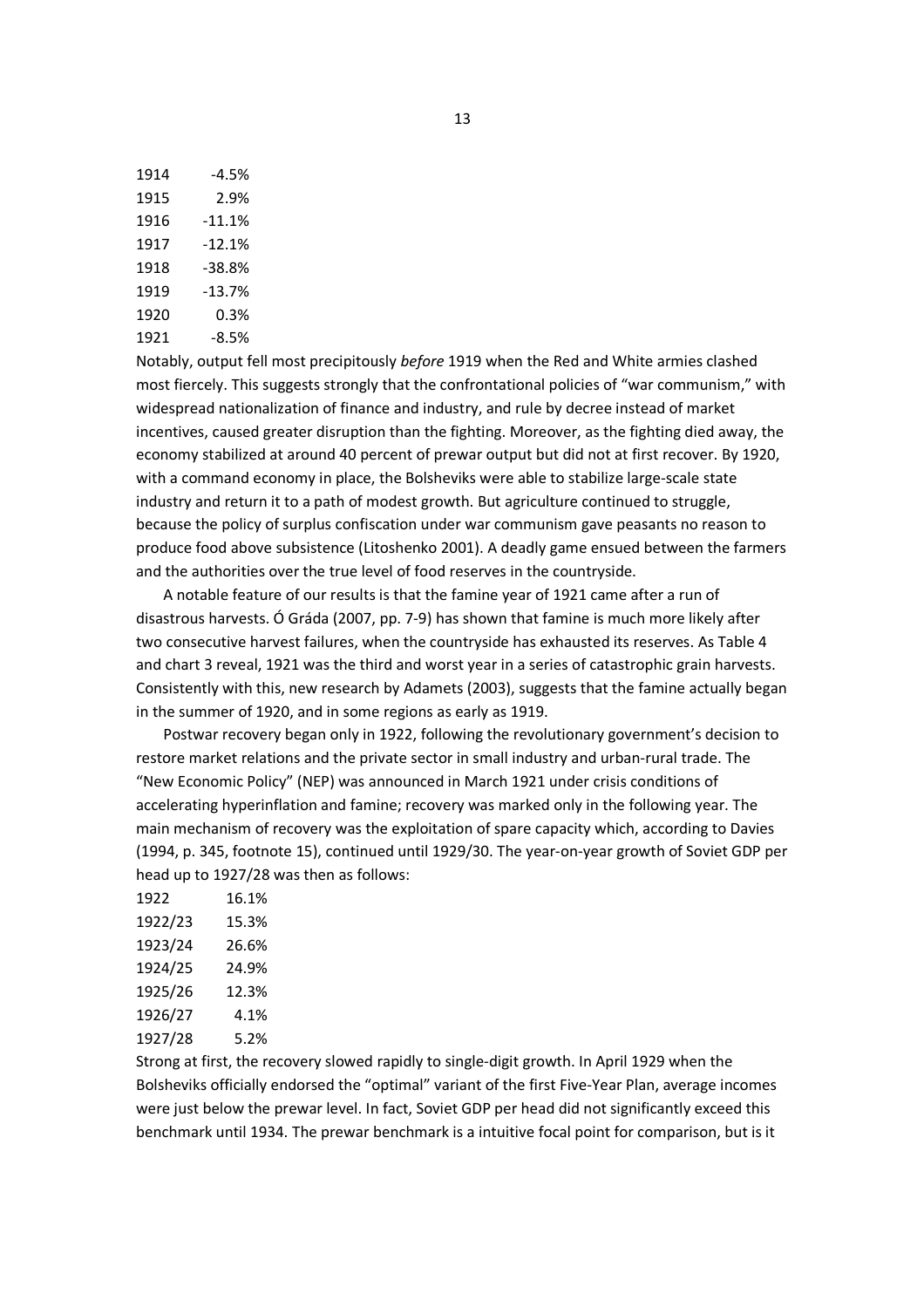| | |
|---|---|
| 1914 | -4.5% |
| 1915 | 2.9% |
| 1916 | -11.1% |
| 1917 | -12.1% |
| 1918 | -38.8% |
| 1919 | -13.7% |
| 1920 | 0.3% |
| 1921 | -8.5% |

Notably, output fell most precipitously *before* 1919 when the Red and White armies clashed most fiercely. This suggests strongly that the confrontational policies of "war communism," with widespread nationalization of finance and industry, and rule by decree instead of market incentives, caused greater disruption than the fighting. Moreover, as the fighting died away, the economy stabilized at around 40 percent of prewar output but did not at first recover. By 1920, with a command economy in place, the Bolsheviks were able to stabilize large-scale state industry and return it to a path of modest growth. But agriculture continued to struggle, because the policy of surplus confiscation under war communism gave peasants no reason to produce food above subsistence (Litoshenko 2001). A deadly game ensued between the farmers and the authorities over the true level of food reserves in the countryside.

A notable feature of our results is that the famine year of 1921 came after a run of disastrous harvests. Ó Gráda (2007, pp. 7-9) has shown that famine is much more likely after two consecutive harvest failures, when the countryside has exhausted its reserves. As Table 4 and chart 3 reveal, 1921 was the third and worst year in a series of catastrophic grain harvests. Consistently with this, new research by Adamets (2003), suggests that the famine actually began in the summer of 1920, and in some regions as early as 1919.

Postwar recovery began only in 1922, following the revolutionary government's decision to restore market relations and the private sector in small industry and urban-rural trade. The "New Economic Policy" (NEP) was announced in March 1921 under crisis conditions of accelerating hyperinflation and famine; recovery was marked only in the following year. The main mechanism of recovery was the exploitation of spare capacity which, according to Davies (1994, p. 345, footnote 15), continued until 1929/30. The year-on-year growth of Soviet GDP per head up to 1927/28 was then as follows:

| | |
|---|---|
| 1922 | 16.1% |
| 1922/23 | 15.3% |
| 1923/24 | 26.6% |
| 1924/25 | 24.9% |
| 1925/26 | 12.3% |
| 1926/27 | 4.1% |
| 1927/28 | 5.2% |

Strong at first, the recovery slowed rapidly to single-digit growth. In April 1929 when the Bolsheviks officially endorsed the "optimal" variant of the first Five-Year Plan, average incomes were just below the prewar level. In fact, Soviet GDP per head did not significantly exceed this benchmark until 1934. The prewar benchmark is a intuitive focal point for comparison, but is it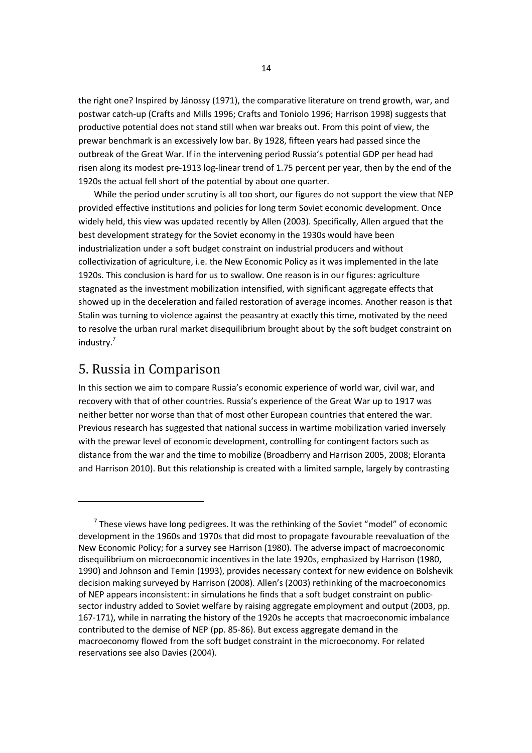the right one? Inspired by Jánossy (1971), the comparative literature on trend growth, war, and postwar catch-up (Crafts and Mills 1996; Crafts and Toniolo 1996; Harrison 1998) suggests that productive potential does not stand still when war breaks out. From this point of view, the prewar benchmark is an excessively low bar. By 1928, fifteen years had passed since the outbreak of the Great War. If in the intervening period Russia's potential GDP per head had risen along its modest pre-1913 log-linear trend of 1.75 percent per year, then by the end of the 1920s the actual fell short of the potential by about one quarter.

While the period under scrutiny is all too short, our figures do not support the view that NEP provided effective institutions and policies for long term Soviet economic development. Once widely held, this view was updated recently by Allen (2003). Specifically, Allen argued that the best development strategy for the Soviet economy in the 1930s would have been industrialization under a soft budget constraint on industrial producers and without collectivization of agriculture, i.e. the New Economic Policy as it was implemented in the late 1920s. This conclusion is hard for us to swallow. One reason is in our figures: agriculture stagnated as the investment mobilization intensified, with significant aggregate effects that showed up in the deceleration and failed restoration of average incomes. Another reason is that Stalin was turning to violence against the peasantry at exactly this time, motivated by the need to resolve the urban rural market disequilibrium brought about by the soft budget constraint on industry.[7]

## 5. Russia in Comparison

In this section we aim to compare Russia's economic experience of world war, civil war, and recovery with that of other countries. Russia's experience of the Great War up to 1917 was neither better nor worse than that of most other European countries that entered the war. Previous research has suggested that national success in wartime mobilization varied inversely with the prewar level of economic development, controlling for contingent factors such as distance from the war and the time to mobilize (Broadberry and Harrison 2005, 2008; Eloranta and Harrison 2010). But this relationship is created with a limited sample, largely by contrasting

---

[7] These views have long pedigrees. It was the rethinking of the Soviet "model" of economic development in the 1960s and 1970s that did most to propagate favourable reevaluation of the New Economic Policy; for a survey see Harrison (1980). The adverse impact of macroeconomic disequilibrium on microeconomic incentives in the late 1920s, emphasized by Harrison (1980, 1990) and Johnson and Temin (1993), provides necessary context for new evidence on Bolshevik decision making surveyed by Harrison (2008). Allen's (2003) rethinking of the macroeconomics of NEP appears inconsistent: in simulations he finds that a soft budget constraint on public-sector industry added to Soviet welfare by raising aggregate employment and output (2003, pp. 167-171), while in narrating the history of the 1920s he accepts that macroeconomic imbalance contributed to the demise of NEP (pp. 85-86). But excess aggregate demand in the macroeconomy flowed from the soft budget constraint in the microeconomy. For related reservations see also Davies (2004).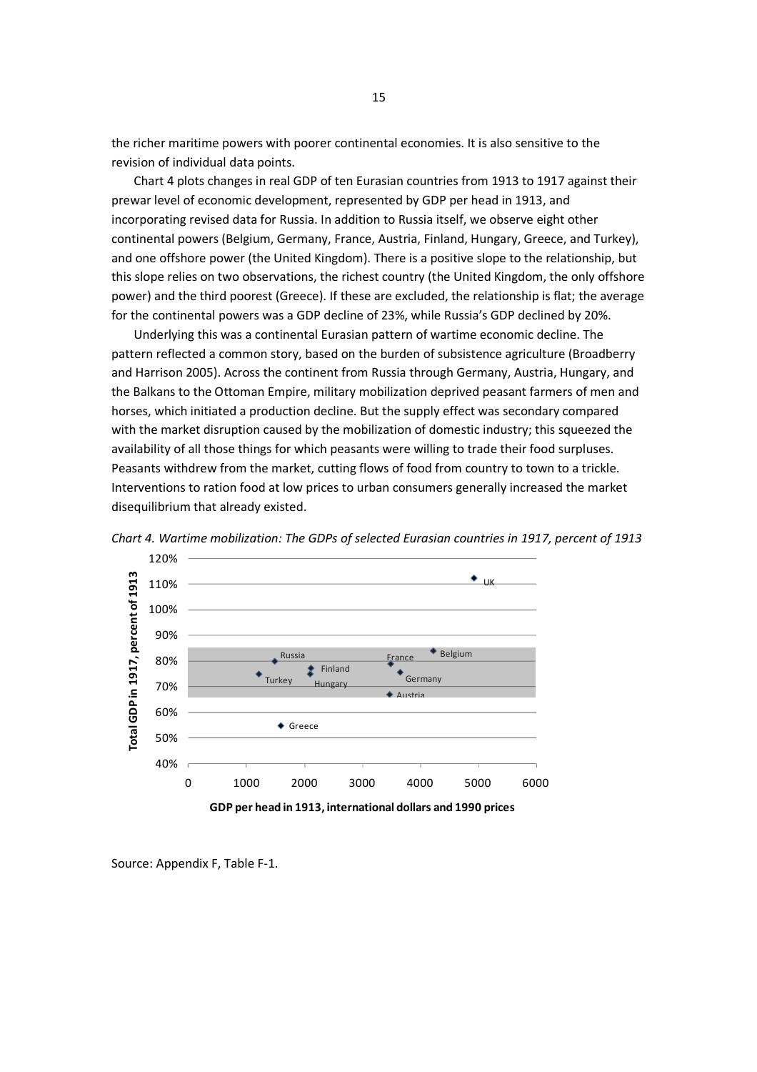the richer maritime powers with poorer continental economies. It is also sensitive to the revision of individual data points.

Chart 4 plots changes in real GDP of ten Eurasian countries from 1913 to 1917 against their prewar level of economic development, represented by GDP per head in 1913, and incorporating revised data for Russia. In addition to Russia itself, we observe eight other continental powers (Belgium, Germany, France, Austria, Finland, Hungary, Greece, and Turkey), and one offshore power (the United Kingdom). There is a positive slope to the relationship, but this slope relies on two observations, the richest country (the United Kingdom, the only offshore power) and the third poorest (Greece). If these are excluded, the relationship is flat; the average for the continental powers was a GDP decline of 23%, while Russia's GDP declined by 20%.

Underlying this was a continental Eurasian pattern of wartime economic decline. The pattern reflected a common story, based on the burden of subsistence agriculture (Broadberry and Harrison 2005). Across the continent from Russia through Germany, Austria, Hungary, and the Balkans to the Ottoman Empire, military mobilization deprived peasant farmers of men and horses, which initiated a production decline. But the supply effect was secondary compared with the market disruption caused by the mobilization of domestic industry; this squeezed the availability of all those things for which peasants were willing to trade their food surpluses. Peasants withdrew from the market, cutting flows of food from country to town to a trickle. Interventions to ration food at low prices to urban consumers generally increased the market disequilibrium that already existed.

*Chart 4. Wartime mobilization: The GDPs of selected Eurasian countries in 1917, percent of 1913*

Source: Appendix F, Table F-1.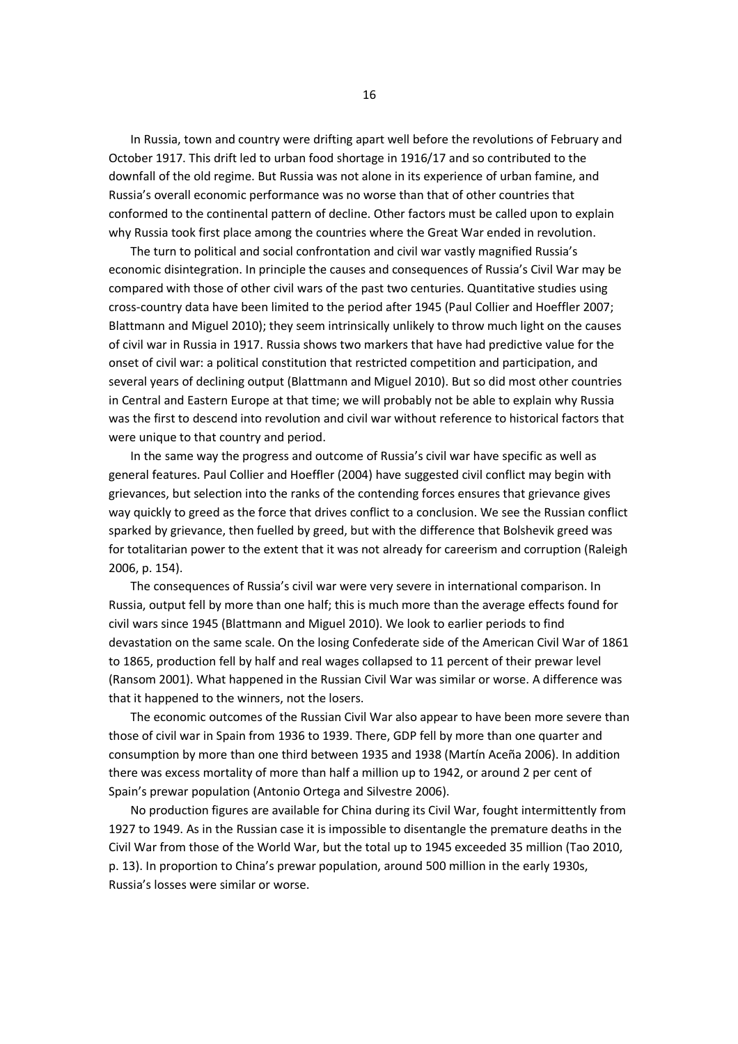In Russia, town and country were drifting apart well before the revolutions of February and October 1917. This drift led to urban food shortage in 1916/17 and so contributed to the downfall of the old regime. But Russia was not alone in its experience of urban famine, and Russia's overall economic performance was no worse than that of other countries that conformed to the continental pattern of decline. Other factors must be called upon to explain why Russia took first place among the countries where the Great War ended in revolution.

The turn to political and social confrontation and civil war vastly magnified Russia's economic disintegration. In principle the causes and consequences of Russia's Civil War may be compared with those of other civil wars of the past two centuries. Quantitative studies using cross-country data have been limited to the period after 1945 (Paul Collier and Hoeffler 2007; Blattmann and Miguel 2010); they seem intrinsically unlikely to throw much light on the causes of civil war in Russia in 1917. Russia shows two markers that have had predictive value for the onset of civil war: a political constitution that restricted competition and participation, and several years of declining output (Blattmann and Miguel 2010). But so did most other countries in Central and Eastern Europe at that time; we will probably not be able to explain why Russia was the first to descend into revolution and civil war without reference to historical factors that were unique to that country and period.

In the same way the progress and outcome of Russia's civil war have specific as well as general features. Paul Collier and Hoeffler (2004) have suggested civil conflict may begin with grievances, but selection into the ranks of the contending forces ensures that grievance gives way quickly to greed as the force that drives conflict to a conclusion. We see the Russian conflict sparked by grievance, then fuelled by greed, but with the difference that Bolshevik greed was for totalitarian power to the extent that it was not already for careerism and corruption (Raleigh 2006, p. 154).

The consequences of Russia's civil war were very severe in international comparison. In Russia, output fell by more than one half; this is much more than the average effects found for civil wars since 1945 (Blattmann and Miguel 2010). We look to earlier periods to find devastation on the same scale. On the losing Confederate side of the American Civil War of 1861 to 1865, production fell by half and real wages collapsed to 11 percent of their prewar level (Ransom 2001). What happened in the Russian Civil War was similar or worse. A difference was that it happened to the winners, not the losers.

The economic outcomes of the Russian Civil War also appear to have been more severe than those of civil war in Spain from 1936 to 1939. There, GDP fell by more than one quarter and consumption by more than one third between 1935 and 1938 (Martín Aceña 2006). In addition there was excess mortality of more than half a million up to 1942, or around 2 per cent of Spain's prewar population (Antonio Ortega and Silvestre 2006).

No production figures are available for China during its Civil War, fought intermittently from 1927 to 1949. As in the Russian case it is impossible to disentangle the premature deaths in the Civil War from those of the World War, but the total up to 1945 exceeded 35 million (Tao 2010, p. 13). In proportion to China's prewar population, around 500 million in the early 1930s, Russia's losses were similar or worse.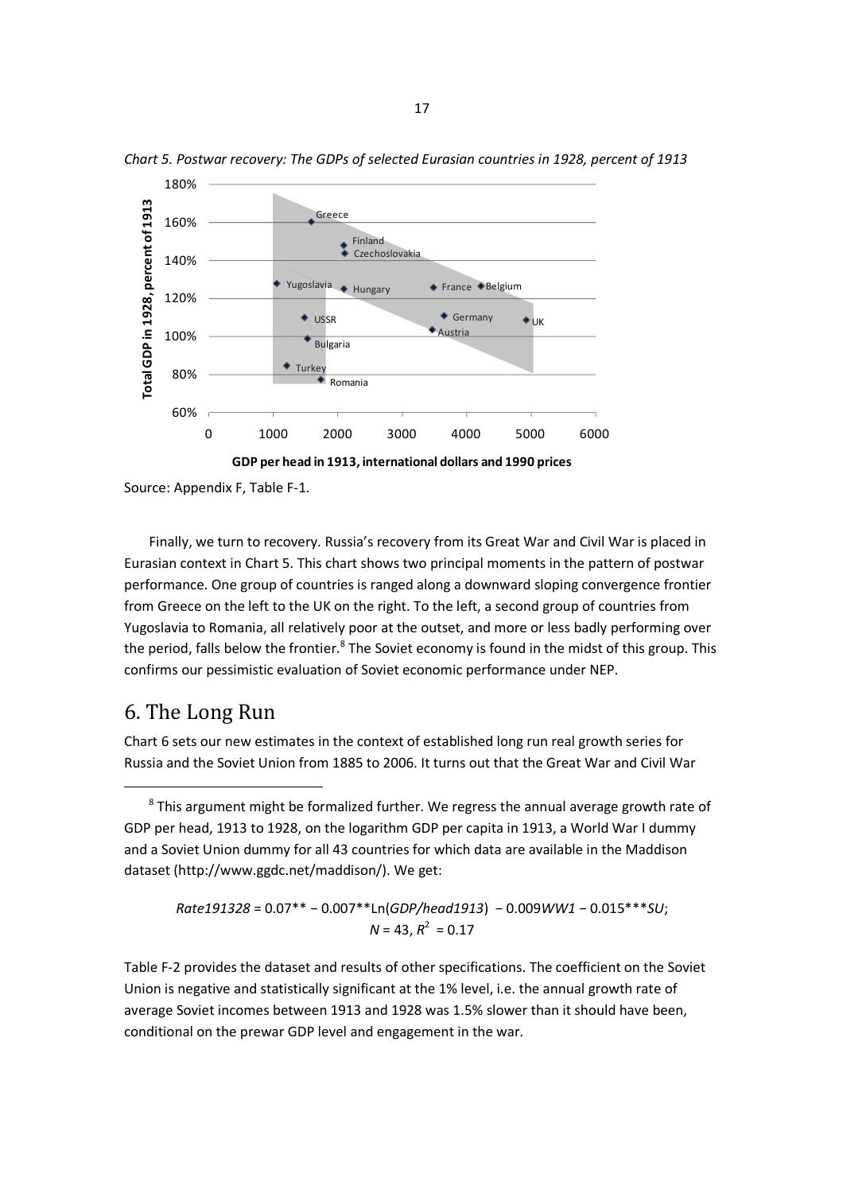*Chart 5. Postwar recovery: The GDPs of selected Eurasian countries in 1928, percent of 1913*

Source: Appendix F, Table F-1.

Finally, we turn to recovery. Russia's recovery from its Great War and Civil War is placed in Eurasian context in Chart 5. This chart shows two principal moments in the pattern of postwar performance. One group of countries is ranged along a downward sloping convergence frontier from Greece on the left to the UK on the right. To the left, a second group of countries from Yugoslavia to Romania, all relatively poor at the outset, and more or less badly performing over the period, falls below the frontier.[8] The Soviet economy is found in the midst of this group. This confirms our pessimistic evaluation of Soviet economic performance under NEP.

## 6. The Long Run

Chart 6 sets our new estimates in the context of established long run real growth series for Russia and the Soviet Union from 1885 to 2006. It turns out that the Great War and Civil War

[8] This argument might be formalized further. We regress the annual average growth rate of GDP per head, 1913 to 1928, on the logarithm GDP per capita in 1913, a World War I dummy and a Soviet Union dummy for all 43 countries for which data are available in the Maddison dataset (http://www.ggdc.net/maddison/). We get:

$$Rate191328 = 0.07^{**} - 0.007^{**}\text{Ln}(GDP/head1913) - 0.009WW1 - 0.015^{***}SU;$$
$$N = 43,\ R^2 = 0.17$$

Table F-2 provides the dataset and results of other specifications. The coefficient on the Soviet Union is negative and statistically significant at the 1% level, i.e. the annual growth rate of average Soviet incomes between 1913 and 1928 was 1.5% slower than it should have been, conditional on the prewar GDP level and engagement in the war.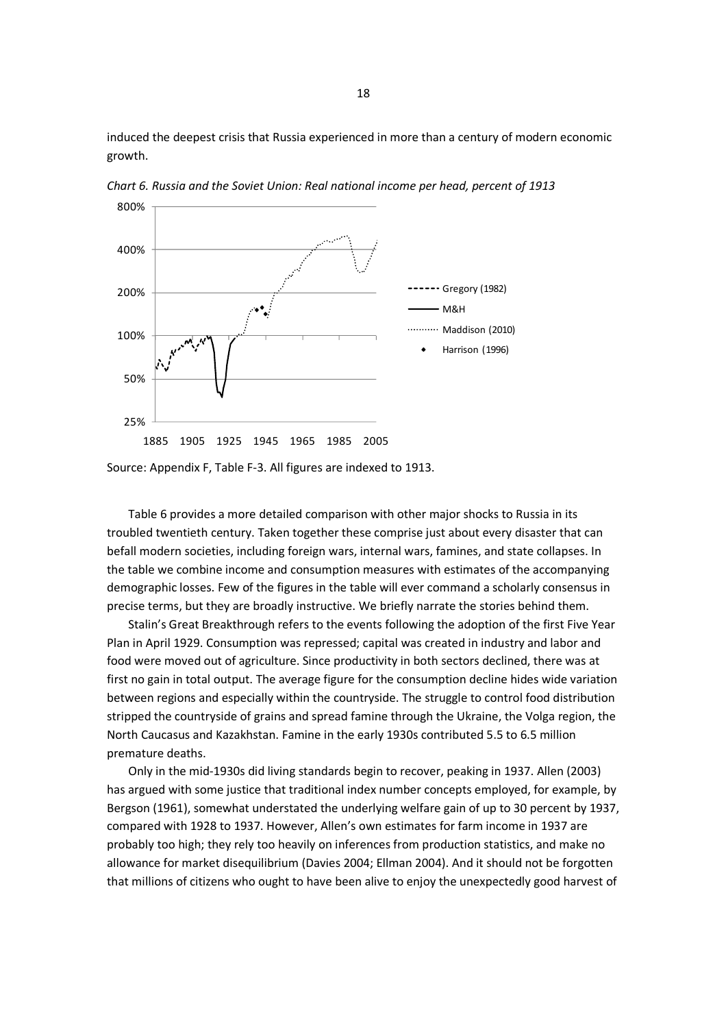induced the deepest crisis that Russia experienced in more than a century of modern economic growth.

*Chart 6. Russia and the Soviet Union: Real national income per head, percent of 1913*

Source: Appendix F, Table F-3. All figures are indexed to 1913.

Table 6 provides a more detailed comparison with other major shocks to Russia in its troubled twentieth century. Taken together these comprise just about every disaster that can befall modern societies, including foreign wars, internal wars, famines, and state collapses. In the table we combine income and consumption measures with estimates of the accompanying demographic losses. Few of the figures in the table will ever command a scholarly consensus in precise terms, but they are broadly instructive. We briefly narrate the stories behind them.

Stalin's Great Breakthrough refers to the events following the adoption of the first Five Year Plan in April 1929. Consumption was repressed; capital was created in industry and labor and food were moved out of agriculture. Since productivity in both sectors declined, there was at first no gain in total output. The average figure for the consumption decline hides wide variation between regions and especially within the countryside. The struggle to control food distribution stripped the countryside of grains and spread famine through the Ukraine, the Volga region, the North Caucasus and Kazakhstan. Famine in the early 1930s contributed 5.5 to 6.5 million premature deaths.

Only in the mid-1930s did living standards begin to recover, peaking in 1937. Allen (2003) has argued with some justice that traditional index number concepts employed, for example, by Bergson (1961), somewhat understated the underlying welfare gain of up to 30 percent by 1937, compared with 1928 to 1937. However, Allen's own estimates for farm income in 1937 are probably too high; they rely too heavily on inferences from production statistics, and make no allowance for market disequilibrium (Davies 2004; Ellman 2004). And it should not be forgotten that millions of citizens who ought to have been alive to enjoy the unexpectedly good harvest of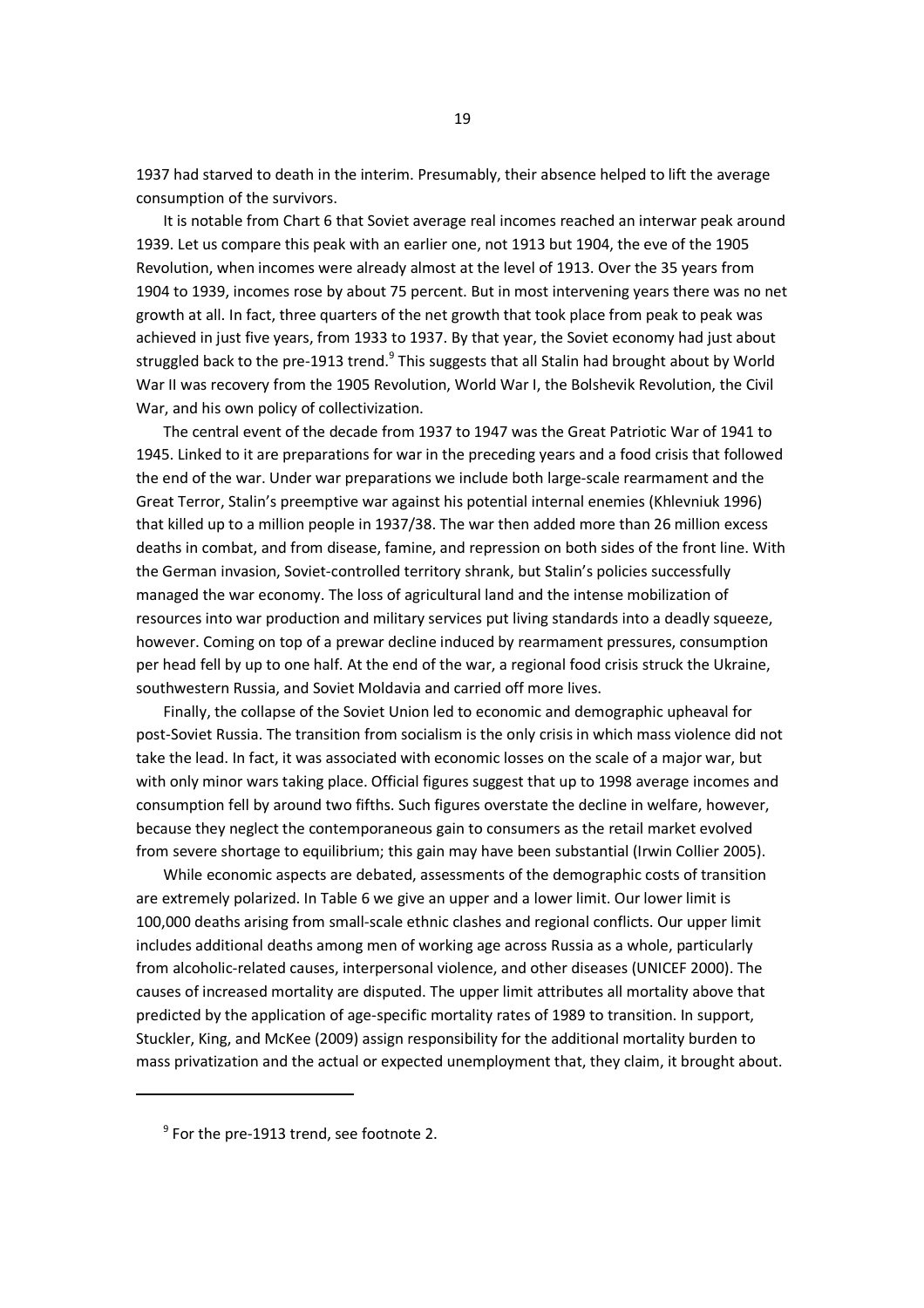1937 had starved to death in the interim. Presumably, their absence helped to lift the average consumption of the survivors.

It is notable from Chart 6 that Soviet average real incomes reached an interwar peak around 1939. Let us compare this peak with an earlier one, not 1913 but 1904, the eve of the 1905 Revolution, when incomes were already almost at the level of 1913. Over the 35 years from 1904 to 1939, incomes rose by about 75 percent. But in most intervening years there was no net growth at all. In fact, three quarters of the net growth that took place from peak to peak was achieved in just five years, from 1933 to 1937. By that year, the Soviet economy had just about struggled back to the pre-1913 trend.[9] This suggests that all Stalin had brought about by World War II was recovery from the 1905 Revolution, World War I, the Bolshevik Revolution, the Civil War, and his own policy of collectivization.

The central event of the decade from 1937 to 1947 was the Great Patriotic War of 1941 to 1945. Linked to it are preparations for war in the preceding years and a food crisis that followed the end of the war. Under war preparations we include both large-scale rearmament and the Great Terror, Stalin's preemptive war against his potential internal enemies (Khlevniuk 1996) that killed up to a million people in 1937/38. The war then added more than 26 million excess deaths in combat, and from disease, famine, and repression on both sides of the front line. With the German invasion, Soviet-controlled territory shrank, but Stalin's policies successfully managed the war economy. The loss of agricultural land and the intense mobilization of resources into war production and military services put living standards into a deadly squeeze, however. Coming on top of a prewar decline induced by rearmament pressures, consumption per head fell by up to one half. At the end of the war, a regional food crisis struck the Ukraine, southwestern Russia, and Soviet Moldavia and carried off more lives.

Finally, the collapse of the Soviet Union led to economic and demographic upheaval for post-Soviet Russia. The transition from socialism is the only crisis in which mass violence did not take the lead. In fact, it was associated with economic losses on the scale of a major war, but with only minor wars taking place. Official figures suggest that up to 1998 average incomes and consumption fell by around two fifths. Such figures overstate the decline in welfare, however, because they neglect the contemporaneous gain to consumers as the retail market evolved from severe shortage to equilibrium; this gain may have been substantial (Irwin Collier 2005).

While economic aspects are debated, assessments of the demographic costs of transition are extremely polarized. In Table 6 we give an upper and a lower limit. Our lower limit is 100,000 deaths arising from small-scale ethnic clashes and regional conflicts. Our upper limit includes additional deaths among men of working age across Russia as a whole, particularly from alcoholic-related causes, interpersonal violence, and other diseases (UNICEF 2000). The causes of increased mortality are disputed. The upper limit attributes all mortality above that predicted by the application of age-specific mortality rates of 1989 to transition. In support, Stuckler, King, and McKee (2009) assign responsibility for the additional mortality burden to mass privatization and the actual or expected unemployment that, they claim, it brought about.

---

[9] For the pre-1913 trend, see footnote 2.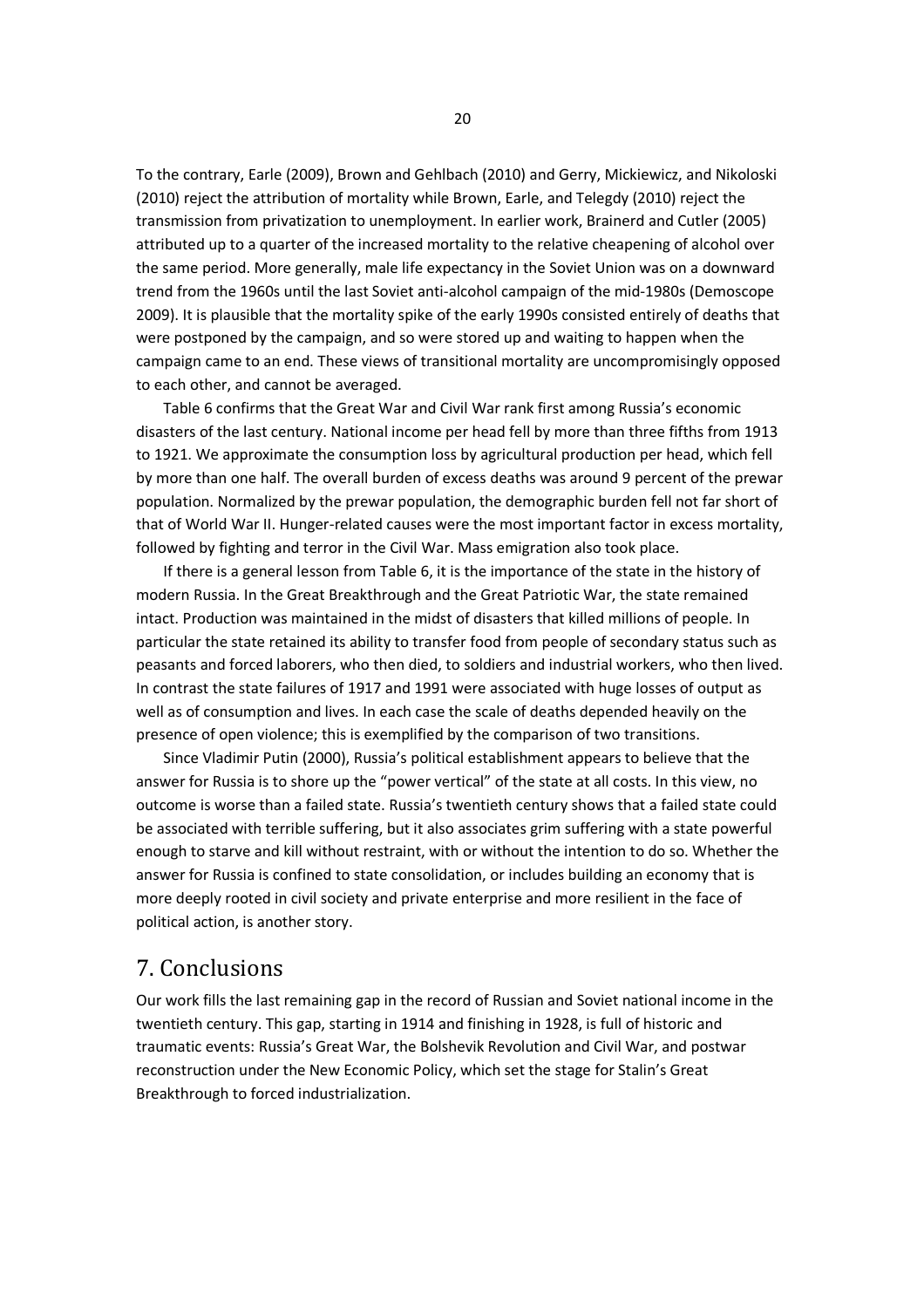To the contrary, Earle (2009), Brown and Gehlbach (2010) and Gerry, Mickiewicz, and Nikoloski (2010) reject the attribution of mortality while Brown, Earle, and Telegdy (2010) reject the transmission from privatization to unemployment. In earlier work, Brainerd and Cutler (2005) attributed up to a quarter of the increased mortality to the relative cheapening of alcohol over the same period. More generally, male life expectancy in the Soviet Union was on a downward trend from the 1960s until the last Soviet anti-alcohol campaign of the mid-1980s (Demoscope 2009). It is plausible that the mortality spike of the early 1990s consisted entirely of deaths that were postponed by the campaign, and so were stored up and waiting to happen when the campaign came to an end. These views of transitional mortality are uncompromisingly opposed to each other, and cannot be averaged.

Table 6 confirms that the Great War and Civil War rank first among Russia's economic disasters of the last century. National income per head fell by more than three fifths from 1913 to 1921. We approximate the consumption loss by agricultural production per head, which fell by more than one half. The overall burden of excess deaths was around 9 percent of the prewar population. Normalized by the prewar population, the demographic burden fell not far short of that of World War II. Hunger-related causes were the most important factor in excess mortality, followed by fighting and terror in the Civil War. Mass emigration also took place.

If there is a general lesson from Table 6, it is the importance of the state in the history of modern Russia. In the Great Breakthrough and the Great Patriotic War, the state remained intact. Production was maintained in the midst of disasters that killed millions of people. In particular the state retained its ability to transfer food from people of secondary status such as peasants and forced laborers, who then died, to soldiers and industrial workers, who then lived. In contrast the state failures of 1917 and 1991 were associated with huge losses of output as well as of consumption and lives. In each case the scale of deaths depended heavily on the presence of open violence; this is exemplified by the comparison of two transitions.

Since Vladimir Putin (2000), Russia's political establishment appears to believe that the answer for Russia is to shore up the "power vertical" of the state at all costs. In this view, no outcome is worse than a failed state. Russia's twentieth century shows that a failed state could be associated with terrible suffering, but it also associates grim suffering with a state powerful enough to starve and kill without restraint, with or without the intention to do so. Whether the answer for Russia is confined to state consolidation, or includes building an economy that is more deeply rooted in civil society and private enterprise and more resilient in the face of political action, is another story.

## 7. Conclusions

Our work fills the last remaining gap in the record of Russian and Soviet national income in the twentieth century. This gap, starting in 1914 and finishing in 1928, is full of historic and traumatic events: Russia's Great War, the Bolshevik Revolution and Civil War, and postwar reconstruction under the New Economic Policy, which set the stage for Stalin's Great Breakthrough to forced industrialization.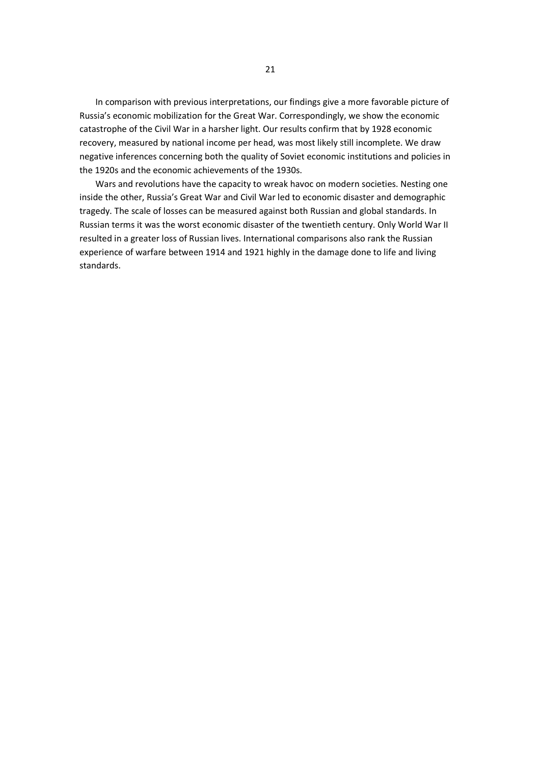In comparison with previous interpretations, our findings give a more favorable picture of Russia's economic mobilization for the Great War. Correspondingly, we show the economic catastrophe of the Civil War in a harsher light. Our results confirm that by 1928 economic recovery, measured by national income per head, was most likely still incomplete. We draw negative inferences concerning both the quality of Soviet economic institutions and policies in the 1920s and the economic achievements of the 1930s.

Wars and revolutions have the capacity to wreak havoc on modern societies. Nesting one inside the other, Russia's Great War and Civil War led to economic disaster and demographic tragedy. The scale of losses can be measured against both Russian and global standards. In Russian terms it was the worst economic disaster of the twentieth century. Only World War II resulted in a greater loss of Russian lives. International comparisons also rank the Russian experience of warfare between 1914 and 1921 highly in the damage done to life and living standards.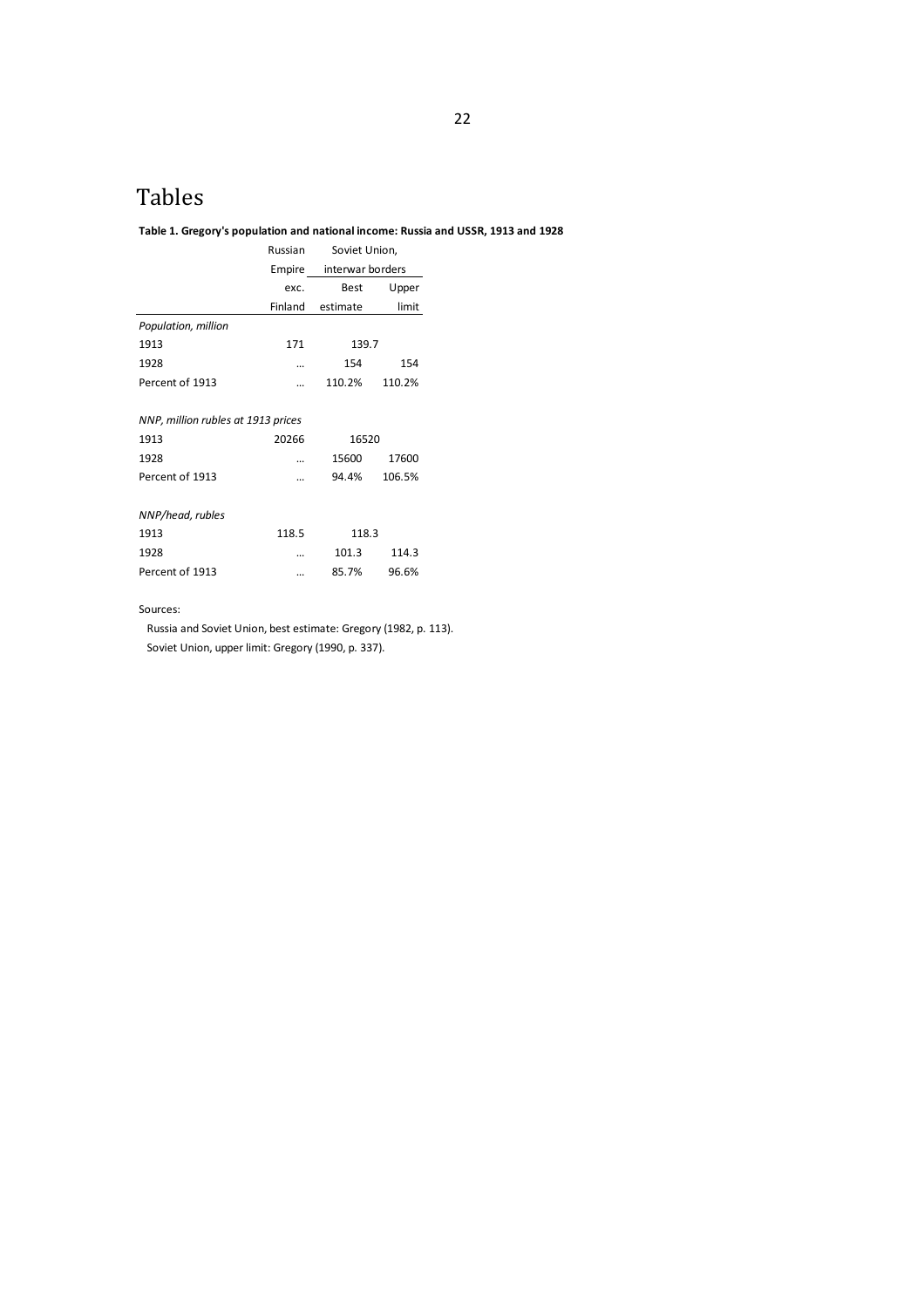# Tables

**Table 1. Gregory's population and national income: Russia and USSR, 1913 and 1928**

| | Russian Empire exc. Finland | Soviet Union, interwar borders | |
|---|---|---|---|
| | | Best estimate | Upper limit |
| *Population, million* | | | |
| 1913 | 171 | 139.7 | |
| 1928 | … | 154 | 154 |
| Percent of 1913 | … | 110.2% | 110.2% |
| *NNP, million rubles at 1913 prices* | | | |
| 1913 | 20266 | 16520 | |
| 1928 | … | 15600 | 17600 |
| Percent of 1913 | … | 94.4% | 106.5% |
| *NNP/head, rubles* | | | |
| 1913 | 118.5 | 118.3 | |
| 1928 | … | 101.3 | 114.3 |
| Percent of 1913 | … | 85.7% | 96.6% |

Sources:

Russia and Soviet Union, best estimate: Gregory (1982, p. 113).

Soviet Union, upper limit: Gregory (1990, p. 337).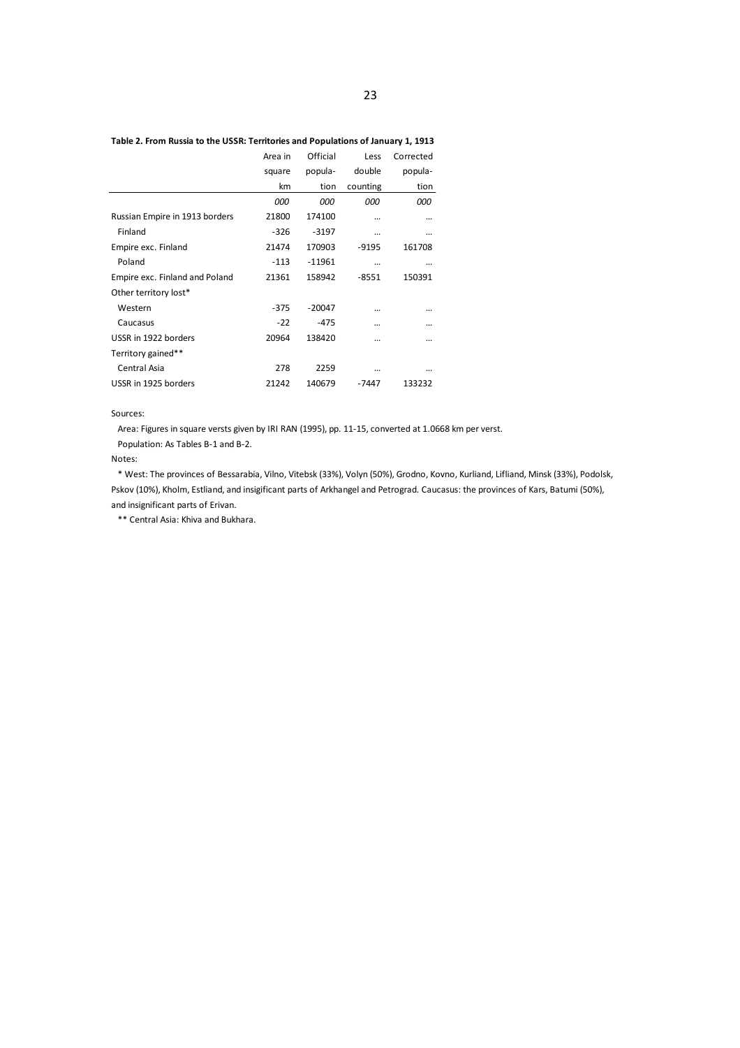**Table 2. From Russia to the USSR: Territories and Populations of January 1, 1913**

| | Area in square km | Official popula-tion | Less double counting | Corrected popula-tion |
|---|---|---|---|---|
| | *000* | *000* | *000* | *000* |
| Russian Empire in 1913 borders | 21800 | 174100 | … | … |
| Finland | -326 | -3197 | … | … |
| Empire exc. Finland | 21474 | 170903 | -9195 | 161708 |
| Poland | -113 | -11961 | … | … |
| Empire exc. Finland and Poland | 21361 | 158942 | -8551 | 150391 |
| Other territory lost* | | | | |
| Western | -375 | -20047 | … | … |
| Caucasus | -22 | -475 | … | … |
| USSR in 1922 borders | 20964 | 138420 | … | … |
| Territory gained** | | | | |
| Central Asia | 278 | 2259 | … | … |
| USSR in 1925 borders | 21242 | 140679 | -7447 | 133232 |

Sources:

Area: Figures in square versts given by IRI RAN (1995), pp. 11-15, converted at 1.0668 km per verst.

Population: As Tables B-1 and B-2.

Notes:

\* West: The provinces of Bessarabia, Vilno, Vitebsk (33%), Volyn (50%), Grodno, Kovno, Kurliand, Lifliand, Minsk (33%), Podolsk, Pskov (10%), Kholm, Estliand, and insigificant parts of Arkhangel and Petrograd. Caucasus: the provinces of Kars, Batumi (50%), and insignificant parts of Erivan.

\** Central Asia: Khiva and Bukhara.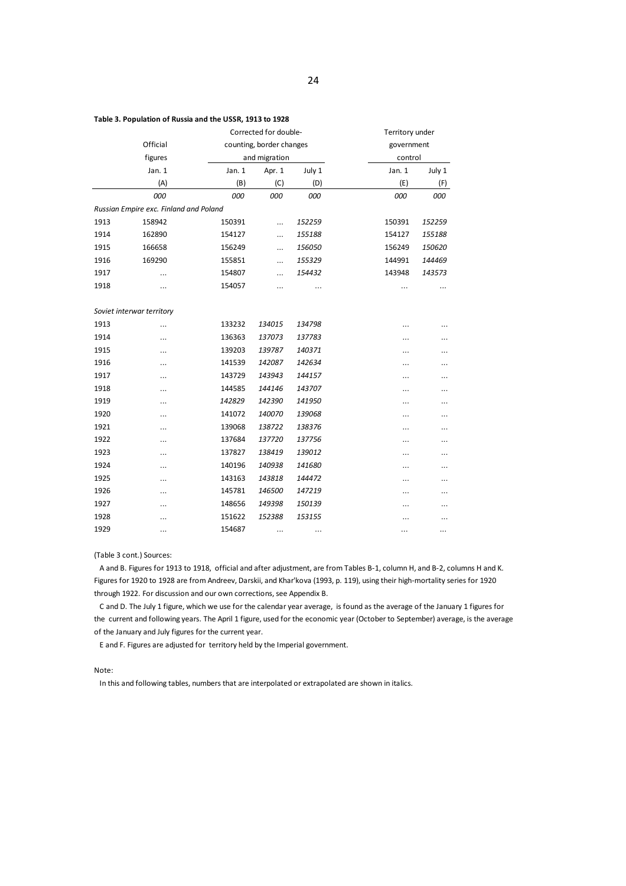**Table 3. Population of Russia and the USSR, 1913 to 1928**

| | Official figures | Corrected for double-counting, border changes and migration | | | Territory under government control | |
|---|---|---|---|---|---|---|
| | Jan. 1 | Jan. 1 | Apr. 1 | July 1 | Jan. 1 | July 1 |
| | (A) | (B) | (C) | (D) | (E) | (F) |
| | *000* | *000* | *000* | *000* | *000* | *000* |
| *Russian Empire exc. Finland and Poland* | | | | | | |
| 1913 | 158942 | 150391 | ... | *152259* | 150391 | *152259* |
| 1914 | 162890 | 154127 | ... | *155188* | 154127 | *155188* |
| 1915 | 166658 | 156249 | ... | *156050* | 156249 | *150620* |
| 1916 | 169290 | 155851 | ... | *155329* | 144991 | *144469* |
| 1917 | ... | 154807 | ... | *154432* | 143948 | *143573* |
| 1918 | ... | 154057 | ... | ... | ... | ... |
| *Soviet interwar territory* | | | | | | |
| 1913 | ... | 133232 | *134015* | *134798* | ... | ... |
| 1914 | ... | 136363 | *137073* | *137783* | ... | ... |
| 1915 | ... | 139203 | *139787* | *140371* | ... | ... |
| 1916 | ... | 141539 | *142087* | *142634* | ... | ... |
| 1917 | ... | 143729 | *143943* | *144157* | ... | ... |
| 1918 | ... | 144585 | *144146* | *143707* | ... | ... |
| 1919 | ... | *142829* | *142390* | *141950* | ... | ... |
| 1920 | ... | 141072 | *140070* | *139068* | ... | ... |
| 1921 | ... | 139068 | *138722* | *138376* | ... | ... |
| 1922 | ... | 137684 | *137720* | *137756* | ... | ... |
| 1923 | ... | 137827 | *138419* | *139012* | ... | ... |
| 1924 | ... | 140196 | *140938* | *141680* | ... | ... |
| 1925 | ... | 143163 | *143818* | *144472* | ... | ... |
| 1926 | ... | 145781 | *146500* | *147219* | ... | ... |
| 1927 | ... | 148656 | *149398* | *150139* | ... | ... |
| 1928 | ... | 151622 | *152388* | *153155* | ... | ... |
| 1929 | ... | 154687 | ... | ... | ... | ... |

(Table 3 cont.) Sources:

A and B. Figures for 1913 to 1918, official and after adjustment, are from Tables B-1, column H, and B-2, columns H and K. Figures for 1920 to 1928 are from Andreev, Darskii, and Khar'kova (1993, p. 119), using their high-mortality series for 1920 through 1922. For discussion and our own corrections, see Appendix B.

C and D. The July 1 figure, which we use for the calendar year average, is found as the average of the January 1 figures for the current and following years. The April 1 figure, used for the economic year (October to September) average, is the average of the January and July figures for the current year.

E and F. Figures are adjusted for territory held by the Imperial government.

Note:

In this and following tables, numbers that are interpolated or extrapolated are shown in italics.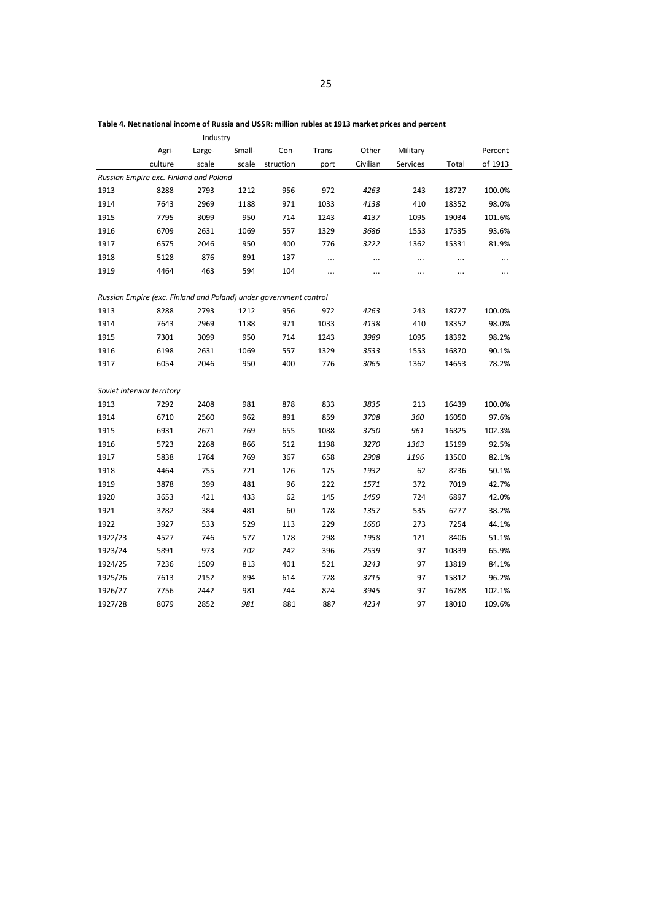**Table 4. Net national income of Russia and USSR: million rubles at 1913 market prices and percent**

| | Agri-culture | Industry | | Con-struction | Trans-port | Other Civilian | Military Services | Total | Percent of 1913 |
|---|---|---|---|---|---|---|---|---|---|
| | | Large-scale | Small-scale | | | | | | |
| *Russian Empire exc. Finland and Poland* | | | | | | | | | |
| 1913 | 8288 | 2793 | 1212 | 956 | 972 | *4263* | 243 | 18727 | 100.0% |
| 1914 | 7643 | 2969 | 1188 | 971 | 1033 | *4138* | 410 | 18352 | 98.0% |
| 1915 | 7795 | 3099 | 950 | 714 | 1243 | *4137* | 1095 | 19034 | 101.6% |
| 1916 | 6709 | 2631 | 1069 | 557 | 1329 | *3686* | 1553 | 17535 | 93.6% |
| 1917 | 6575 | 2046 | 950 | 400 | 776 | *3222* | 1362 | 15331 | 81.9% |
| 1918 | 5128 | 876 | 891 | 137 | … | … | … | … | … |
| 1919 | 4464 | 463 | 594 | 104 | … | … | … | … | … |
| *Russian Empire (exc. Finland and Poland) under government control* | | | | | | | | | |
| 1913 | 8288 | 2793 | 1212 | 956 | 972 | *4263* | 243 | 18727 | 100.0% |
| 1914 | 7643 | 2969 | 1188 | 971 | 1033 | *4138* | 410 | 18352 | 98.0% |
| 1915 | 7301 | 3099 | 950 | 714 | 1243 | *3989* | 1095 | 18392 | 98.2% |
| 1916 | 6198 | 2631 | 1069 | 557 | 1329 | *3533* | 1553 | 16870 | 90.1% |
| 1917 | 6054 | 2046 | 950 | 400 | 776 | *3065* | 1362 | 14653 | 78.2% |
| *Soviet interwar territory* | | | | | | | | | |
| 1913 | 7292 | 2408 | 981 | 878 | 833 | *3835* | 213 | 16439 | 100.0% |
| 1914 | 6710 | 2560 | 962 | 891 | 859 | *3708* | *360* | 16050 | 97.6% |
| 1915 | 6931 | 2671 | 769 | 655 | 1088 | *3750* | *961* | 16825 | 102.3% |
| 1916 | 5723 | 2268 | 866 | 512 | 1198 | *3270* | *1363* | 15199 | 92.5% |
| 1917 | 5838 | 1764 | 769 | 367 | 658 | *2908* | *1196* | 13500 | 82.1% |
| 1918 | 4464 | 755 | 721 | 126 | 175 | *1932* | 62 | 8236 | 50.1% |
| 1919 | 3878 | 399 | 481 | 96 | 222 | *1571* | 372 | 7019 | 42.7% |
| 1920 | 3653 | 421 | 433 | 62 | 145 | *1459* | 724 | 6897 | 42.0% |
| 1921 | 3282 | 384 | 481 | 60 | 178 | *1357* | 535 | 6277 | 38.2% |
| 1922 | 3927 | 533 | 529 | 113 | 229 | *1650* | 273 | 7254 | 44.1% |
| 1922/23 | 4527 | 746 | 577 | 178 | 298 | *1958* | 121 | 8406 | 51.1% |
| 1923/24 | 5891 | 973 | 702 | 242 | 396 | *2539* | 97 | 10839 | 65.9% |
| 1924/25 | 7236 | 1509 | 813 | 401 | 521 | *3243* | 97 | 13819 | 84.1% |
| 1925/26 | 7613 | 2152 | 894 | 614 | 728 | *3715* | 97 | 15812 | 96.2% |
| 1926/27 | 7756 | 2442 | 981 | 744 | 824 | *3945* | 97 | 16788 | 102.1% |
| 1927/28 | 8079 | 2852 | *981* | 881 | 887 | *4234* | 97 | 18010 | 109.6% |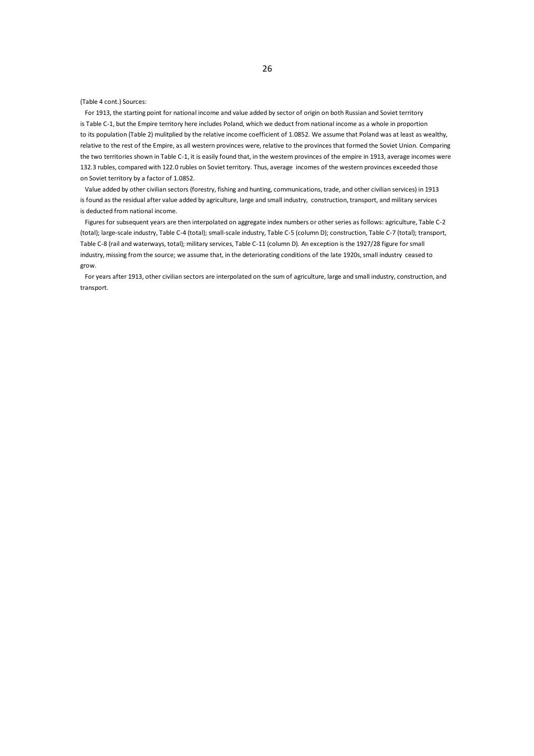(Table 4 cont.) Sources:

For 1913, the starting point for national income and value added by sector of origin on both Russian and Soviet territory is Table C-1, but the Empire territory here includes Poland, which we deduct from national income as a whole in proportion to its population (Table 2) mulitplied by the relative income coefficient of 1.0852. We assume that Poland was at least as wealthy, relative to the rest of the Empire, as all western provinces were, relative to the provinces that formed the Soviet Union. Comparing the two territories shown in Table C-1, it is easily found that, in the western provinces of the empire in 1913, average incomes were 132.3 rubles, compared with 122.0 rubles on Soviet territory. Thus, average incomes of the western provinces exceeded those on Soviet territory by a factor of 1.0852.

Value added by other civilian sectors (forestry, fishing and hunting, communications, trade, and other civilian services) in 1913 is found as the residual after value added by agriculture, large and small industry, construction, transport, and military services is deducted from national income.

Figures for subsequent years are then interpolated on aggregate index numbers or other series as follows: agriculture, Table C-2 (total); large-scale industry, Table C-4 (total); small-scale industry, Table C-5 (column D); construction, Table C-7 (total); transport, Table C-8 (rail and waterways, total); military services, Table C-11 (column D). An exception is the 1927/28 figure for small industry, missing from the source; we assume that, in the deteriorating conditions of the late 1920s, small industry ceased to grow.

For years after 1913, other civilian sectors are interpolated on the sum of agriculture, large and small industry, construction, and transport.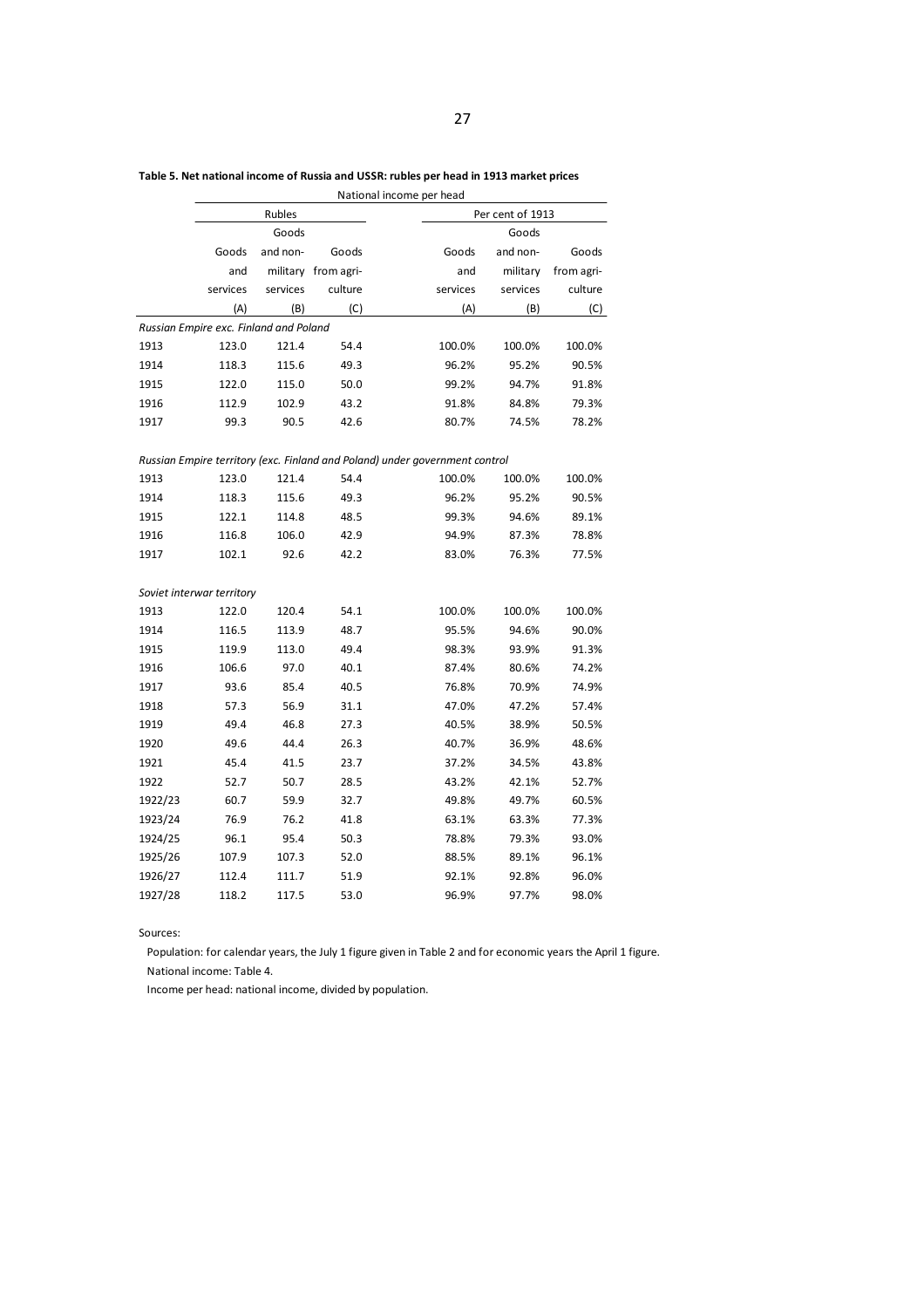**Table 5. Net national income of Russia and USSR: rubles per head in 1913 market prices**

| | National income per head | | | | | |
|---|---|---|---|---|---|---|
| | Rubles | | | Per cent of 1913 | | |
| | Goods and services | Goods and non-military services | Goods from agri-culture | Goods and services | Goods and non-military services | Goods from agri-culture |
| | (A) | (B) | (C) | (A) | (B) | (C) |
| *Russian Empire exc. Finland and Poland* | | | | | | |
| 1913 | 123.0 | 121.4 | 54.4 | 100.0% | 100.0% | 100.0% |
| 1914 | 118.3 | 115.6 | 49.3 | 96.2% | 95.2% | 90.5% |
| 1915 | 122.0 | 115.0 | 50.0 | 99.2% | 94.7% | 91.8% |
| 1916 | 112.9 | 102.9 | 43.2 | 91.8% | 84.8% | 79.3% |
| 1917 | 99.3 | 90.5 | 42.6 | 80.7% | 74.5% | 78.2% |
| *Russian Empire territory (exc. Finland and Poland) under government control* | | | | | | |
| 1913 | 123.0 | 121.4 | 54.4 | 100.0% | 100.0% | 100.0% |
| 1914 | 118.3 | 115.6 | 49.3 | 96.2% | 95.2% | 90.5% |
| 1915 | 122.1 | 114.8 | 48.5 | 99.3% | 94.6% | 89.1% |
| 1916 | 116.8 | 106.0 | 42.9 | 94.9% | 87.3% | 78.8% |
| 1917 | 102.1 | 92.6 | 42.2 | 83.0% | 76.3% | 77.5% |
| *Soviet interwar territory* | | | | | | |
| 1913 | 122.0 | 120.4 | 54.1 | 100.0% | 100.0% | 100.0% |
| 1914 | 116.5 | 113.9 | 48.7 | 95.5% | 94.6% | 90.0% |
| 1915 | 119.9 | 113.0 | 49.4 | 98.3% | 93.9% | 91.3% |
| 1916 | 106.6 | 97.0 | 40.1 | 87.4% | 80.6% | 74.2% |
| 1917 | 93.6 | 85.4 | 40.5 | 76.8% | 70.9% | 74.9% |
| 1918 | 57.3 | 56.9 | 31.1 | 47.0% | 47.2% | 57.4% |
| 1919 | 49.4 | 46.8 | 27.3 | 40.5% | 38.9% | 50.5% |
| 1920 | 49.6 | 44.4 | 26.3 | 40.7% | 36.9% | 48.6% |
| 1921 | 45.4 | 41.5 | 23.7 | 37.2% | 34.5% | 43.8% |
| 1922 | 52.7 | 50.7 | 28.5 | 43.2% | 42.1% | 52.7% |
| 1922/23 | 60.7 | 59.9 | 32.7 | 49.8% | 49.7% | 60.5% |
| 1923/24 | 76.9 | 76.2 | 41.8 | 63.1% | 63.3% | 77.3% |
| 1924/25 | 96.1 | 95.4 | 50.3 | 78.8% | 79.3% | 93.0% |
| 1925/26 | 107.9 | 107.3 | 52.0 | 88.5% | 89.1% | 96.1% |
| 1926/27 | 112.4 | 111.7 | 51.9 | 92.1% | 92.8% | 96.0% |
| 1927/28 | 118.2 | 117.5 | 53.0 | 96.9% | 97.7% | 98.0% |

Sources:

Population: for calendar years, the July 1 figure given in Table 2 and for economic years the April 1 figure.

National income: Table 4.

Income per head: national income, divided by population.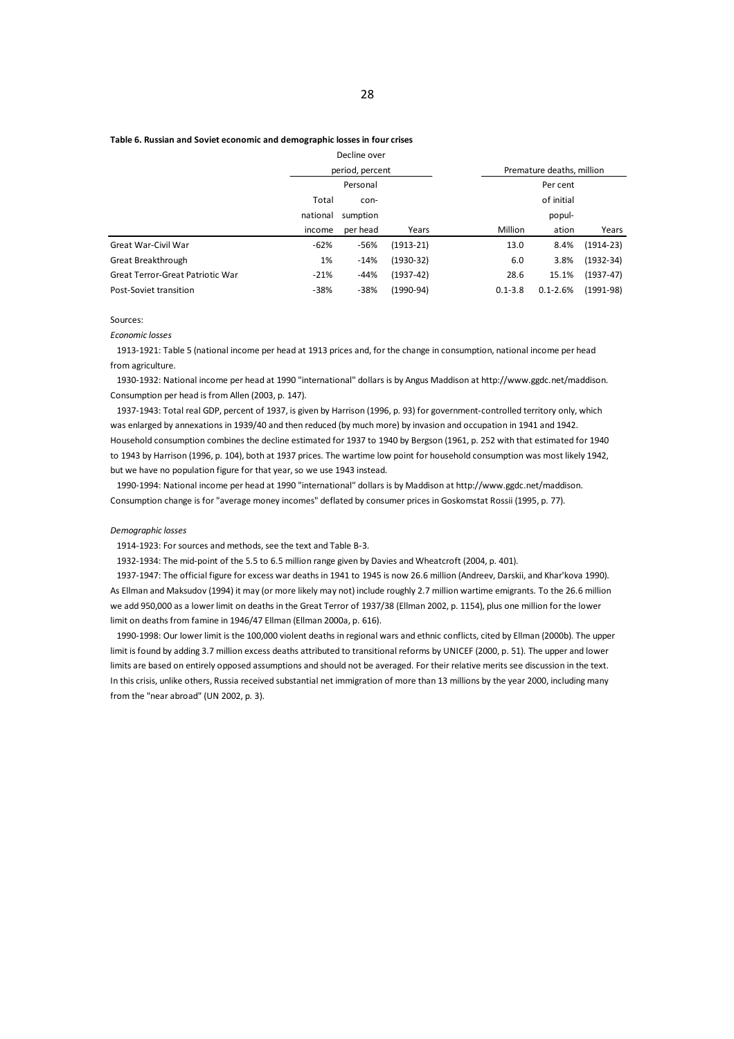**Table 6. Russian and Soviet economic and demographic losses in four crises**

| | Decline over period, percent | | | Premature deaths, million | | |
|---|---|---|---|---|---|---|
| | Total national income | Personal consumption per head | Years | Million | Per cent of initial population | Years |
| Great War-Civil War | -62% | -56% | (1913-21) | 13.0 | 8.4% | (1914-23) |
| Great Breakthrough | 1% | -14% | (1930-32) | 6.0 | 3.8% | (1932-34) |
| Great Terror-Great Patriotic War | -21% | -44% | (1937-42) | 28.6 | 15.1% | (1937-47) |
| Post-Soviet transition | -38% | -38% | (1990-94) | 0.1-3.8 | 0.1-2.6% | (1991-98) |

Sources:

*Economic losses*

1913-1921: Table 5 (national income per head at 1913 prices and, for the change in consumption, national income per head from agriculture.

1930-1932: National income per head at 1990 "international" dollars is by Angus Maddison at http://www.ggdc.net/maddison. Consumption per head is from Allen (2003, p. 147).

1937-1943: Total real GDP, percent of 1937, is given by Harrison (1996, p. 93) for government-controlled territory only, which was enlarged by annexations in 1939/40 and then reduced (by much more) by invasion and occupation in 1941 and 1942. Household consumption combines the decline estimated for 1937 to 1940 by Bergson (1961, p. 252 with that estimated for 1940 to 1943 by Harrison (1996, p. 104), both at 1937 prices. The wartime low point for household consumption was most likely 1942, but we have no population figure for that year, so we use 1943 instead.

1990-1994: National income per head at 1990 "international" dollars is by Maddison at http://www.ggdc.net/maddison. Consumption change is for "average money incomes" deflated by consumer prices in Goskomstat Rossii (1995, p. 77).

*Demographic losses*

1914-1923: For sources and methods, see the text and Table B-3.

1932-1934: The mid-point of the 5.5 to 6.5 million range given by Davies and Wheatcroft (2004, p. 401).

1937-1947: The official figure for excess war deaths in 1941 to 1945 is now 26.6 million (Andreev, Darskii, and Khar'kova 1990). As Ellman and Maksudov (1994) it may (or more likely may not) include roughly 2.7 million wartime emigrants. To the 26.6 million we add 950,000 as a lower limit on deaths in the Great Terror of 1937/38 (Ellman 2002, p. 1154), plus one million for the lower limit on deaths from famine in 1946/47 Ellman (Ellman 2000a, p. 616).

1990-1998: Our lower limit is the 100,000 violent deaths in regional wars and ethnic conflicts, cited by Ellman (2000b). The upper limit is found by adding 3.7 million excess deaths attributed to transitional reforms by UNICEF (2000, p. 51). The upper and lower limits are based on entirely opposed assumptions and should not be averaged. For their relative merits see discussion in the text. In this crisis, unlike others, Russia received substantial net immigration of more than 13 millions by the year 2000, including many from the "near abroad" (UN 2002, p. 3).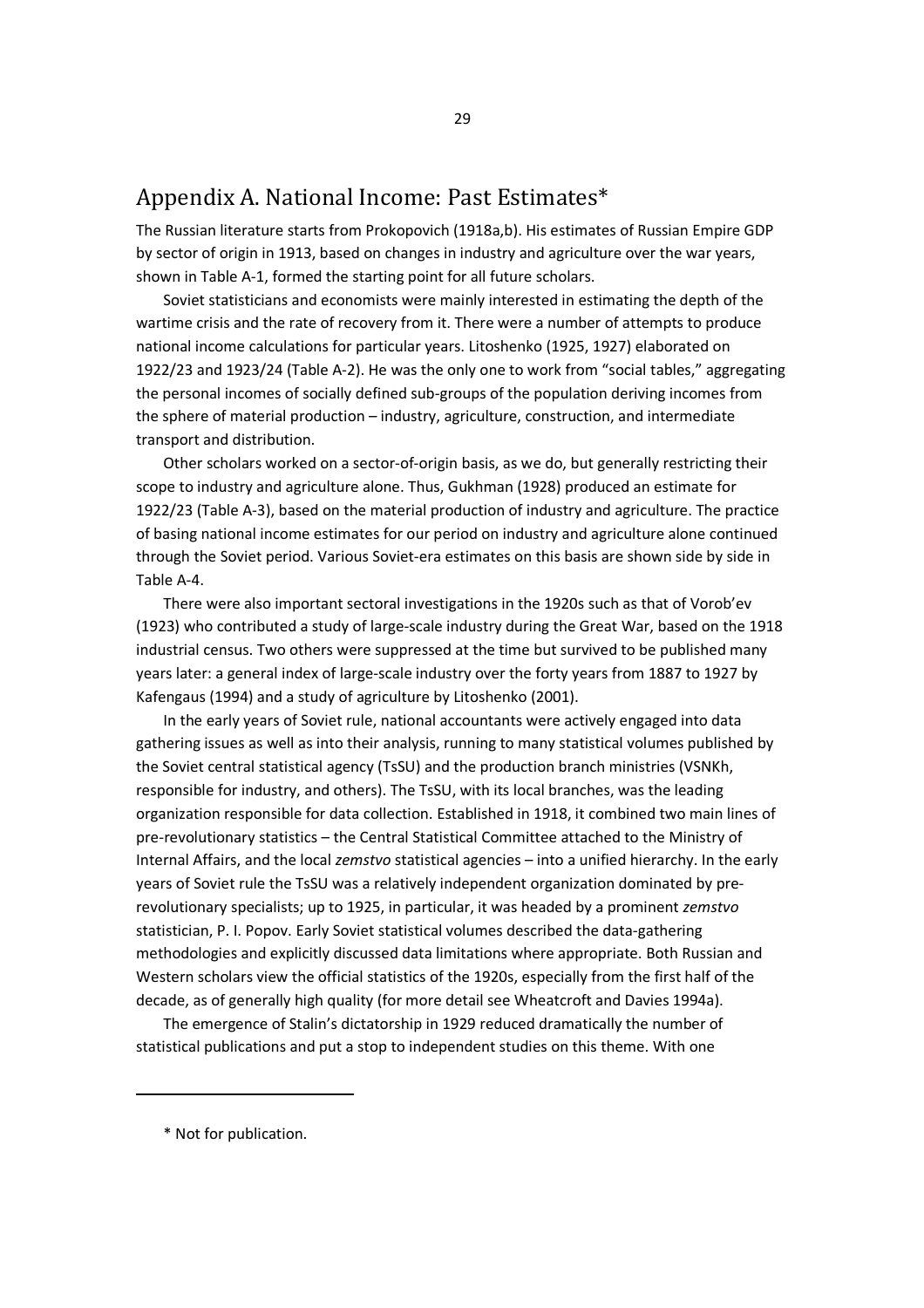# Appendix A. National Income: Past Estimates*

The Russian literature starts from Prokopovich (1918a,b). His estimates of Russian Empire GDP by sector of origin in 1913, based on changes in industry and agriculture over the war years, shown in Table A-1, formed the starting point for all future scholars.

Soviet statisticians and economists were mainly interested in estimating the depth of the wartime crisis and the rate of recovery from it. There were a number of attempts to produce national income calculations for particular years. Litoshenko (1925, 1927) elaborated on 1922/23 and 1923/24 (Table A-2). He was the only one to work from "social tables," aggregating the personal incomes of socially defined sub-groups of the population deriving incomes from the sphere of material production – industry, agriculture, construction, and intermediate transport and distribution.

Other scholars worked on a sector-of-origin basis, as we do, but generally restricting their scope to industry and agriculture alone. Thus, Gukhman (1928) produced an estimate for 1922/23 (Table A-3), based on the material production of industry and agriculture. The practice of basing national income estimates for our period on industry and agriculture alone continued through the Soviet period. Various Soviet-era estimates on this basis are shown side by side in Table A-4.

There were also important sectoral investigations in the 1920s such as that of Vorob'ev (1923) who contributed a study of large-scale industry during the Great War, based on the 1918 industrial census. Two others were suppressed at the time but survived to be published many years later: a general index of large-scale industry over the forty years from 1887 to 1927 by Kafengaus (1994) and a study of agriculture by Litoshenko (2001).

In the early years of Soviet rule, national accountants were actively engaged into data gathering issues as well as into their analysis, running to many statistical volumes published by the Soviet central statistical agency (TsSU) and the production branch ministries (VSNKh, responsible for industry, and others). The TsSU, with its local branches, was the leading organization responsible for data collection. Established in 1918, it combined two main lines of pre-revolutionary statistics – the Central Statistical Committee attached to the Ministry of Internal Affairs, and the local *zemstvo* statistical agencies – into a unified hierarchy. In the early years of Soviet rule the TsSU was a relatively independent organization dominated by pre-revolutionary specialists; up to 1925, in particular, it was headed by a prominent *zemstvo* statistician, P. I. Popov. Early Soviet statistical volumes described the data-gathering methodologies and explicitly discussed data limitations where appropriate. Both Russian and Western scholars view the official statistics of the 1920s, especially from the first half of the decade, as of generally high quality (for more detail see Wheatcroft and Davies 1994a).

The emergence of Stalin's dictatorship in 1929 reduced dramatically the number of statistical publications and put a stop to independent studies on this theme. With one

* Not for publication.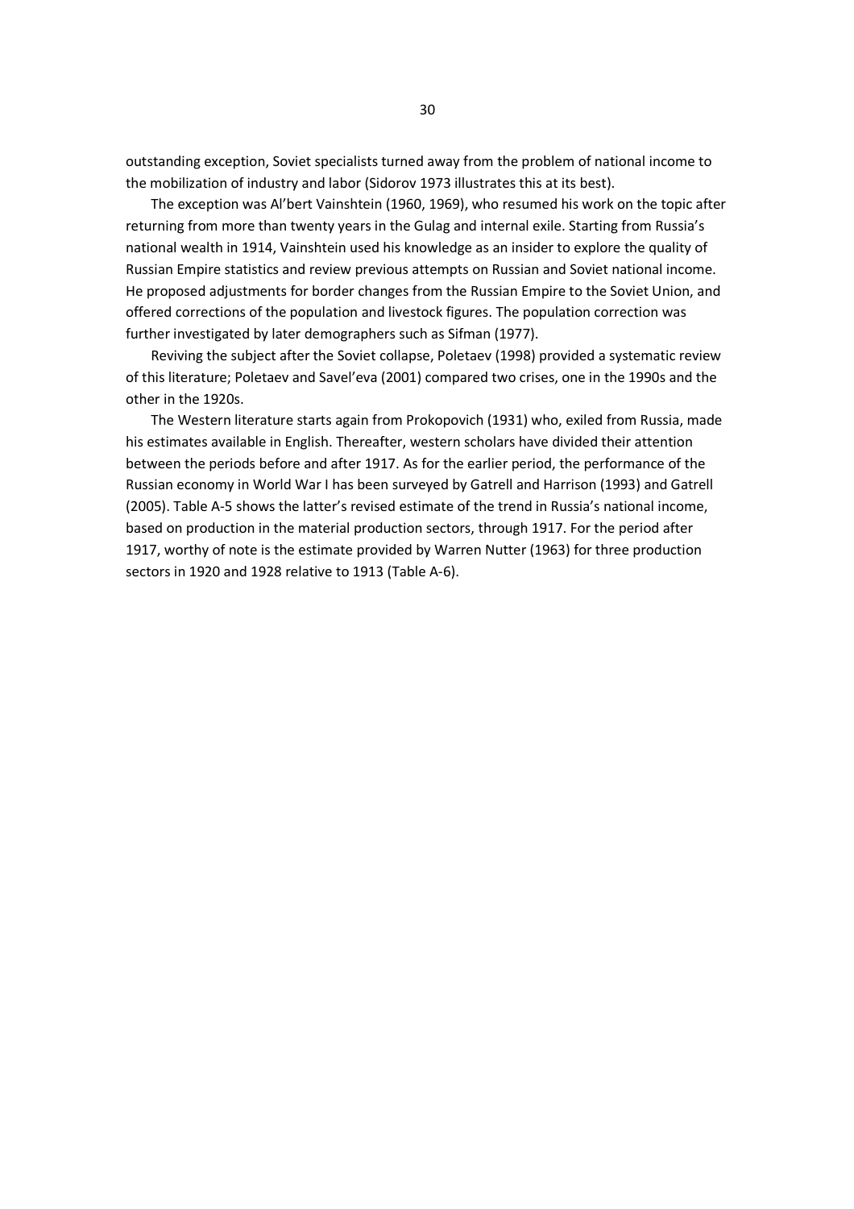outstanding exception, Soviet specialists turned away from the problem of national income to the mobilization of industry and labor (Sidorov 1973 illustrates this at its best).

The exception was Al'bert Vainshtein (1960, 1969), who resumed his work on the topic after returning from more than twenty years in the Gulag and internal exile. Starting from Russia's national wealth in 1914, Vainshtein used his knowledge as an insider to explore the quality of Russian Empire statistics and review previous attempts on Russian and Soviet national income. He proposed adjustments for border changes from the Russian Empire to the Soviet Union, and offered corrections of the population and livestock figures. The population correction was further investigated by later demographers such as Sifman (1977).

Reviving the subject after the Soviet collapse, Poletaev (1998) provided a systematic review of this literature; Poletaev and Savel'eva (2001) compared two crises, one in the 1990s and the other in the 1920s.

The Western literature starts again from Prokopovich (1931) who, exiled from Russia, made his estimates available in English. Thereafter, western scholars have divided their attention between the periods before and after 1917. As for the earlier period, the performance of the Russian economy in World War I has been surveyed by Gatrell and Harrison (1993) and Gatrell (2005). Table A-5 shows the latter's revised estimate of the trend in Russia's national income, based on production in the material production sectors, through 1917. For the period after 1917, worthy of note is the estimate provided by Warren Nutter (1963) for three production sectors in 1920 and 1928 relative to 1913 (Table A-6).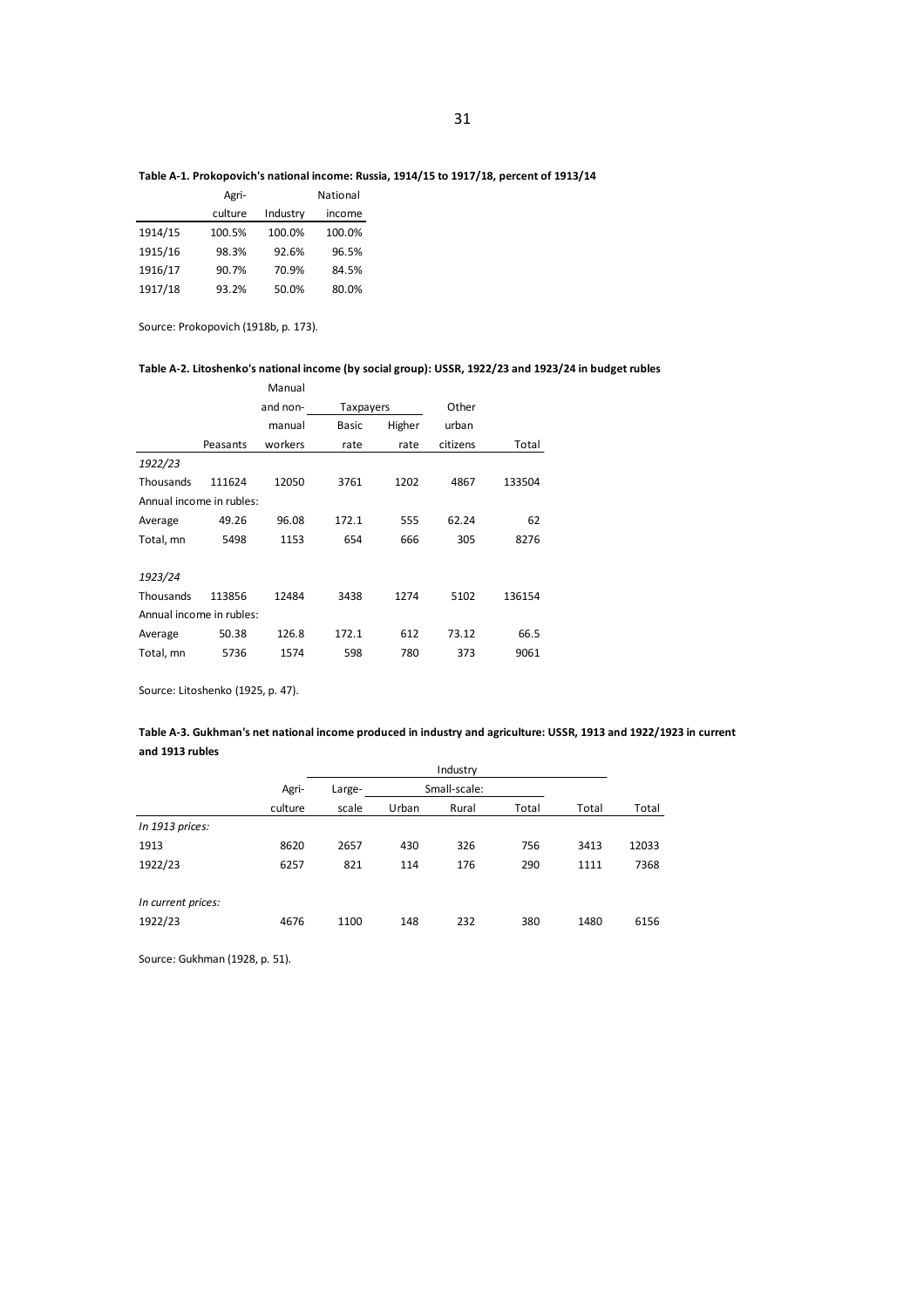**Table A-1. Prokopovich's national income: Russia, 1914/15 to 1917/18, percent of 1913/14**

| | Agri-culture | Industry | National income |
|---|---|---|---|
| 1914/15 | 100.5% | 100.0% | 100.0% |
| 1915/16 | 98.3% | 92.6% | 96.5% |
| 1916/17 | 90.7% | 70.9% | 84.5% |
| 1917/18 | 93.2% | 50.0% | 80.0% |

Source: Prokopovich (1918b, p. 173).

**Table A-2. Litoshenko's national income (by social group): USSR, 1922/23 and 1923/24 in budget rubles**

| | Peasants | Manual and non-manual workers | Taxpayers: Basic rate | Taxpayers: Higher rate | Other urban citizens | Total |
|---|---|---|---|---|---|---|
| *1922/23* | | | | | | |
| Thousands | 111624 | 12050 | 3761 | 1202 | 4867 | 133504 |
| Annual income in rubles: | | | | | | |
| Average | 49.26 | 96.08 | 172.1 | 555 | 62.24 | 62 |
| Total, mn | 5498 | 1153 | 654 | 666 | 305 | 8276 |
| *1923/24* | | | | | | |
| Thousands | 113856 | 12484 | 3438 | 1274 | 5102 | 136154 |
| Annual income in rubles: | | | | | | |
| Average | 50.38 | 126.8 | 172.1 | 612 | 73.12 | 66.5 |
| Total, mn | 5736 | 1574 | 598 | 780 | 373 | 9061 |

Source: Litoshenko (1925, p. 47).

**Table A-3. Gukhman's net national income produced in industry and agriculture: USSR, 1913 and 1922/1923 in current and 1913 rubles**

| | Agri-culture | Industry: Large-scale | Industry: Small-scale: Urban | Industry: Small-scale: Rural | Industry: Small-scale: Total | Industry: Total | Total |
|---|---|---|---|---|---|---|---|
| *In 1913 prices:* | | | | | | | |
| 1913 | 8620 | 2657 | 430 | 326 | 756 | 3413 | 12033 |
| 1922/23 | 6257 | 821 | 114 | 176 | 290 | 1111 | 7368 |
| *In current prices:* | | | | | | | |
| 1922/23 | 4676 | 1100 | 148 | 232 | 380 | 1480 | 6156 |

Source: Gukhman (1928, p. 51).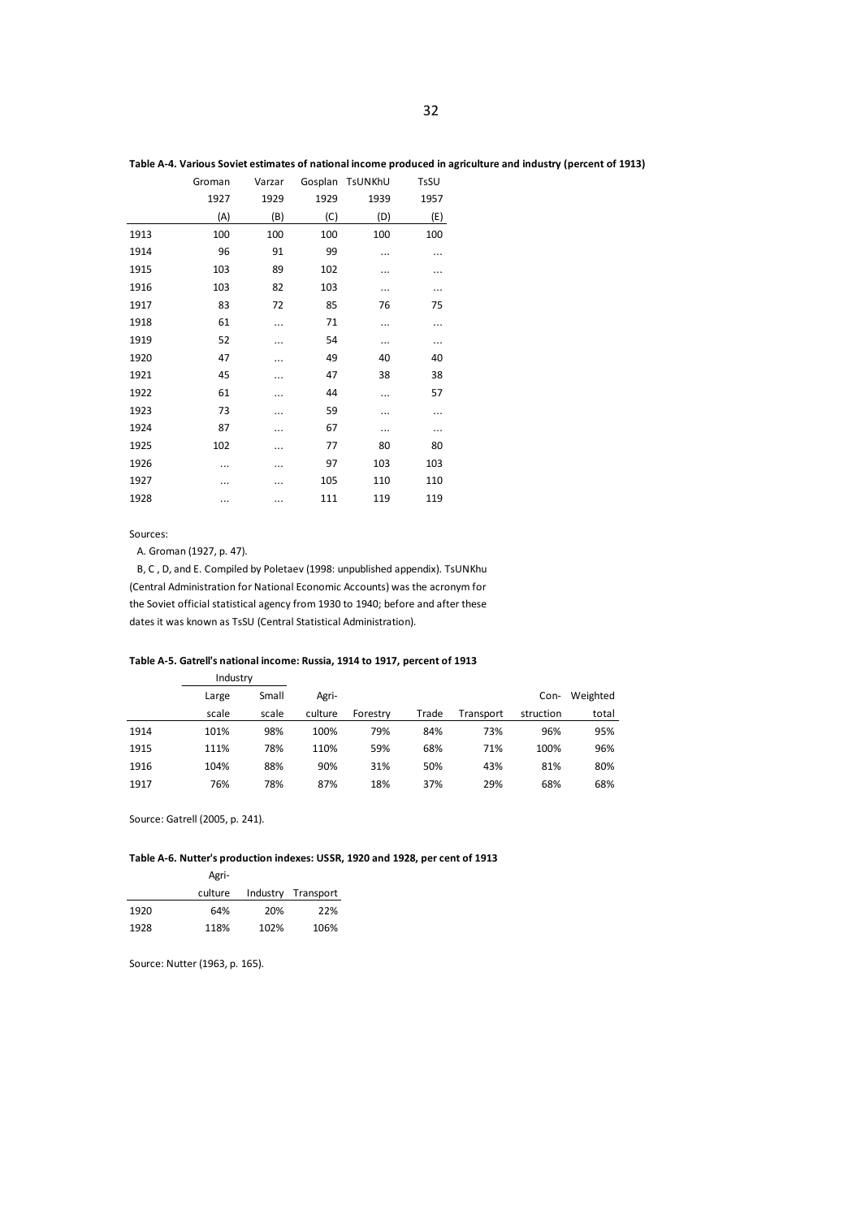**Table A-4. Various Soviet estimates of national income produced in agriculture and industry (percent of 1913)**

| | Groman | Varzar | Gosplan | TsUNKhU | TsSU |
|---|---|---|---|---|---|
| | 1927 | 1929 | 1929 | 1939 | 1957 |
| | (A) | (B) | (C) | (D) | (E) |
| 1913 | 100 | 100 | 100 | 100 | 100 |
| 1914 | 96 | 91 | 99 | … | … |
| 1915 | 103 | 89 | 102 | … | … |
| 1916 | 103 | 82 | 103 | … | … |
| 1917 | 83 | 72 | 85 | 76 | 75 |
| 1918 | 61 | … | 71 | … | … |
| 1919 | 52 | … | 54 | … | … |
| 1920 | 47 | … | 49 | 40 | 40 |
| 1921 | 45 | … | 47 | 38 | 38 |
| 1922 | 61 | … | 44 | … | 57 |
| 1923 | 73 | … | 59 | … | … |
| 1924 | 87 | … | 67 | … | … |
| 1925 | 102 | … | 77 | 80 | 80 |
| 1926 | … | … | 97 | 103 | 103 |
| 1927 | … | … | 105 | 110 | 110 |
| 1928 | … | … | 111 | 119 | 119 |

Sources:

A. Groman (1927, p. 47).

B, C , D, and E. Compiled by Poletaev (1998: unpublished appendix). TsUNKhu (Central Administration for National Economic Accounts) was the acronym for the Soviet official statistical agency from 1930 to 1940; before and after these dates it was known as TsSU (Central Statistical Administration).

**Table A-5. Gatrell's national income: Russia, 1914 to 1917, percent of 1913**

| | Industry | | | | | | | |
|---|---|---|---|---|---|---|---|---|
| | Large scale | Small scale | Agri-culture | Forestry | Trade | Transport | Con-struction | Weighted total |
| 1914 | 101% | 98% | 100% | 79% | 84% | 73% | 96% | 95% |
| 1915 | 111% | 78% | 110% | 59% | 68% | 71% | 100% | 96% |
| 1916 | 104% | 88% | 90% | 31% | 50% | 43% | 81% | 80% |
| 1917 | 76% | 78% | 87% | 18% | 37% | 29% | 68% | 68% |

Source: Gatrell (2005, p. 241).

**Table A-6. Nutter's production indexes: USSR, 1920 and 1928, per cent of 1913**

| | Agri-culture | Industry | Transport |
|---|---|---|---|
| 1920 | 64% | 20% | 22% |
| 1928 | 118% | 102% | 106% |

Source: Nutter (1963, p. 165).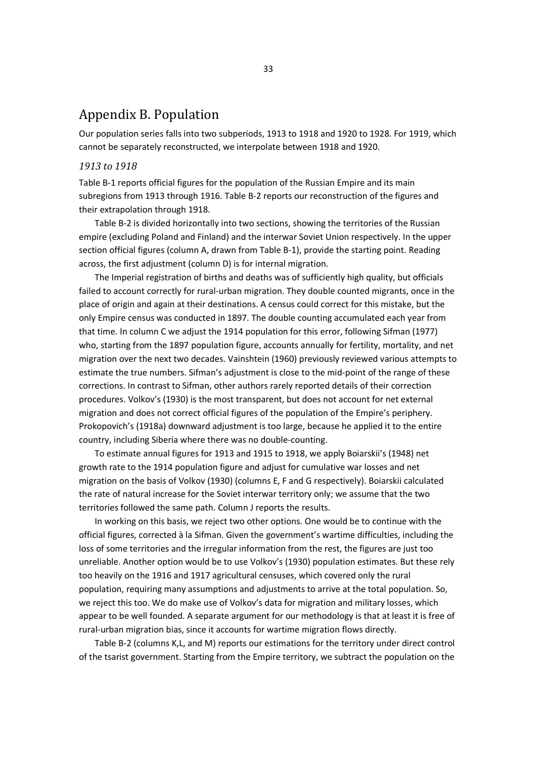# Appendix B. Population

Our population series falls into two subperiods, 1913 to 1918 and 1920 to 1928. For 1919, which cannot be separately reconstructed, we interpolate between 1918 and 1920.

### *1913 to 1918*

Table B-1 reports official figures for the population of the Russian Empire and its main subregions from 1913 through 1916. Table B-2 reports our reconstruction of the figures and their extrapolation through 1918.

Table B-2 is divided horizontally into two sections, showing the territories of the Russian empire (excluding Poland and Finland) and the interwar Soviet Union respectively. In the upper section official figures (column A, drawn from Table B-1), provide the starting point. Reading across, the first adjustment (column D) is for internal migration.

The Imperial registration of births and deaths was of sufficiently high quality, but officials failed to account correctly for rural-urban migration. They double counted migrants, once in the place of origin and again at their destinations. A census could correct for this mistake, but the only Empire census was conducted in 1897. The double counting accumulated each year from that time. In column C we adjust the 1914 population for this error, following Sifman (1977) who, starting from the 1897 population figure, accounts annually for fertility, mortality, and net migration over the next two decades. Vainshtein (1960) previously reviewed various attempts to estimate the true numbers. Sifman's adjustment is close to the mid-point of the range of these corrections. In contrast to Sifman, other authors rarely reported details of their correction procedures. Volkov's (1930) is the most transparent, but does not account for net external migration and does not correct official figures of the population of the Empire's periphery. Prokopovich's (1918a) downward adjustment is too large, because he applied it to the entire country, including Siberia where there was no double-counting.

To estimate annual figures for 1913 and 1915 to 1918, we apply Boiarskii's (1948) net growth rate to the 1914 population figure and adjust for cumulative war losses and net migration on the basis of Volkov (1930) (columns E, F and G respectively). Boiarskii calculated the rate of natural increase for the Soviet interwar territory only; we assume that the two territories followed the same path. Column J reports the results.

In working on this basis, we reject two other options. One would be to continue with the official figures, corrected à la Sifman. Given the government's wartime difficulties, including the loss of some territories and the irregular information from the rest, the figures are just too unreliable. Another option would be to use Volkov's (1930) population estimates. But these rely too heavily on the 1916 and 1917 agricultural censuses, which covered only the rural population, requiring many assumptions and adjustments to arrive at the total population. So, we reject this too. We do make use of Volkov's data for migration and military losses, which appear to be well founded. A separate argument for our methodology is that at least it is free of rural-urban migration bias, since it accounts for wartime migration flows directly.

Table B-2 (columns K,L, and M) reports our estimations for the territory under direct control of the tsarist government. Starting from the Empire territory, we subtract the population on the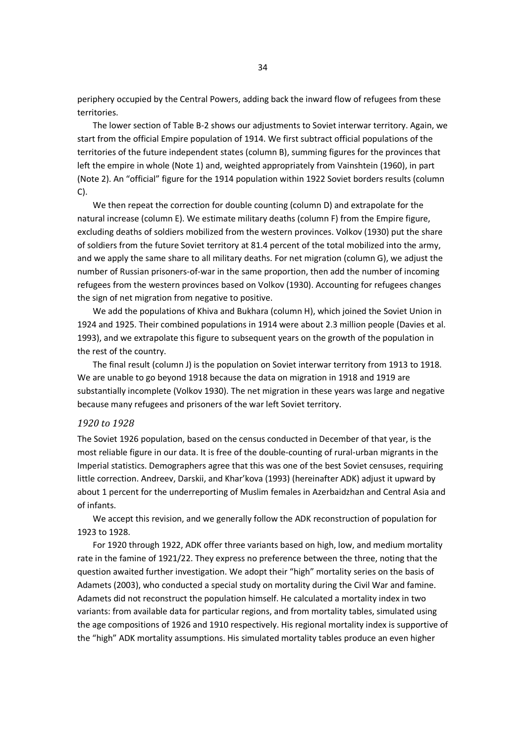periphery occupied by the Central Powers, adding back the inward flow of refugees from these territories.

The lower section of Table B-2 shows our adjustments to Soviet interwar territory. Again, we start from the official Empire population of 1914. We first subtract official populations of the territories of the future independent states (column B), summing figures for the provinces that left the empire in whole (Note 1) and, weighted appropriately from Vainshtein (1960), in part (Note 2). An "official" figure for the 1914 population within 1922 Soviet borders results (column C).

We then repeat the correction for double counting (column D) and extrapolate for the natural increase (column E). We estimate military deaths (column F) from the Empire figure, excluding deaths of soldiers mobilized from the western provinces. Volkov (1930) put the share of soldiers from the future Soviet territory at 81.4 percent of the total mobilized into the army, and we apply the same share to all military deaths. For net migration (column G), we adjust the number of Russian prisoners-of-war in the same proportion, then add the number of incoming refugees from the western provinces based on Volkov (1930). Accounting for refugees changes the sign of net migration from negative to positive.

We add the populations of Khiva and Bukhara (column H), which joined the Soviet Union in 1924 and 1925. Their combined populations in 1914 were about 2.3 million people (Davies et al. 1993), and we extrapolate this figure to subsequent years on the growth of the population in the rest of the country.

The final result (column J) is the population on Soviet interwar territory from 1913 to 1918. We are unable to go beyond 1918 because the data on migration in 1918 and 1919 are substantially incomplete (Volkov 1930). The net migration in these years was large and negative because many refugees and prisoners of the war left Soviet territory.

### *1920 to 1928*

The Soviet 1926 population, based on the census conducted in December of that year, is the most reliable figure in our data. It is free of the double-counting of rural-urban migrants in the Imperial statistics. Demographers agree that this was one of the best Soviet censuses, requiring little correction. Andreev, Darskii, and Khar'kova (1993) (hereinafter ADK) adjust it upward by about 1 percent for the underreporting of Muslim females in Azerbaidzhan and Central Asia and of infants.

We accept this revision, and we generally follow the ADK reconstruction of population for 1923 to 1928.

For 1920 through 1922, ADK offer three variants based on high, low, and medium mortality rate in the famine of 1921/22. They express no preference between the three, noting that the question awaited further investigation. We adopt their "high" mortality series on the basis of Adamets (2003), who conducted a special study on mortality during the Civil War and famine. Adamets did not reconstruct the population himself. He calculated a mortality index in two variants: from available data for particular regions, and from mortality tables, simulated using the age compositions of 1926 and 1910 respectively. His regional mortality index is supportive of the "high" ADK mortality assumptions. His simulated mortality tables produce an even higher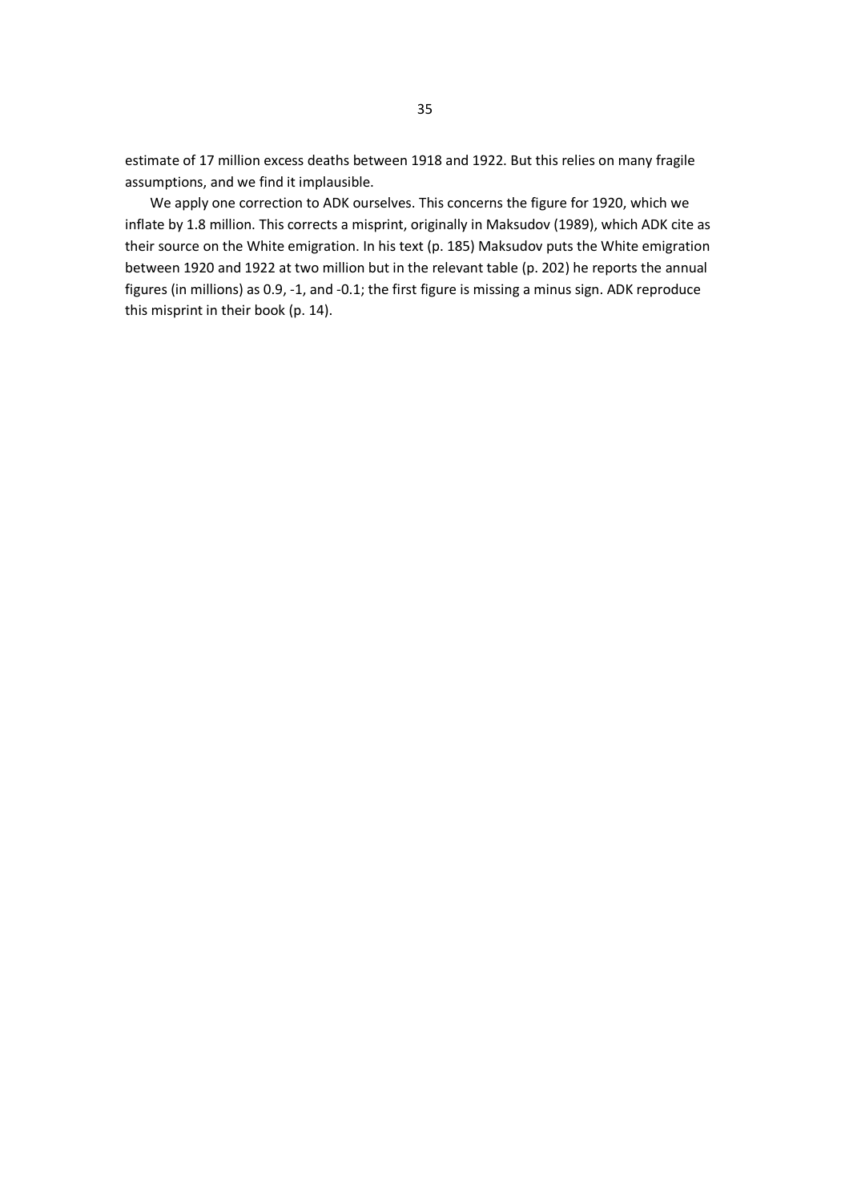estimate of 17 million excess deaths between 1918 and 1922. But this relies on many fragile assumptions, and we find it implausible.

We apply one correction to ADK ourselves. This concerns the figure for 1920, which we inflate by 1.8 million. This corrects a misprint, originally in Maksudov (1989), which ADK cite as their source on the White emigration. In his text (p. 185) Maksudov puts the White emigration between 1920 and 1922 at two million but in the relevant table (p. 202) he reports the annual figures (in millions) as 0.9, -1, and -0.1; the first figure is missing a minus sign. ADK reproduce this misprint in their book (p. 14).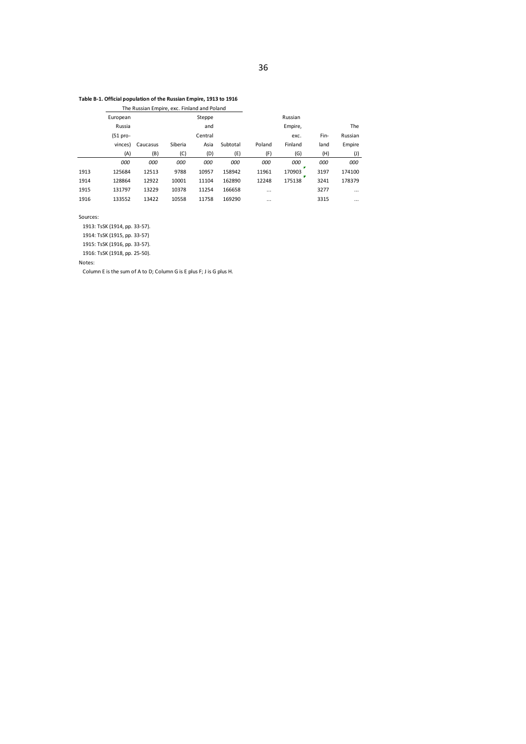**Table B-1. Official population of the Russian Empire, 1913 to 1916**

| | The Russian Empire, exc. Finland and Poland | | | | | | | | |
|---|---|---|---|---|---|---|---|---|---|
| | European Russia (51 provinces) | Caucasus | Siberia | Steppe and Central Asia | Subtotal | Poland | Russian Empire, exc. Finland | Finland | The Russian Empire |
| | (A) | (B) | (C) | (D) | (E) | (F) | (G) | (H) | (J) |
| | *000* | *000* | *000* | *000* | *000* | *000* | *000* | *000* | *000* |
| 1913 | 125684 | 12513 | 9788 | 10957 | 158942 | 11961 | 170903 | 3197 | 174100 |
| 1914 | 128864 | 12922 | 10001 | 11104 | 162890 | 12248 | 175138 | 3241 | 178379 |
| 1915 | 131797 | 13229 | 10378 | 11254 | 166658 | ... | | 3277 | ... |
| 1916 | 133552 | 13422 | 10558 | 11758 | 169290 | ... | | 3315 | ... |

Sources:

1913: TsSK (1914, pp. 33-57).
1914: TsSK (1915, pp. 33-57)
1915: TsSK (1916, pp. 33-57).
1916: TsSK (1918, pp. 25-50).

Notes:

Column E is the sum of A to D; Column G is E plus F; J is G plus H.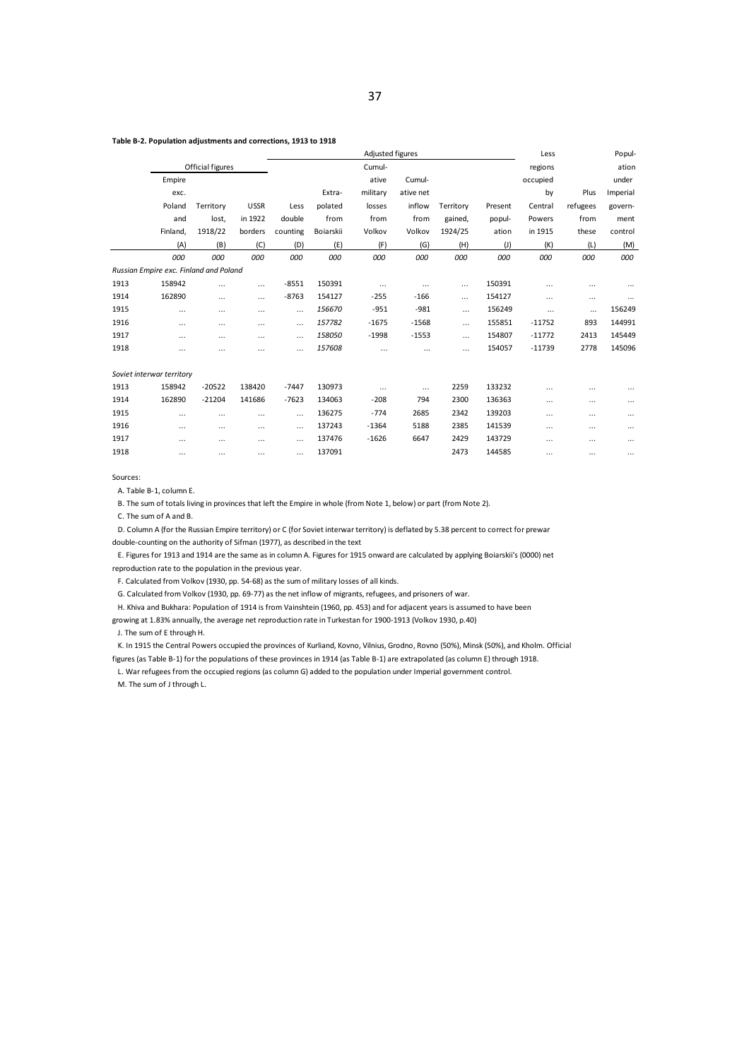**Table B-2. Population adjustments and corrections, 1913 to 1918**

| | Official figures | | | Adjusted figures | | | | | | Less | | Popul- |
|---|---|---|---|---|---|---|---|---|---|---|---|---|
| | Empire exc. Poland and Finland, | Territory lost, 1918/22 | USSR in 1922 borders | Less double counting | Extra-polated from Boiarskii | Cumul-ative military losses from Volkov | Cumul-ative net inflow from Volkov | Territory gained, 1924/25 | Present popul-ation | regions occupied by Central Powers in 1915 | Plus refugees from these | ation under Imperial govern-ment control |
| | (A) | (B) | (C) | (D) | (E) | (F) | (G) | (H) | (J) | (K) | (L) | (M) |
| | *000* | *000* | *000* | *000* | *000* | *000* | *000* | *000* | *000* | *000* | *000* | *000* |
| *Russian Empire exc. Finland and Poland* | | | | | | | | | | | | |
| 1913 | 158942 | … | … | -8551 | 150391 | … | … | … | 150391 | … | … | … |
| 1914 | 162890 | … | … | -8763 | 154127 | -255 | -166 | … | 154127 | … | … | … |
| 1915 | … | … | … | … | *156670* | -951 | -981 | … | 156249 | … | … | 156249 |
| 1916 | … | … | … | … | *157782* | -1675 | -1568 | … | 155851 | -11752 | 893 | 144991 |
| 1917 | … | … | … | … | *158050* | -1998 | -1553 | … | 154807 | -11772 | 2413 | 145449 |
| 1918 | … | … | … | … | *157608* | … | … | … | 154057 | -11739 | 2778 | 145096 |
| *Soviet interwar territory* | | | | | | | | | | | | |
| 1913 | 158942 | -20522 | 138420 | -7447 | 130973 | … | … | 2259 | 133232 | … | … | … |
| 1914 | 162890 | -21204 | 141686 | -7623 | 134063 | -208 | 794 | 2300 | 136363 | … | … | … |
| 1915 | … | … | … | … | 136275 | -774 | 2685 | 2342 | 139203 | … | … | … |
| 1916 | … | … | … | … | 137243 | -1364 | 5188 | 2385 | 141539 | … | … | … |
| 1917 | … | … | … | … | 137476 | -1626 | 6647 | 2429 | 143729 | … | … | … |
| 1918 | … | … | … | … | 137091 | | | 2473 | 144585 | … | … | … |

Sources:

A. Table B-1, column E.

B. The sum of totals living in provinces that left the Empire in whole (from Note 1, below) or part (from Note 2).

C. The sum of A and B.

D. Column A (for the Russian Empire territory) or C (for Soviet interwar territory) is deflated by 5.38 percent to correct for prewar double-counting on the authority of Sifman (1977), as described in the text

E. Figures for 1913 and 1914 are the same as in column A. Figures for 1915 onward are calculated by applying Boiarskii's (0000) net reproduction rate to the population in the previous year.

F. Calculated from Volkov (1930, pp. 54-68) as the sum of military losses of all kinds.

G. Calculated from Volkov (1930, pp. 69-77) as the net inflow of migrants, refugees, and prisoners of war.

H. Khiva and Bukhara: Population of 1914 is from Vainshtein (1960, pp. 453) and for adjacent years is assumed to have been growing at 1.83% annually, the average net reproduction rate in Turkestan for 1900-1913 (Volkov 1930, p.40)

J. The sum of E through H.

K. In 1915 the Central Powers occupied the provinces of Kurliand, Kovno, Vilnius, Grodno, Rovno (50%), Minsk (50%), and Kholm. Official figures (as Table B-1) for the populations of these provinces in 1914 (as Table B-1) are extrapolated (as column E) through 1918.

L. War refugees from the occupied regions (as column G) added to the population under Imperial government control.

M. The sum of J through L.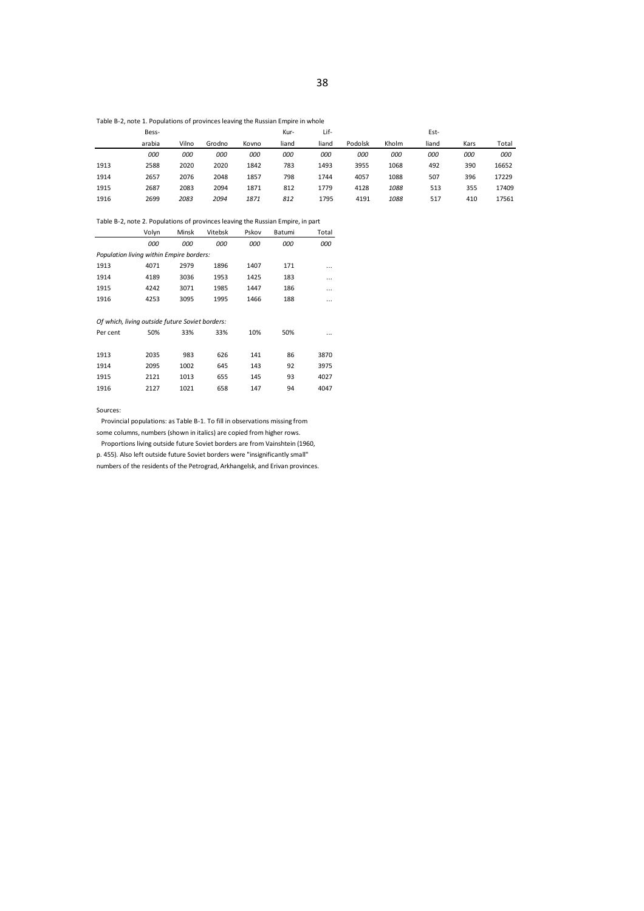Table B-2, note 1. Populations of provinces leaving the Russian Empire in whole

| | Bess-arabia | Vilno | Grodno | Kovno | Kur-liand | Lif-liand | Podolsk | Kholm | Est-liand | Kars | Total |
|---|---|---|---|---|---|---|---|---|---|---|---|
| | *000* | *000* | *000* | *000* | *000* | *000* | *000* | *000* | *000* | *000* | *000* |
| 1913 | 2588 | 2020 | 2020 | 1842 | 783 | 1493 | 3955 | 1068 | 492 | 390 | 16652 |
| 1914 | 2657 | 2076 | 2048 | 1857 | 798 | 1744 | 4057 | 1088 | 507 | 396 | 17229 |
| 1915 | 2687 | 2083 | 2094 | 1871 | 812 | 1779 | 4128 | *1088* | 513 | 355 | 17409 |
| 1916 | 2699 | *2083* | *2094* | *1871* | *812* | 1795 | 4191 | *1088* | 517 | 410 | 17561 |

Table B-2, note 2. Populations of provinces leaving the Russian Empire, in part

| | Volyn | Minsk | Vitebsk | Pskov | Batumi | Total |
|---|---|---|---|---|---|---|
| | *000* | *000* | *000* | *000* | *000* | *000* |
| *Population living within Empire borders:* | | | | | | |
| 1913 | 4071 | 2979 | 1896 | 1407 | 171 | … |
| 1914 | 4189 | 3036 | 1953 | 1425 | 183 | … |
| 1915 | 4242 | 3071 | 1985 | 1447 | 186 | … |
| 1916 | 4253 | 3095 | 1995 | 1466 | 188 | … |
| *Of which, living outside future Soviet borders:* | | | | | | |
| Per cent | 50% | 33% | 33% | 10% | 50% | … |
| 1913 | 2035 | 983 | 626 | 141 | 86 | 3870 |
| 1914 | 2095 | 1002 | 645 | 143 | 92 | 3975 |
| 1915 | 2121 | 1013 | 655 | 145 | 93 | 4027 |
| 1916 | 2127 | 1021 | 658 | 147 | 94 | 4047 |

Sources:

Provincial populations: as Table B-1. To fill in observations missing from some columns, numbers (shown in italics) are copied from higher rows.

Proportions living outside future Soviet borders are from Vainshtein (1960, p. 455). Also left outside future Soviet borders were "insignificantly small" numbers of the residents of the Petrograd, Arkhangelsk, and Erivan provinces.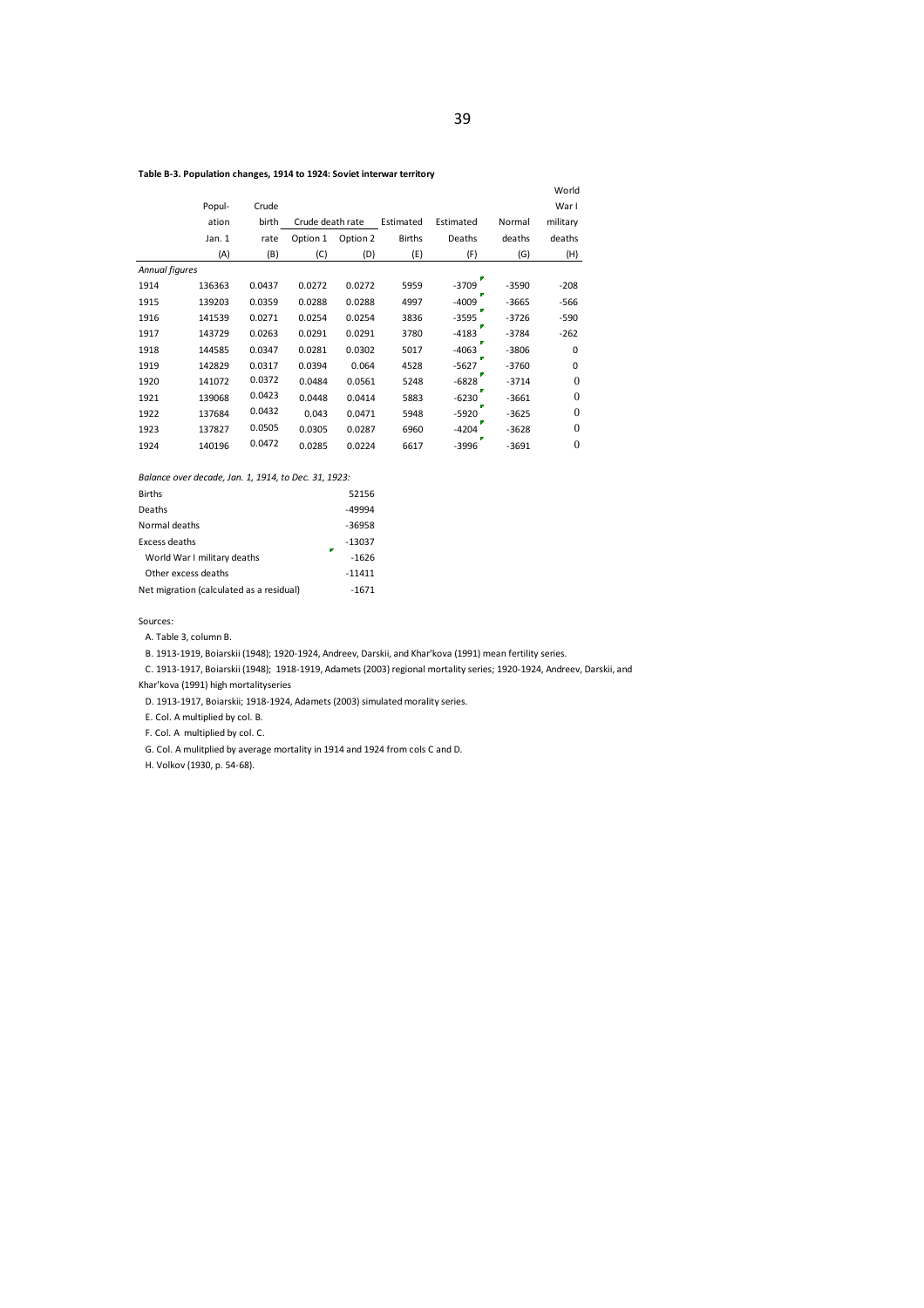**Table B-3. Population changes, 1914 to 1924: Soviet interwar territory**

| | Popul-ation Jan. 1 | Crude birth rate | Crude death rate | | Estimated Births | Estimated Deaths | Normal deaths | World War I military deaths |
|---|---|---|---|---|---|---|---|---|
| | | | Option 1 | Option 2 | | | | |
| | (A) | (B) | (C) | (D) | (E) | (F) | (G) | (H) |
| *Annual figures* | | | | | | | | |
| 1914 | 136363 | 0.0437 | 0.0272 | 0.0272 | 5959 | -3709 | -3590 | -208 |
| 1915 | 139203 | 0.0359 | 0.0288 | 0.0288 | 4997 | -4009 | -3665 | -566 |
| 1916 | 141539 | 0.0271 | 0.0254 | 0.0254 | 3836 | -3595 | -3726 | -590 |
| 1917 | 143729 | 0.0263 | 0.0291 | 0.0291 | 3780 | -4183 | -3784 | -262 |
| 1918 | 144585 | 0.0347 | 0.0281 | 0.0302 | 5017 | -4063 | -3806 | 0 |
| 1919 | 142829 | 0.0317 | 0.0394 | 0.064 | 4528 | -5627 | -3760 | 0 |
| 1920 | 141072 | 0.0372 | 0.0484 | 0.0561 | 5248 | -6828 | -3714 | 0 |
| 1921 | 139068 | 0.0423 | 0.0448 | 0.0414 | 5883 | -6230 | -3661 | 0 |
| 1922 | 137684 | 0.0432 | 0.043 | 0.0471 | 5948 | -5920 | -3625 | 0 |
| 1923 | 137827 | 0.0505 | 0.0305 | 0.0287 | 6960 | -4204 | -3628 | 0 |
| 1924 | 140196 | 0.0472 | 0.0285 | 0.0224 | 6617 | -3996 | -3691 | 0 |

*Balance over decade, Jan. 1, 1914, to Dec. 31, 1923:*

| | |
|---|---|
| Births | 52156 |
| Deaths | -49994 |
| Normal deaths | -36958 |
| Excess deaths | -13037 |
| World War I military deaths | -1626 |
| Other excess deaths | -11411 |
| Net migration (calculated as a residual) | -1671 |

Sources:

A. Table 3, column B.

B. 1913-1919, Boiarskii (1948); 1920-1924, Andreev, Darskii, and Khar'kova (1991) mean fertility series.

C. 1913-1917, Boiarskii (1948); 1918-1919, Adamets (2003) regional mortality series; 1920-1924, Andreev, Darskii, and Khar'kova (1991) high mortalityseries

D. 1913-1917, Boiarskii; 1918-1924, Adamets (2003) simulated morality series.

E. Col. A multiplied by col. B.

F. Col. A multiplied by col. C.

G. Col. A mulitplied by average mortality in 1914 and 1924 from cols C and D.

H. Volkov (1930, p. 54-68).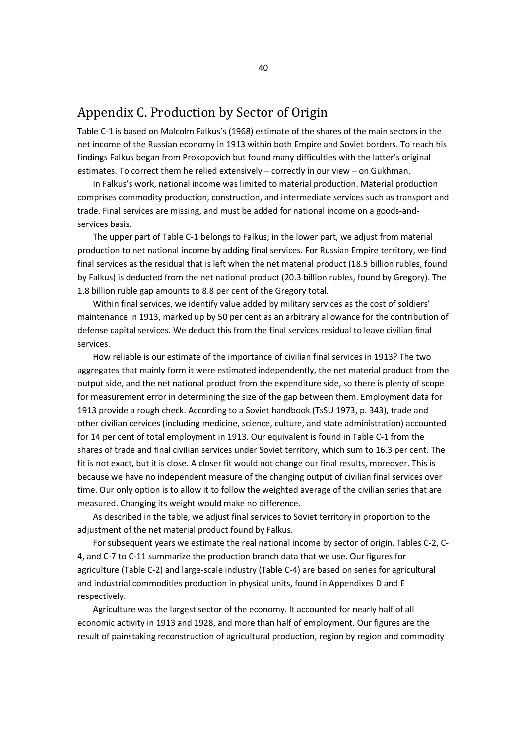# Appendix C. Production by Sector of Origin

Table C-1 is based on Malcolm Falkus's (1968) estimate of the shares of the main sectors in the net income of the Russian economy in 1913 within both Empire and Soviet borders. To reach his findings Falkus began from Prokopovich but found many difficulties with the latter's original estimates. To correct them he relied extensively – correctly in our view – on Gukhman.

In Falkus's work, national income was limited to material production. Material production comprises commodity production, construction, and intermediate services such as transport and trade. Final services are missing, and must be added for national income on a goods-and-services basis.

The upper part of Table C-1 belongs to Falkus; in the lower part, we adjust from material production to net national income by adding final services. For Russian Empire territory, we find final services as the residual that is left when the net material product (18.5 billion rubles, found by Falkus) is deducted from the net national product (20.3 billion rubles, found by Gregory). The 1.8 billion ruble gap amounts to 8.8 per cent of the Gregory total.

Within final services, we identify value added by military services as the cost of soldiers' maintenance in 1913, marked up by 50 per cent as an arbitrary allowance for the contribution of defense capital services. We deduct this from the final services residual to leave civilian final services.

How reliable is our estimate of the importance of civilian final services in 1913? The two aggregates that mainly form it were estimated independently, the net material product from the output side, and the net national product from the expenditure side, so there is plenty of scope for measurement error in determining the size of the gap between them. Employment data for 1913 provide a rough check. According to a Soviet handbook (TsSU 1973, p. 343), trade and other civilian cervices (including medicine, science, culture, and state administration) accounted for 14 per cent of total employment in 1913. Our equivalent is found in Table C-1 from the shares of trade and final civilian services under Soviet territory, which sum to 16.3 per cent. The fit is not exact, but it is close. A closer fit would not change our final results, moreover. This is because we have no independent measure of the changing output of civilian final services over time. Our only option is to allow it to follow the weighted average of the civilian series that are measured. Changing its weight would make no difference.

As described in the table, we adjust final services to Soviet territory in proportion to the adjustment of the net material product found by Falkus.

For subsequent years we estimate the real national income by sector of origin. Tables C-2, C-4, and C-7 to C-11 summarize the production branch data that we use. Our figures for agriculture (Table C-2) and large-scale industry (Table C-4) are based on series for agricultural and industrial commodities production in physical units, found in Appendixes D and E respectively.

Agriculture was the largest sector of the economy. It accounted for nearly half of all economic activity in 1913 and 1928, and more than half of employment. Our figures are the result of painstaking reconstruction of agricultural production, region by region and commodity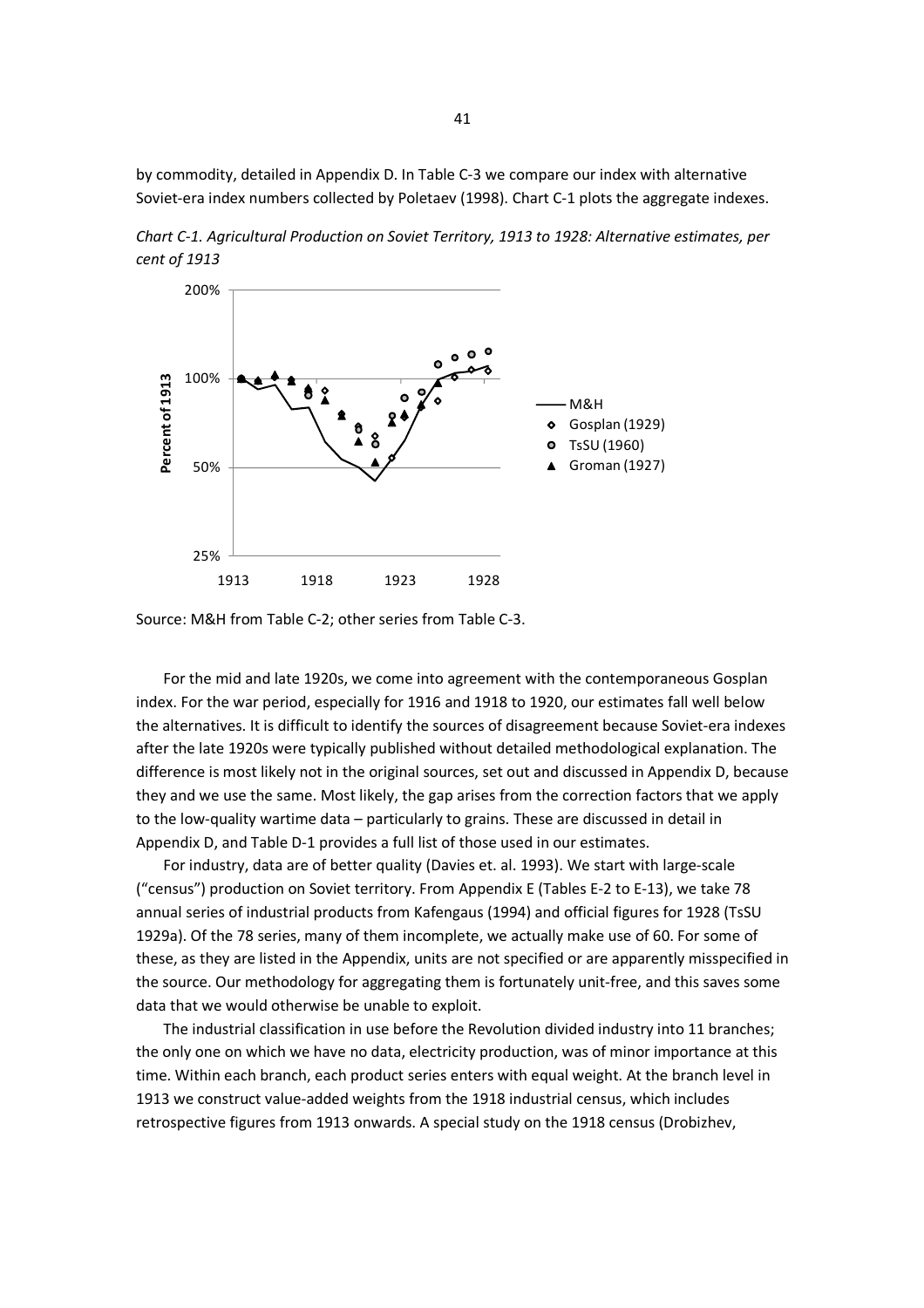by commodity, detailed in Appendix D. In Table C-3 we compare our index with alternative Soviet-era index numbers collected by Poletaev (1998). Chart C-1 plots the aggregate indexes.

*Chart C-1. Agricultural Production on Soviet Territory, 1913 to 1928: Alternative estimates, per cent of 1913*

Source: M&H from Table C-2; other series from Table C-3.

For the mid and late 1920s, we come into agreement with the contemporaneous Gosplan index. For the war period, especially for 1916 and 1918 to 1920, our estimates fall well below the alternatives. It is difficult to identify the sources of disagreement because Soviet-era indexes after the late 1920s were typically published without detailed methodological explanation. The difference is most likely not in the original sources, set out and discussed in Appendix D, because they and we use the same. Most likely, the gap arises from the correction factors that we apply to the low-quality wartime data – particularly to grains. These are discussed in detail in Appendix D, and Table D-1 provides a full list of those used in our estimates.

For industry, data are of better quality (Davies et. al. 1993). We start with large-scale ("census") production on Soviet territory. From Appendix E (Tables E-2 to E-13), we take 78 annual series of industrial products from Kafengaus (1994) and official figures for 1928 (TsSU 1929a). Of the 78 series, many of them incomplete, we actually make use of 60. For some of these, as they are listed in the Appendix, units are not specified or are apparently misspecified in the source. Our methodology for aggregating them is fortunately unit-free, and this saves some data that we would otherwise be unable to exploit.

The industrial classification in use before the Revolution divided industry into 11 branches; the only one on which we have no data, electricity production, was of minor importance at this time. Within each branch, each product series enters with equal weight. At the branch level in 1913 we construct value-added weights from the 1918 industrial census, which includes retrospective figures from 1913 onwards. A special study on the 1918 census (Drobizhev,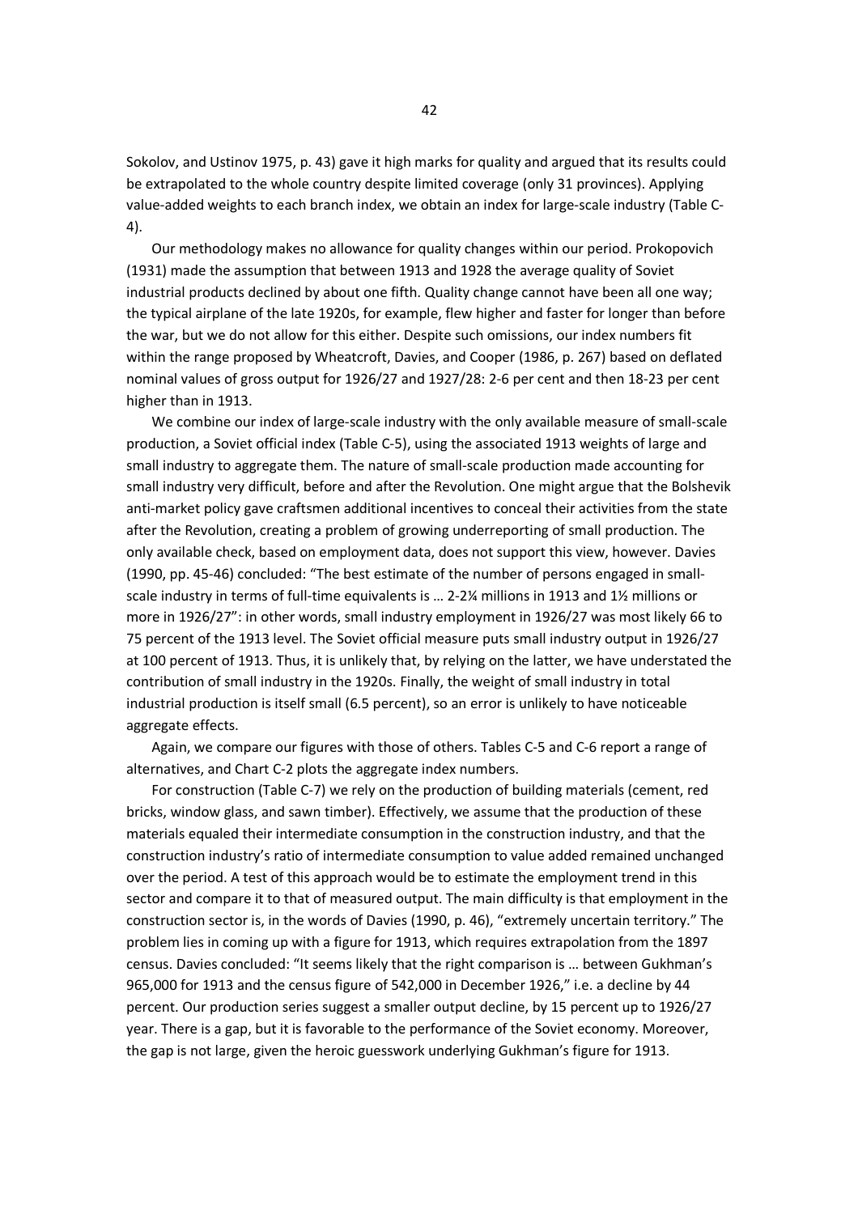Sokolov, and Ustinov 1975, p. 43) gave it high marks for quality and argued that its results could be extrapolated to the whole country despite limited coverage (only 31 provinces). Applying value-added weights to each branch index, we obtain an index for large-scale industry (Table C-4).

Our methodology makes no allowance for quality changes within our period. Prokopovich (1931) made the assumption that between 1913 and 1928 the average quality of Soviet industrial products declined by about one fifth. Quality change cannot have been all one way; the typical airplane of the late 1920s, for example, flew higher and faster for longer than before the war, but we do not allow for this either. Despite such omissions, our index numbers fit within the range proposed by Wheatcroft, Davies, and Cooper (1986, p. 267) based on deflated nominal values of gross output for 1926/27 and 1927/28: 2-6 per cent and then 18-23 per cent higher than in 1913.

We combine our index of large-scale industry with the only available measure of small-scale production, a Soviet official index (Table C-5), using the associated 1913 weights of large and small industry to aggregate them. The nature of small-scale production made accounting for small industry very difficult, before and after the Revolution. One might argue that the Bolshevik anti-market policy gave craftsmen additional incentives to conceal their activities from the state after the Revolution, creating a problem of growing underreporting of small production. The only available check, based on employment data, does not support this view, however. Davies (1990, pp. 45-46) concluded: "The best estimate of the number of persons engaged in small-scale industry in terms of full-time equivalents is … 2-2¼ millions in 1913 and 1½ millions or more in 1926/27": in other words, small industry employment in 1926/27 was most likely 66 to 75 percent of the 1913 level. The Soviet official measure puts small industry output in 1926/27 at 100 percent of 1913. Thus, it is unlikely that, by relying on the latter, we have understated the contribution of small industry in the 1920s. Finally, the weight of small industry in total industrial production is itself small (6.5 percent), so an error is unlikely to have noticeable aggregate effects.

Again, we compare our figures with those of others. Tables C-5 and C-6 report a range of alternatives, and Chart C-2 plots the aggregate index numbers.

For construction (Table C-7) we rely on the production of building materials (cement, red bricks, window glass, and sawn timber). Effectively, we assume that the production of these materials equaled their intermediate consumption in the construction industry, and that the construction industry's ratio of intermediate consumption to value added remained unchanged over the period. A test of this approach would be to estimate the employment trend in this sector and compare it to that of measured output. The main difficulty is that employment in the construction sector is, in the words of Davies (1990, p. 46), "extremely uncertain territory." The problem lies in coming up with a figure for 1913, which requires extrapolation from the 1897 census. Davies concluded: "It seems likely that the right comparison is … between Gukhman's 965,000 for 1913 and the census figure of 542,000 in December 1926," i.e. a decline by 44 percent. Our production series suggest a smaller output decline, by 15 percent up to 1926/27 year. There is a gap, but it is favorable to the performance of the Soviet economy. Moreover, the gap is not large, given the heroic guesswork underlying Gukhman's figure for 1913.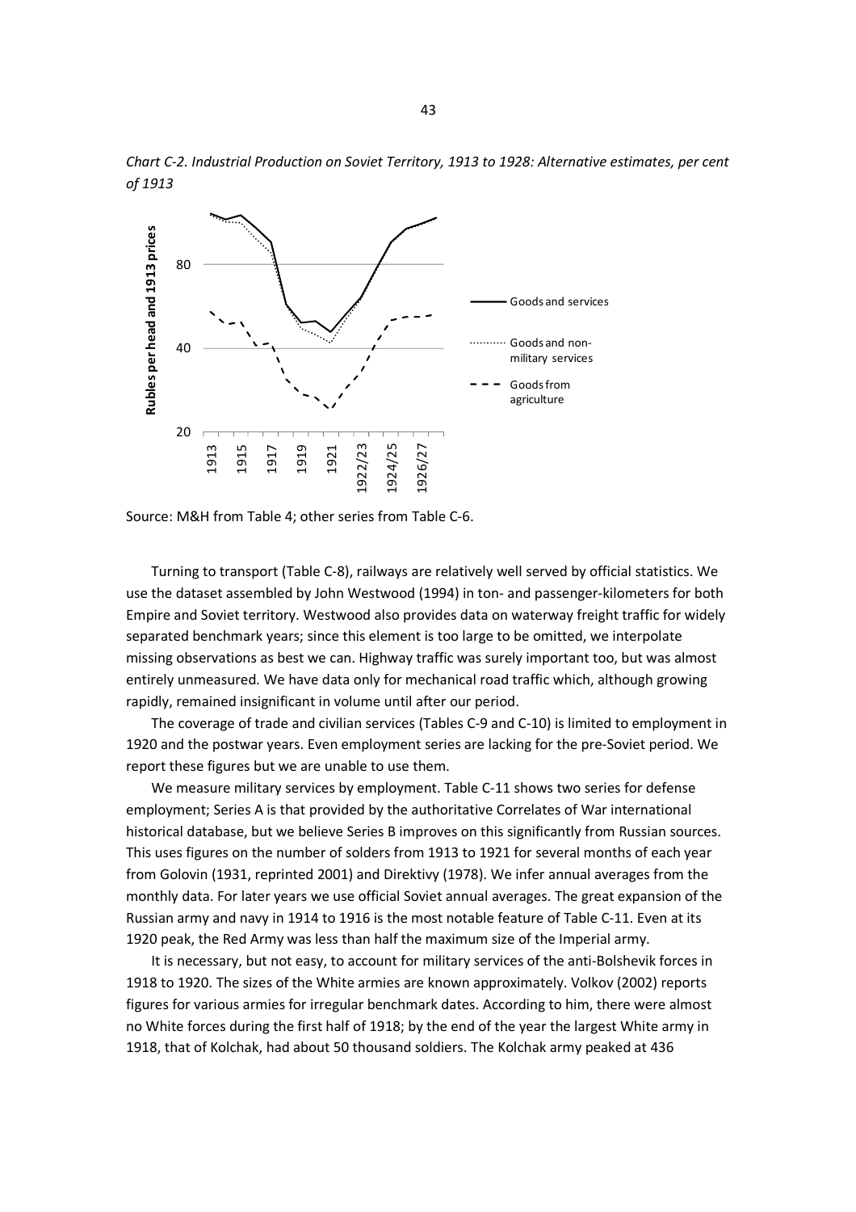*Chart C-2. Industrial Production on Soviet Territory, 1913 to 1928: Alternative estimates, per cent of 1913*

Source: M&H from Table 4; other series from Table C-6.

Turning to transport (Table C-8), railways are relatively well served by official statistics. We use the dataset assembled by John Westwood (1994) in ton- and passenger-kilometers for both Empire and Soviet territory. Westwood also provides data on waterway freight traffic for widely separated benchmark years; since this element is too large to be omitted, we interpolate missing observations as best we can. Highway traffic was surely important too, but was almost entirely unmeasured. We have data only for mechanical road traffic which, although growing rapidly, remained insignificant in volume until after our period.

The coverage of trade and civilian services (Tables C-9 and C-10) is limited to employment in 1920 and the postwar years. Even employment series are lacking for the pre-Soviet period. We report these figures but we are unable to use them.

We measure military services by employment. Table C-11 shows two series for defense employment; Series A is that provided by the authoritative Correlates of War international historical database, but we believe Series B improves on this significantly from Russian sources. This uses figures on the number of solders from 1913 to 1921 for several months of each year from Golovin (1931, reprinted 2001) and Direktivy (1978). We infer annual averages from the monthly data. For later years we use official Soviet annual averages. The great expansion of the Russian army and navy in 1914 to 1916 is the most notable feature of Table C-11. Even at its 1920 peak, the Red Army was less than half the maximum size of the Imperial army.

It is necessary, but not easy, to account for military services of the anti-Bolshevik forces in 1918 to 1920. The sizes of the White armies are known approximately. Volkov (2002) reports figures for various armies for irregular benchmark dates. According to him, there were almost no White forces during the first half of 1918; by the end of the year the largest White army in 1918, that of Kolchak, had about 50 thousand soldiers. The Kolchak army peaked at 436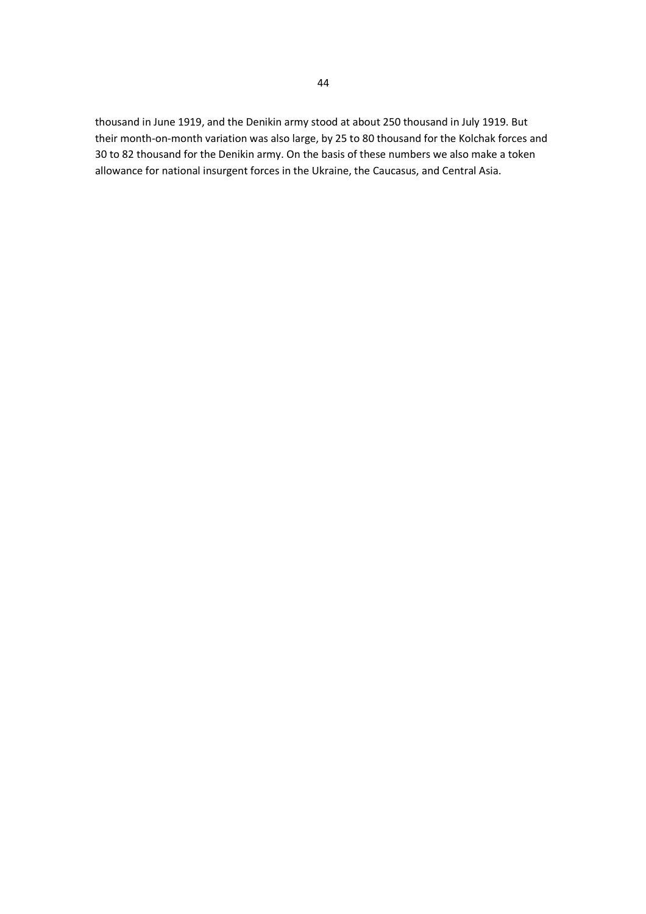thousand in June 1919, and the Denikin army stood at about 250 thousand in July 1919. But their month-on-month variation was also large, by 25 to 80 thousand for the Kolchak forces and 30 to 82 thousand for the Denikin army. On the basis of these numbers we also make a token allowance for national insurgent forces in the Ukraine, the Caucasus, and Central Asia.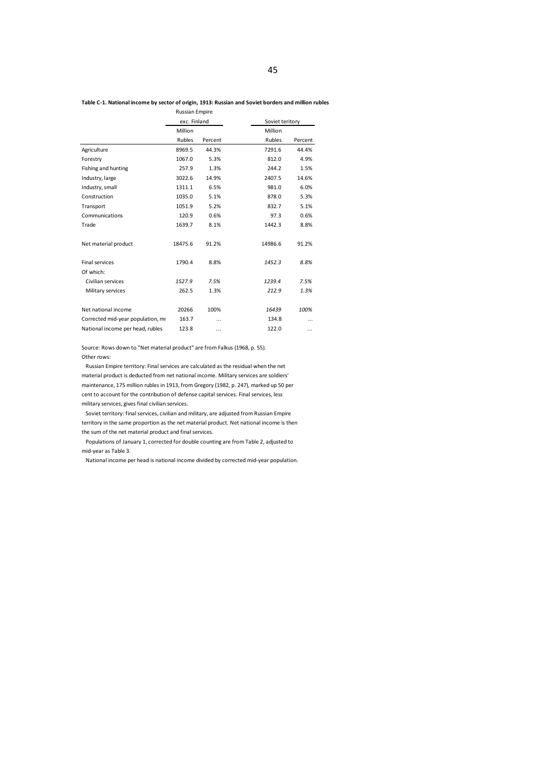**Table C-1. National income by sector of origin, 1913: Russian and Soviet borders and million rubles**

| | Russian Empire exc. Finland | | Soviet teritory | |
|---|---|---|---|---|
| | Million Rubles | Percent | Million Rubles | Percent |
| Agriculture | 8969.5 | 44.3% | 7291.6 | 44.4% |
| Forestry | 1067.0 | 5.3% | 812.0 | 4.9% |
| Fishing and hunting | 257.9 | 1.3% | 244.2 | 1.5% |
| Industry, large | 3022.6 | 14.9% | 2407.5 | 14.6% |
| Industry, small | 1311.1 | 6.5% | 981.0 | 6.0% |
| Construction | 1035.0 | 5.1% | 878.0 | 5.3% |
| Transport | 1051.9 | 5.2% | 832.7 | 5.1% |
| Communications | 120.9 | 0.6% | 97.3 | 0.6% |
| Trade | 1639.7 | 8.1% | 1442.3 | 8.8% |
| Net material product | 18475.6 | 91.2% | 14986.6 | 91.2% |
| Final services | 1790.4 | 8.8% | *1452.3* | *8.8%* |
| Of which: | | | | |
| Civilian services | *1527.9* | *7.5%* | *1239.4* | *7.5%* |
| Military services | 262.5 | 1.3% | *212.9* | *1.3%* |
| Net national income | 20266 | 100% | *16439* | *100%* |
| Corrected mid-year population, mr | 163.7 | ... | 134.8 | ... |
| National income per head, rubles | 123.8 | ... | 122.0 | ... |

Source: Rows down to "Net material product" are from Falkus (1968, p. 55).

Other rows:

Russian Empire territory: Final services are calculated as the residual when the net material product is deducted from net national income. Military services are soldiers' maintenance, 175 million rubles in 1913, from Gregory (1982, p. 247), marked up 50 per cent to account for the contribution of defense capital services. Final services, less military services, gives final civilian services.

Soviet territory: final services, civilian and military, are adjusted from Russian Empire territory in the same proportion as the net material product. Net national income is then the sum of the net material product and final services.

Populations of January 1, corrected for double counting are from Table 2, adjusted to mid-year as Table 3.

National income per head is national income divided by corrected mid-year population.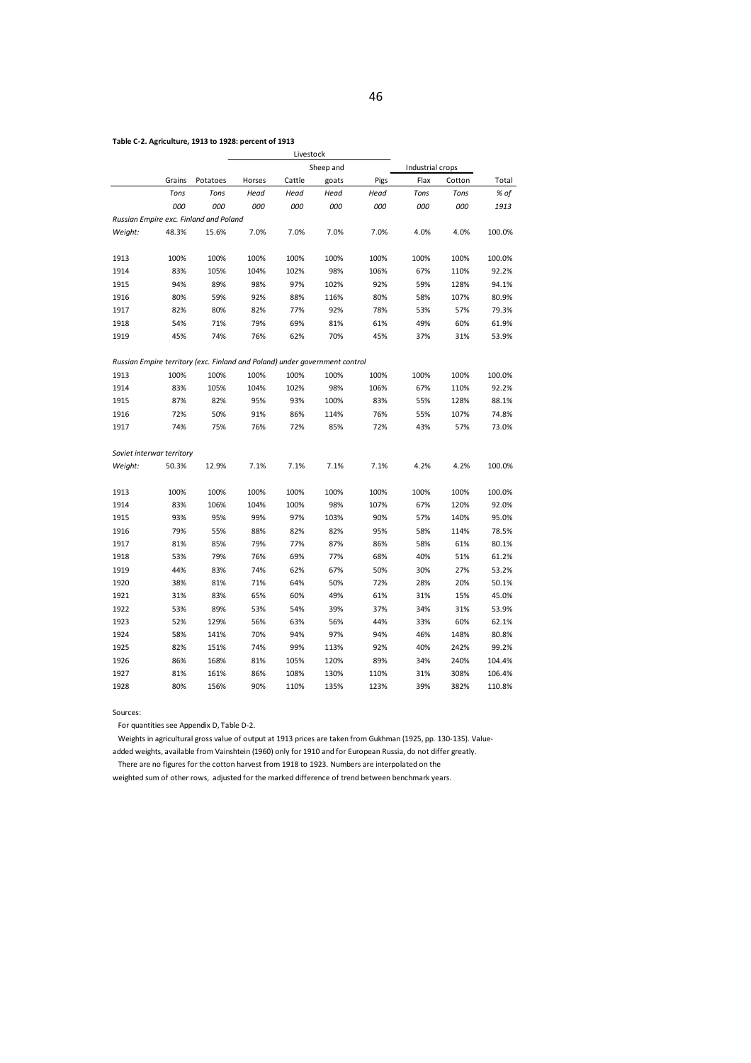**Table C-2. Agriculture, 1913 to 1928: percent of 1913**

| | | | Livestock | | | | Industrial crops | | |
|---|---|---|---|---|---|---|---|---|---|
| | | | | | Sheep and | | | | |
| | Grains | Potatoes | Horses | Cattle | goats | Pigs | Flax | Cotton | Total |
| | *Tons* | *Tons* | *Head* | *Head* | *Head* | *Head* | *Tons* | *Tons* | *% of* |
| | *000* | *000* | *000* | *000* | *000* | *000* | *000* | *000* | *1913* |
| *Russian Empire exc. Finland and Poland* | | | | | | | | | |
| *Weight:* | 48.3% | 15.6% | 7.0% | 7.0% | 7.0% | 7.0% | 4.0% | 4.0% | 100.0% |
| 1913 | 100% | 100% | 100% | 100% | 100% | 100% | 100% | 100% | 100.0% |
| 1914 | 83% | 105% | 104% | 102% | 98% | 106% | 67% | 110% | 92.2% |
| 1915 | 94% | 89% | 98% | 97% | 102% | 92% | 59% | 128% | 94.1% |
| 1916 | 80% | 59% | 92% | 88% | 116% | 80% | 58% | 107% | 80.9% |
| 1917 | 82% | 80% | 82% | 77% | 92% | 78% | 53% | 57% | 79.3% |
| 1918 | 54% | 71% | 79% | 69% | 81% | 61% | 49% | 60% | 61.9% |
| 1919 | 45% | 74% | 76% | 62% | 70% | 45% | 37% | 31% | 53.9% |
| *Russian Empire territory (exc. Finland and Poland) under government control* | | | | | | | | | |
| 1913 | 100% | 100% | 100% | 100% | 100% | 100% | 100% | 100% | 100.0% |
| 1914 | 83% | 105% | 104% | 102% | 98% | 106% | 67% | 110% | 92.2% |
| 1915 | 87% | 82% | 95% | 93% | 100% | 83% | 55% | 128% | 88.1% |
| 1916 | 72% | 50% | 91% | 86% | 114% | 76% | 55% | 107% | 74.8% |
| 1917 | 74% | 75% | 76% | 72% | 85% | 72% | 43% | 57% | 73.0% |
| *Soviet interwar territory* | | | | | | | | | |
| *Weight:* | 50.3% | 12.9% | 7.1% | 7.1% | 7.1% | 7.1% | 4.2% | 4.2% | 100.0% |
| 1913 | 100% | 100% | 100% | 100% | 100% | 100% | 100% | 100% | 100.0% |
| 1914 | 83% | 106% | 104% | 100% | 98% | 107% | 67% | 120% | 92.0% |
| 1915 | 93% | 95% | 99% | 97% | 103% | 90% | 57% | 140% | 95.0% |
| 1916 | 79% | 55% | 88% | 82% | 82% | 95% | 58% | 114% | 78.5% |
| 1917 | 81% | 85% | 79% | 77% | 87% | 86% | 58% | 61% | 80.1% |
| 1918 | 53% | 79% | 76% | 69% | 77% | 68% | 40% | 51% | 61.2% |
| 1919 | 44% | 83% | 74% | 62% | 67% | 50% | 30% | 27% | 53.2% |
| 1920 | 38% | 81% | 71% | 64% | 50% | 72% | 28% | 20% | 50.1% |
| 1921 | 31% | 83% | 65% | 60% | 49% | 61% | 31% | 15% | 45.0% |
| 1922 | 53% | 89% | 53% | 54% | 39% | 37% | 34% | 31% | 53.9% |
| 1923 | 52% | 129% | 56% | 63% | 56% | 44% | 33% | 60% | 62.1% |
| 1924 | 58% | 141% | 70% | 94% | 97% | 94% | 46% | 148% | 80.8% |
| 1925 | 82% | 151% | 74% | 99% | 113% | 92% | 40% | 242% | 99.2% |
| 1926 | 86% | 168% | 81% | 105% | 120% | 89% | 34% | 240% | 104.4% |
| 1927 | 81% | 161% | 86% | 108% | 130% | 110% | 31% | 308% | 106.4% |
| 1928 | 80% | 156% | 90% | 110% | 135% | 123% | 39% | 382% | 110.8% |

Sources:

For quantities see Appendix D, Table D-2.

Weights in agricultural gross value of output at 1913 prices are taken from Gukhman (1925, pp. 130-135). Value-added weights, available from Vainshtein (1960) only for 1910 and for European Russia, do not differ greatly.

There are no figures for the cotton harvest from 1918 to 1923. Numbers are interpolated on the weighted sum of other rows, adjusted for the marked difference of trend between benchmark years.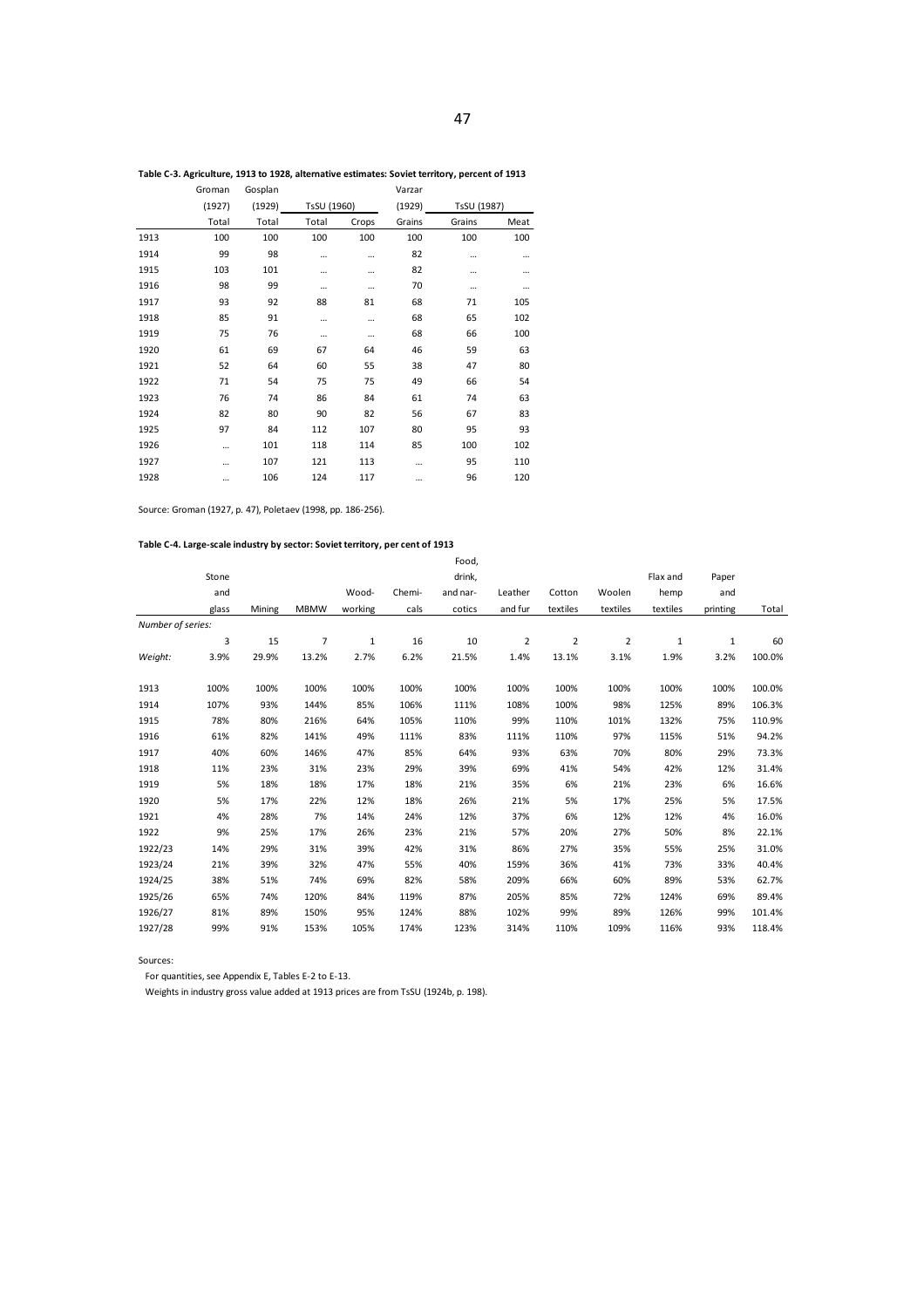**Table C-3. Agriculture, 1913 to 1928, alternative estimates: Soviet territory, percent of 1913**

| | Groman | Gosplan | TsSU (1960) | | Varzar | TsSU (1987) | |
|---|---|---|---|---|---|---|---|
| | (1927) | (1929) | | | (1929) | | |
| | Total | Total | Total | Crops | Grains | Grains | Meat |
| 1913 | 100 | 100 | 100 | 100 | 100 | 100 | 100 |
| 1914 | 99 | 98 | … | … | 82 | … | … |
| 1915 | 103 | 101 | … | … | 82 | … | … |
| 1916 | 98 | 99 | … | … | 70 | … | … |
| 1917 | 93 | 92 | 88 | 81 | 68 | 71 | 105 |
| 1918 | 85 | 91 | … | … | 68 | 65 | 102 |
| 1919 | 75 | 76 | … | … | 68 | 66 | 100 |
| 1920 | 61 | 69 | 67 | 64 | 46 | 59 | 63 |
| 1921 | 52 | 64 | 60 | 55 | 38 | 47 | 80 |
| 1922 | 71 | 54 | 75 | 75 | 49 | 66 | 54 |
| 1923 | 76 | 74 | 86 | 84 | 61 | 74 | 63 |
| 1924 | 82 | 80 | 90 | 82 | 56 | 67 | 83 |
| 1925 | 97 | 84 | 112 | 107 | 80 | 95 | 93 |
| 1926 | … | 101 | 118 | 114 | 85 | 100 | 102 |
| 1927 | … | 107 | 121 | 113 | … | 95 | 110 |
| 1928 | … | 106 | 124 | 117 | … | 96 | 120 |

Source: Groman (1927, p. 47), Poletaev (1998, pp. 186-256).

**Table C-4. Large-scale industry by sector: Soviet territory, per cent of 1913**

| | Stone and glass | Mining | MBMW | Wood-working | Chemi-cals | Food, drink, and nar-cotics | Leather and fur | Cotton textiles | Woolen textiles | Flax and hemp textiles | Paper and printing | Total |
|---|---|---|---|---|---|---|---|---|---|---|---|---|
| *Number of series:* | | | | | | | | | | | | |
| | 3 | 15 | 7 | 1 | 16 | 10 | 2 | 2 | 2 | 1 | 1 | 60 |
| *Weight:* | 3.9% | 29.9% | 13.2% | 2.7% | 6.2% | 21.5% | 1.4% | 13.1% | 3.1% | 1.9% | 3.2% | 100.0% |
| 1913 | 100% | 100% | 100% | 100% | 100% | 100% | 100% | 100% | 100% | 100% | 100% | 100.0% |
| 1914 | 107% | 93% | 144% | 85% | 106% | 111% | 108% | 100% | 98% | 125% | 89% | 106.3% |
| 1915 | 78% | 80% | 216% | 64% | 105% | 110% | 99% | 110% | 101% | 132% | 75% | 110.9% |
| 1916 | 61% | 82% | 141% | 49% | 111% | 83% | 111% | 110% | 97% | 115% | 51% | 94.2% |
| 1917 | 40% | 60% | 146% | 47% | 85% | 64% | 93% | 63% | 70% | 80% | 29% | 73.3% |
| 1918 | 11% | 23% | 31% | 23% | 29% | 39% | 69% | 41% | 54% | 42% | 12% | 31.4% |
| 1919 | 5% | 18% | 18% | 17% | 18% | 21% | 35% | 6% | 21% | 23% | 6% | 16.6% |
| 1920 | 5% | 17% | 22% | 12% | 18% | 26% | 21% | 5% | 17% | 25% | 5% | 17.5% |
| 1921 | 4% | 28% | 7% | 14% | 24% | 12% | 37% | 6% | 12% | 12% | 4% | 16.0% |
| 1922 | 9% | 25% | 17% | 26% | 23% | 21% | 57% | 20% | 27% | 50% | 8% | 22.1% |
| 1922/23 | 14% | 29% | 31% | 39% | 42% | 31% | 86% | 27% | 35% | 55% | 25% | 31.0% |
| 1923/24 | 21% | 39% | 32% | 47% | 55% | 40% | 159% | 36% | 41% | 73% | 33% | 40.4% |
| 1924/25 | 38% | 51% | 74% | 69% | 82% | 58% | 209% | 66% | 60% | 89% | 53% | 62.7% |
| 1925/26 | 65% | 74% | 120% | 84% | 119% | 87% | 205% | 85% | 72% | 124% | 69% | 89.4% |
| 1926/27 | 81% | 89% | 150% | 95% | 124% | 88% | 102% | 99% | 89% | 126% | 99% | 101.4% |
| 1927/28 | 99% | 91% | 153% | 105% | 174% | 123% | 314% | 110% | 109% | 116% | 93% | 118.4% |

Sources:

For quantities, see Appendix E, Tables E-2 to E-13.

Weights in industry gross value added at 1913 prices are from TsSU (1924b, p. 198).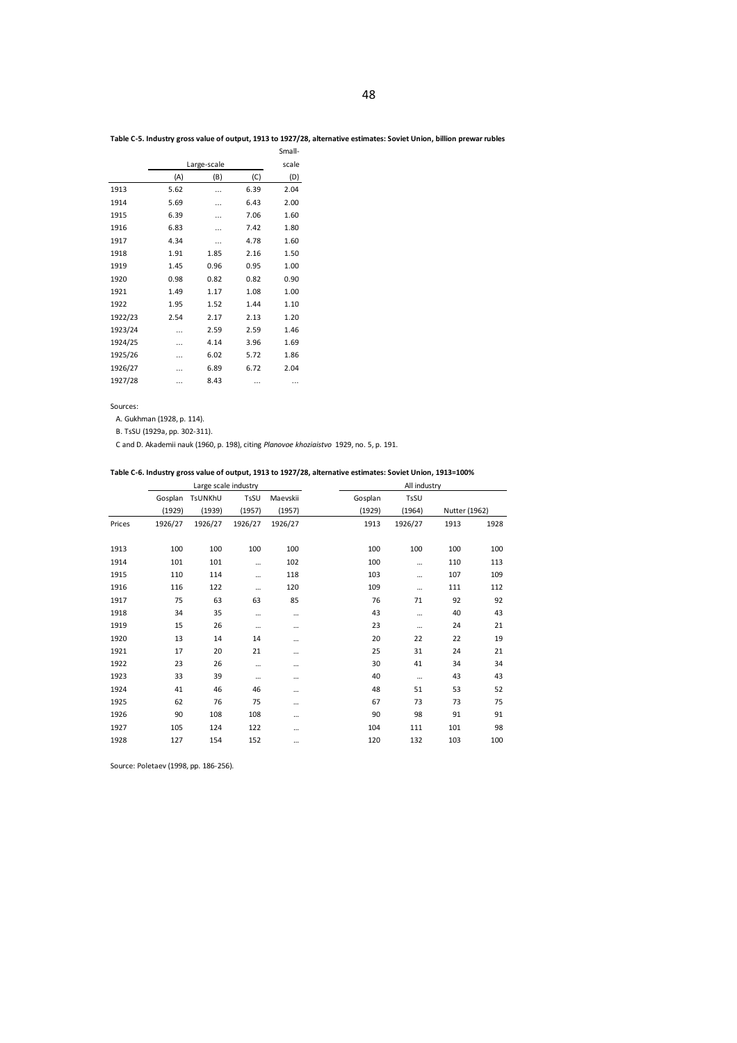**Table C-5. Industry gross value of output, 1913 to 1927/28, alternative estimates: Soviet Union, billion prewar rubles**

| | Large-scale | | | Small-scale |
|---|---|---|---|---|
| | (A) | (B) | (C) | (D) |
| 1913 | 5.62 | … | 6.39 | 2.04 |
| 1914 | 5.69 | … | 6.43 | 2.00 |
| 1915 | 6.39 | … | 7.06 | 1.60 |
| 1916 | 6.83 | … | 7.42 | 1.80 |
| 1917 | 4.34 | … | 4.78 | 1.60 |
| 1918 | 1.91 | 1.85 | 2.16 | 1.50 |
| 1919 | 1.45 | 0.96 | 0.95 | 1.00 |
| 1920 | 0.98 | 0.82 | 0.82 | 0.90 |
| 1921 | 1.49 | 1.17 | 1.08 | 1.00 |
| 1922 | 1.95 | 1.52 | 1.44 | 1.10 |
| 1922/23 | 2.54 | 2.17 | 2.13 | 1.20 |
| 1923/24 | … | 2.59 | 2.59 | 1.46 |
| 1924/25 | … | 4.14 | 3.96 | 1.69 |
| 1925/26 | … | 6.02 | 5.72 | 1.86 |
| 1926/27 | … | 6.89 | 6.72 | 2.04 |
| 1927/28 | … | 8.43 | … | … |

Sources:

A. Gukhman (1928, p. 114).

B. TsSU (1929a, pp. 302-311).

C and D. Akademii nauk (1960, p. 198), citing *Planovoe khoziaistvo* 1929, no. 5, p. 191.

**Table C-6. Industry gross value of output, 1913 to 1927/28, alternative estimates: Soviet Union, 1913=100%**

| | Large scale industry | | | | All industry | | | |
|---|---|---|---|---|---|---|---|---|
| | Gosplan | TsUNKhU | TsSU | Maevskii | Gosplan | TsSU | Nutter (1962) | |
| | (1929) | (1939) | (1957) | (1957) | (1929) | (1964) | | |
| Prices | 1926/27 | 1926/27 | 1926/27 | 1926/27 | 1913 | 1926/27 | 1913 | 1928 |
| 1913 | 100 | 100 | 100 | 100 | 100 | 100 | 100 | 100 |
| 1914 | 101 | 101 | … | 102 | 100 | … | 110 | 113 |
| 1915 | 110 | 114 | … | 118 | 103 | … | 107 | 109 |
| 1916 | 116 | 122 | … | 120 | 109 | … | 111 | 112 |
| 1917 | 75 | 63 | 63 | 85 | 76 | 71 | 92 | 92 |
| 1918 | 34 | 35 | … | … | 43 | … | 40 | 43 |
| 1919 | 15 | 26 | … | … | 23 | … | 24 | 21 |
| 1920 | 13 | 14 | 14 | … | 20 | 22 | 22 | 19 |
| 1921 | 17 | 20 | 21 | … | 25 | 31 | 24 | 21 |
| 1922 | 23 | 26 | … | … | 30 | 41 | 34 | 34 |
| 1923 | 33 | 39 | … | … | 40 | … | 43 | 43 |
| 1924 | 41 | 46 | 46 | … | 48 | 51 | 53 | 52 |
| 1925 | 62 | 76 | 75 | … | 67 | 73 | 73 | 75 |
| 1926 | 90 | 108 | 108 | … | 90 | 98 | 91 | 91 |
| 1927 | 105 | 124 | 122 | … | 104 | 111 | 101 | 98 |
| 1928 | 127 | 154 | 152 | … | 120 | 132 | 103 | 100 |

Source: Poletaev (1998, pp. 186-256).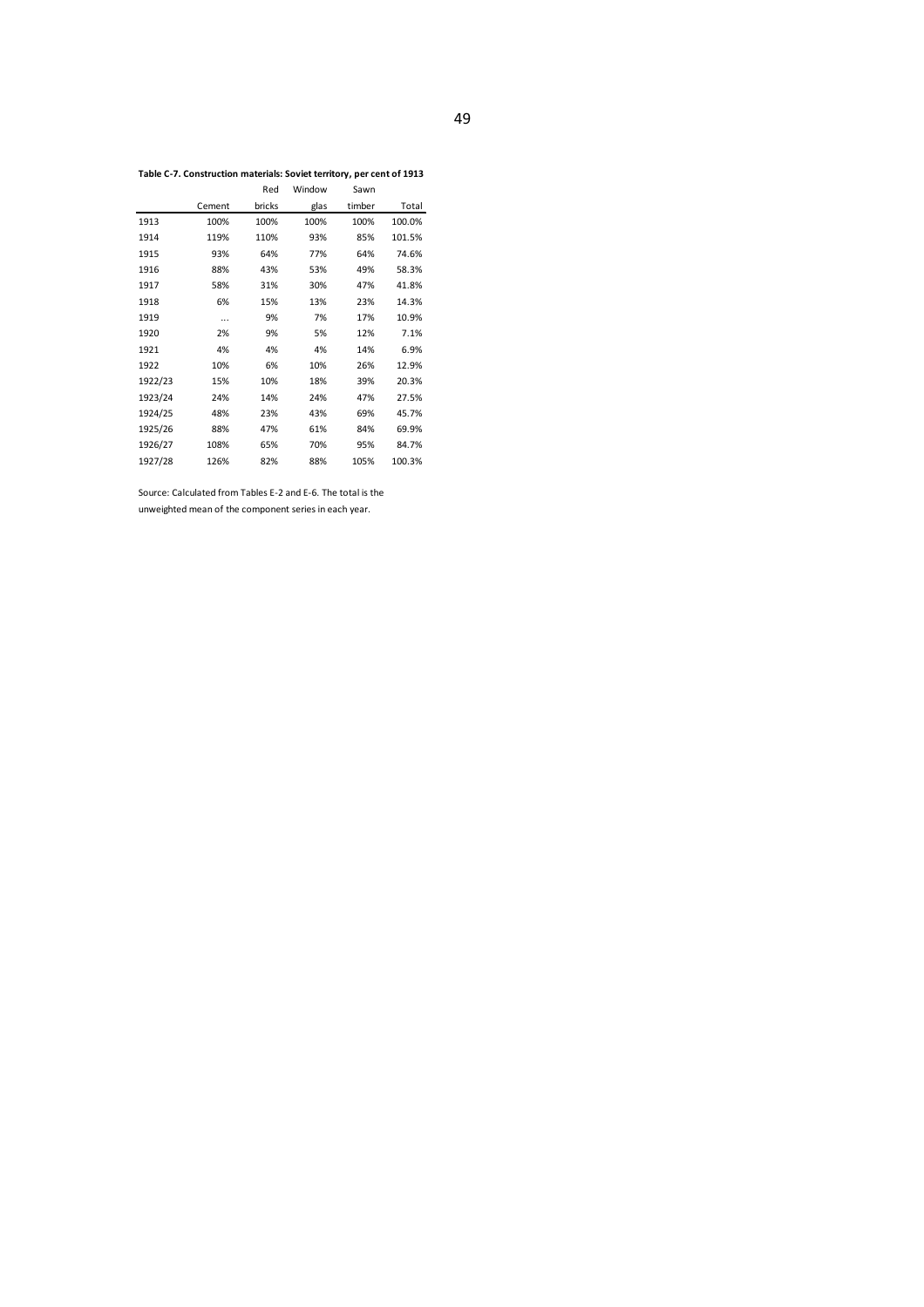**Table C-7. Construction materials: Soviet territory, per cent of 1913**

| | Cement | Red bricks | Window glas | Sawn timber | Total |
|---|---|---|---|---|---|
| 1913 | 100% | 100% | 100% | 100% | 100.0% |
| 1914 | 119% | 110% | 93% | 85% | 101.5% |
| 1915 | 93% | 64% | 77% | 64% | 74.6% |
| 1916 | 88% | 43% | 53% | 49% | 58.3% |
| 1917 | 58% | 31% | 30% | 47% | 41.8% |
| 1918 | 6% | 15% | 13% | 23% | 14.3% |
| 1919 | … | 9% | 7% | 17% | 10.9% |
| 1920 | 2% | 9% | 5% | 12% | 7.1% |
| 1921 | 4% | 4% | 4% | 14% | 6.9% |
| 1922 | 10% | 6% | 10% | 26% | 12.9% |
| 1922/23 | 15% | 10% | 18% | 39% | 20.3% |
| 1923/24 | 24% | 14% | 24% | 47% | 27.5% |
| 1924/25 | 48% | 23% | 43% | 69% | 45.7% |
| 1925/26 | 88% | 47% | 61% | 84% | 69.9% |
| 1926/27 | 108% | 65% | 70% | 95% | 84.7% |
| 1927/28 | 126% | 82% | 88% | 105% | 100.3% |

Source: Calculated from Tables E-2 and E-6. The total is the unweighted mean of the component series in each year.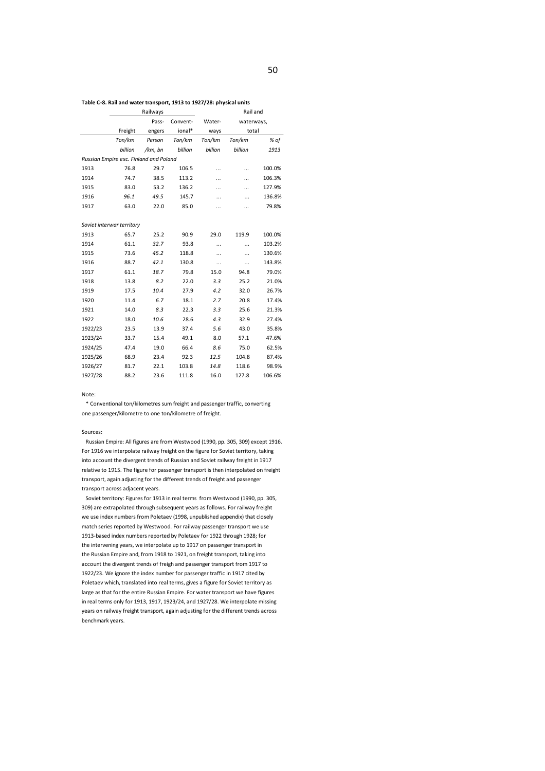**Table C-8. Rail and water transport, 1913 to 1927/28: physical units**

| | Railways | | | Water-ways | Rail and waterways, total | |
|---|---|---|---|---|---|---|
| | Freight | Passengers | Conventional* | | | |
| | *Ton/km billion* | *Person /km, bn* | *Ton/km billion* | *Ton/km billion* | *Ton/km billion* | *% of 1913* |
| *Russian Empire exc. Finland and Poland* | | | | | | |
| 1913 | 76.8 | 29.7 | 106.5 | ... | ... | 100.0% |
| 1914 | 74.7 | 38.5 | 113.2 | ... | ... | 106.3% |
| 1915 | 83.0 | 53.2 | 136.2 | ... | ... | 127.9% |
| 1916 | *96.1* | *49.5* | 145.7 | ... | ... | 136.8% |
| 1917 | 63.0 | 22.0 | 85.0 | ... | ... | 79.8% |
| *Soviet interwar territory* | | | | | | |
| 1913 | 65.7 | 25.2 | 90.9 | 29.0 | 119.9 | 100.0% |
| 1914 | 61.1 | *32.7* | 93.8 | ... | ... | 103.2% |
| 1915 | 73.6 | *45.2* | 118.8 | ... | ... | 130.6% |
| 1916 | 88.7 | *42.1* | 130.8 | ... | ... | 143.8% |
| 1917 | 61.1 | *18.7* | 79.8 | 15.0 | 94.8 | 79.0% |
| 1918 | 13.8 | *8.2* | 22.0 | *3.3* | 25.2 | 21.0% |
| 1919 | 17.5 | *10.4* | 27.9 | *4.2* | 32.0 | 26.7% |
| 1920 | 11.4 | *6.7* | 18.1 | *2.7* | 20.8 | 17.4% |
| 1921 | 14.0 | *8.3* | 22.3 | *3.3* | 25.6 | 21.3% |
| 1922 | 18.0 | *10.6* | 28.6 | *4.3* | 32.9 | 27.4% |
| 1922/23 | 23.5 | 13.9 | 37.4 | *5.6* | 43.0 | 35.8% |
| 1923/24 | 33.7 | 15.4 | 49.1 | 8.0 | 57.1 | 47.6% |
| 1924/25 | 47.4 | 19.0 | 66.4 | *8.6* | 75.0 | 62.5% |
| 1925/26 | 68.9 | 23.4 | 92.3 | *12.5* | 104.8 | 87.4% |
| 1926/27 | 81.7 | 22.1 | 103.8 | *14.8* | 118.6 | 98.9% |
| 1927/28 | 88.2 | 23.6 | 111.8 | 16.0 | 127.8 | 106.6% |

Note:

\* Conventional ton/kilometres sum freight and passenger traffic, converting one passenger/kilometre to one ton/kilometre of freight.

Sources:

Russian Empire: All figures are from Westwood (1990, pp. 305, 309) except 1916. For 1916 we interpolate railway freight on the figure for Soviet territory, taking into account the divergent trends of Russian and Soviet railway freight in 1917 relative to 1915. The figure for passenger transport is then interpolated on freight transport, again adjusting for the different trends of freight and passenger transport across adjacent years.

Soviet territory: Figures for 1913 in real terms from Westwood (1990, pp. 305, 309) are extrapolated through subsequent years as follows. For railway freight we use index numbers from Poletaev (1998, unpublished appendix) that closely match series reported by Westwood. For railway passenger transport we use 1913-based index numbers reported by Poletaev for 1922 through 1928; for the intervening years, we interpolate up to 1917 on passenger transport in the Russian Empire and, from 1918 to 1921, on freight transport, taking into account the divergent trends of freigh and passenger transport from 1917 to 1922/23. We ignore the index number for passenger traffic in 1917 cited by Poletaev which, translated into real terms, gives a figure for Soviet territory as large as that for the entire Russian Empire. For water transport we have figures in real terms only for 1913, 1917, 1923/24, and 1927/28. We interpolate missing years on railway freight transport, again adjusting for the different trends across benchmark years.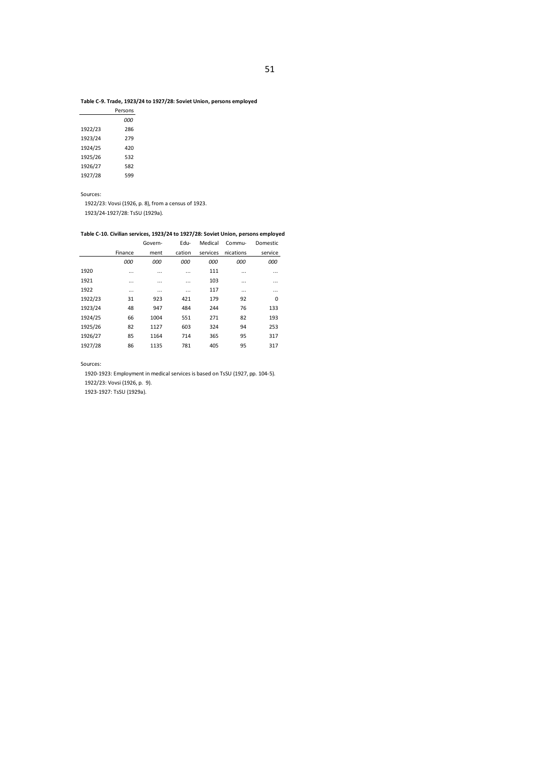**Table C-9. Trade, 1923/24 to 1927/28: Soviet Union, persons employed**

| | Persons |
|---|---|
| | *000* |
| 1922/23 | 286 |
| 1923/24 | 279 |
| 1924/25 | 420 |
| 1925/26 | 532 |
| 1926/27 | 582 |
| 1927/28 | 599 |

Sources:

1922/23: Vovsi (1926, p. 8), from a census of 1923.

1923/24-1927/28: TsSU (1929a).

**Table C-10. Civilian services, 1923/24 to 1927/28: Soviet Union, persons employed**

| | Finance | Govern-ment | Edu-cation | Medical services | Commu-nications | Domestic service |
|---|---|---|---|---|---|---|
| | *000* | *000* | *000* | *000* | *000* | *000* |
| 1920 | ... | ... | ... | 111 | ... | ... |
| 1921 | ... | ... | ... | 103 | ... | ... |
| 1922 | ... | ... | ... | 117 | ... | ... |
| 1922/23 | 31 | 923 | 421 | 179 | 92 | 0 |
| 1923/24 | 48 | 947 | 484 | 244 | 76 | 133 |
| 1924/25 | 66 | 1004 | 551 | 271 | 82 | 193 |
| 1925/26 | 82 | 1127 | 603 | 324 | 94 | 253 |
| 1926/27 | 85 | 1164 | 714 | 365 | 95 | 317 |
| 1927/28 | 86 | 1135 | 781 | 405 | 95 | 317 |

Sources:

1920-1923: Employment in medical services is based on TsSU (1927, pp. 104-5).

1922/23: Vovsi (1926, p. 9).

1923-1927: TsSU (1929a).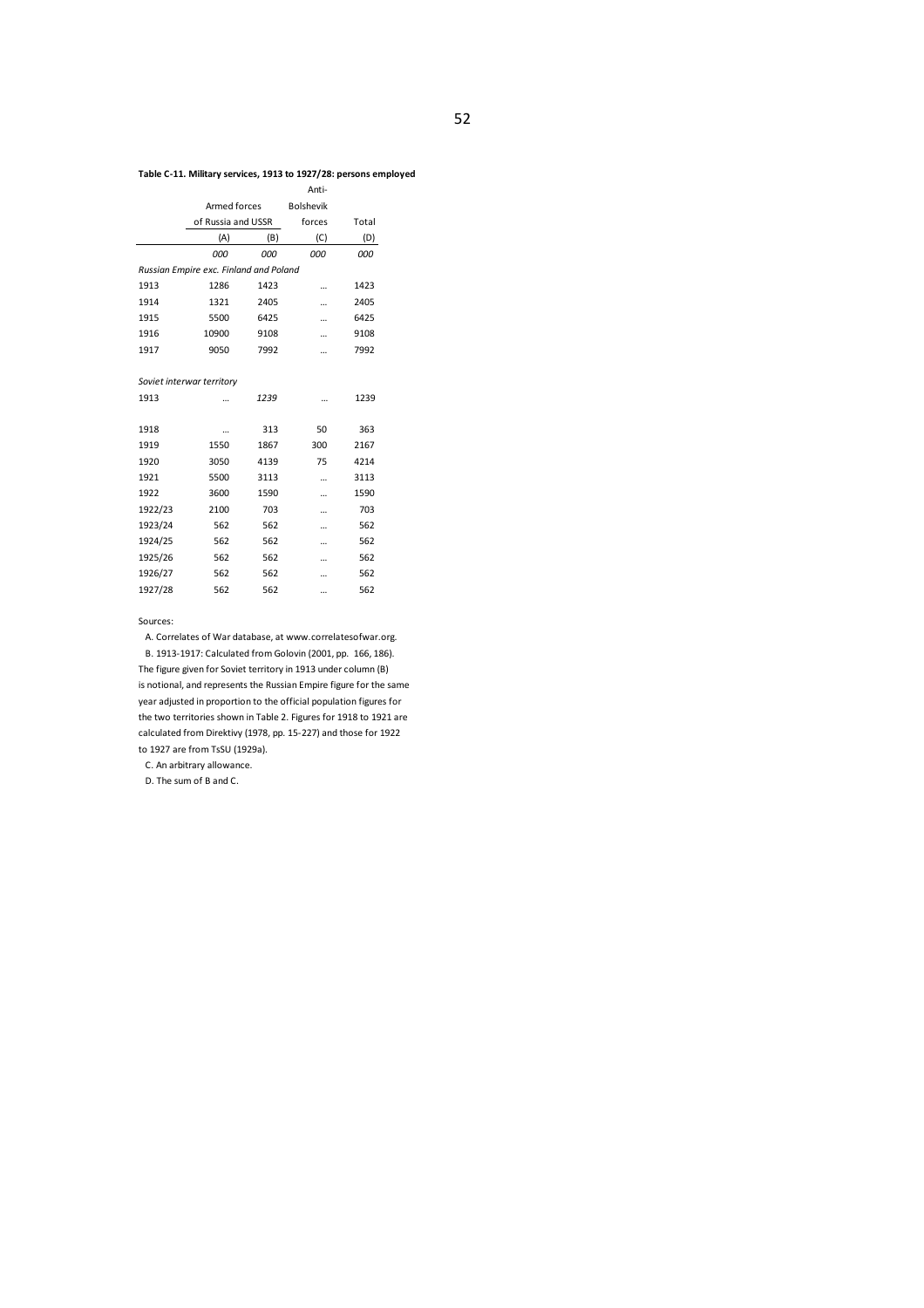**Table C-11. Military services, 1913 to 1927/28: persons employed**

| | Armed forces of Russia and USSR | | Anti-Bolshevik forces | Total |
|---|---|---|---|---|
| | (A) | (B) | (C) | (D) |
| | *000* | *000* | *000* | *000* |
| *Russian Empire exc. Finland and Poland* | | | | |
| 1913 | 1286 | 1423 | … | 1423 |
| 1914 | 1321 | 2405 | … | 2405 |
| 1915 | 5500 | 6425 | … | 6425 |
| 1916 | 10900 | 9108 | … | 9108 |
| 1917 | 9050 | 7992 | … | 7992 |
| *Soviet interwar territory* | | | | |
| 1913 | … | *1239* | … | 1239 |
| 1918 | … | 313 | 50 | 363 |
| 1919 | 1550 | 1867 | 300 | 2167 |
| 1920 | 3050 | 4139 | 75 | 4214 |
| 1921 | 5500 | 3113 | … | 3113 |
| 1922 | 3600 | 1590 | … | 1590 |
| 1922/23 | 2100 | 703 | … | 703 |
| 1923/24 | 562 | 562 | … | 562 |
| 1924/25 | 562 | 562 | … | 562 |
| 1925/26 | 562 | 562 | … | 562 |
| 1926/27 | 562 | 562 | … | 562 |
| 1927/28 | 562 | 562 | … | 562 |

Sources:

A. Correlates of War database, at www.correlatesofwar.org.

B. 1913-1917: Calculated from Golovin (2001, pp. 166, 186). The figure given for Soviet territory in 1913 under column (B) is notional, and represents the Russian Empire figure for the same year adjusted in proportion to the official population figures for the two territories shown in Table 2. Figures for 1918 to 1921 are calculated from Direktivy (1978, pp. 15-227) and those for 1922 to 1927 are from TsSU (1929a).

C. An arbitrary allowance.

D. The sum of B and C.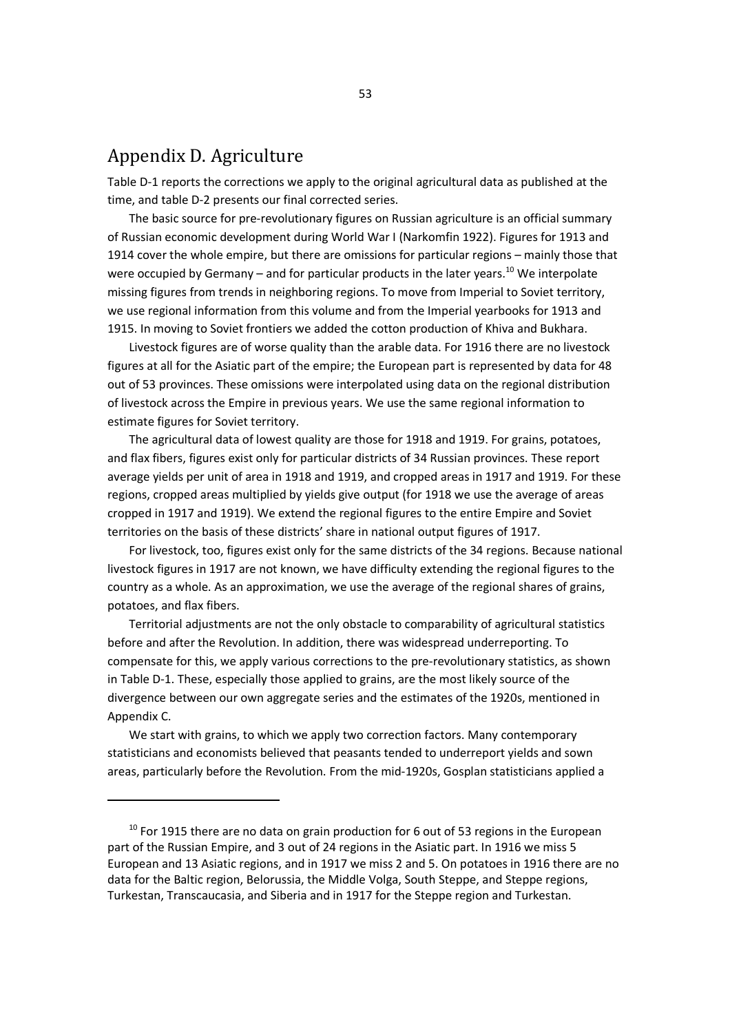## Appendix D. Agriculture

Table D-1 reports the corrections we apply to the original agricultural data as published at the time, and table D-2 presents our final corrected series.

The basic source for pre-revolutionary figures on Russian agriculture is an official summary of Russian economic development during World War I (Narkomfin 1922). Figures for 1913 and 1914 cover the whole empire, but there are omissions for particular regions – mainly those that were occupied by Germany – and for particular products in the later years.[10] We interpolate missing figures from trends in neighboring regions. To move from Imperial to Soviet territory, we use regional information from this volume and from the Imperial yearbooks for 1913 and 1915. In moving to Soviet frontiers we added the cotton production of Khiva and Bukhara.

Livestock figures are of worse quality than the arable data. For 1916 there are no livestock figures at all for the Asiatic part of the empire; the European part is represented by data for 48 out of 53 provinces. These omissions were interpolated using data on the regional distribution of livestock across the Empire in previous years. We use the same regional information to estimate figures for Soviet territory.

The agricultural data of lowest quality are those for 1918 and 1919. For grains, potatoes, and flax fibers, figures exist only for particular districts of 34 Russian provinces. These report average yields per unit of area in 1918 and 1919, and cropped areas in 1917 and 1919. For these regions, cropped areas multiplied by yields give output (for 1918 we use the average of areas cropped in 1917 and 1919). We extend the regional figures to the entire Empire and Soviet territories on the basis of these districts' share in national output figures of 1917.

For livestock, too, figures exist only for the same districts of the 34 regions. Because national livestock figures in 1917 are not known, we have difficulty extending the regional figures to the country as a whole. As an approximation, we use the average of the regional shares of grains, potatoes, and flax fibers.

Territorial adjustments are not the only obstacle to comparability of agricultural statistics before and after the Revolution. In addition, there was widespread underreporting. To compensate for this, we apply various corrections to the pre-revolutionary statistics, as shown in Table D-1. These, especially those applied to grains, are the most likely source of the divergence between our own aggregate series and the estimates of the 1920s, mentioned in Appendix C.

We start with grains, to which we apply two correction factors. Many contemporary statisticians and economists believed that peasants tended to underreport yields and sown areas, particularly before the Revolution. From the mid-1920s, Gosplan statisticians applied a

[10] For 1915 there are no data on grain production for 6 out of 53 regions in the European part of the Russian Empire, and 3 out of 24 regions in the Asiatic part. In 1916 we miss 5 European and 13 Asiatic regions, and in 1917 we miss 2 and 5. On potatoes in 1916 there are no data for the Baltic region, Belorussia, the Middle Volga, South Steppe, and Steppe regions, Turkestan, Transcaucasia, and Siberia and in 1917 for the Steppe region and Turkestan.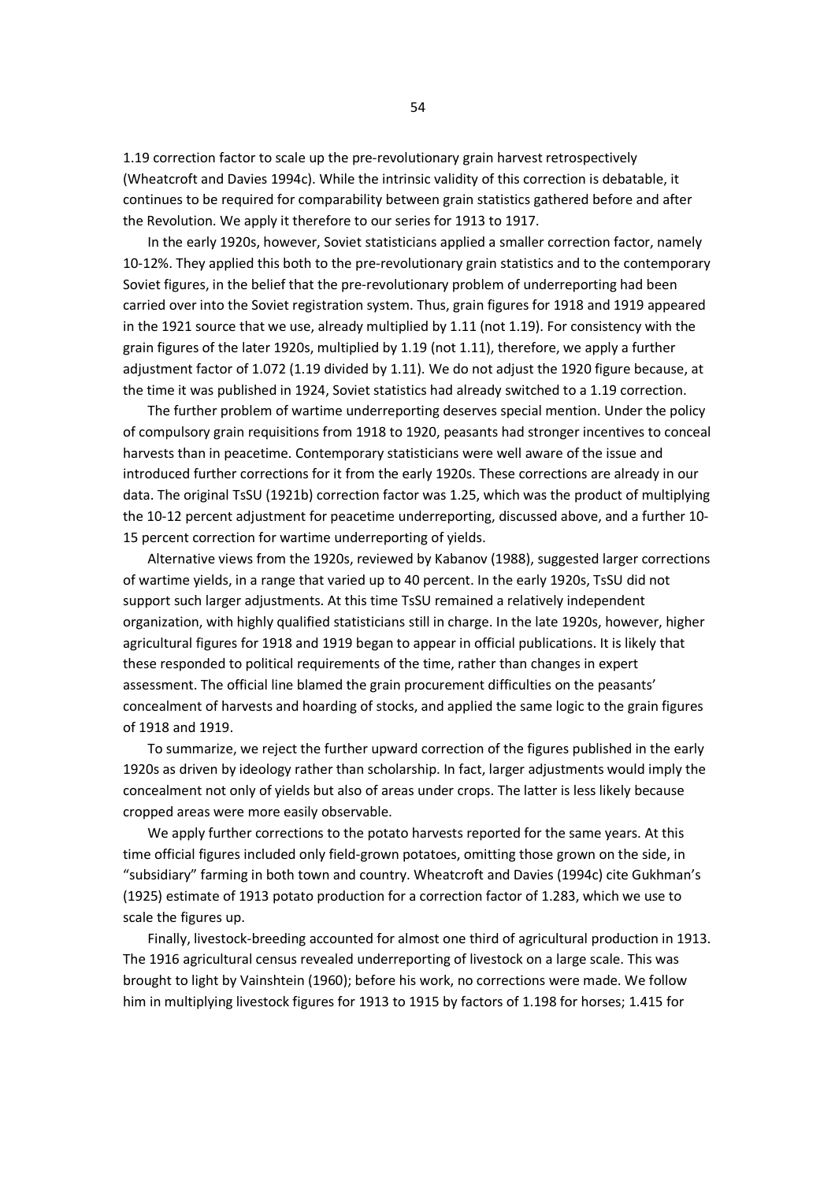1.19 correction factor to scale up the pre-revolutionary grain harvest retrospectively (Wheatcroft and Davies 1994c). While the intrinsic validity of this correction is debatable, it continues to be required for comparability between grain statistics gathered before and after the Revolution. We apply it therefore to our series for 1913 to 1917.

In the early 1920s, however, Soviet statisticians applied a smaller correction factor, namely 10-12%. They applied this both to the pre-revolutionary grain statistics and to the contemporary Soviet figures, in the belief that the pre-revolutionary problem of underreporting had been carried over into the Soviet registration system. Thus, grain figures for 1918 and 1919 appeared in the 1921 source that we use, already multiplied by 1.11 (not 1.19). For consistency with the grain figures of the later 1920s, multiplied by 1.19 (not 1.11), therefore, we apply a further adjustment factor of 1.072 (1.19 divided by 1.11). We do not adjust the 1920 figure because, at the time it was published in 1924, Soviet statistics had already switched to a 1.19 correction.

The further problem of wartime underreporting deserves special mention. Under the policy of compulsory grain requisitions from 1918 to 1920, peasants had stronger incentives to conceal harvests than in peacetime. Contemporary statisticians were well aware of the issue and introduced further corrections for it from the early 1920s. These corrections are already in our data. The original TsSU (1921b) correction factor was 1.25, which was the product of multiplying the 10-12 percent adjustment for peacetime underreporting, discussed above, and a further 10-15 percent correction for wartime underreporting of yields.

Alternative views from the 1920s, reviewed by Kabanov (1988), suggested larger corrections of wartime yields, in a range that varied up to 40 percent. In the early 1920s, TsSU did not support such larger adjustments. At this time TsSU remained a relatively independent organization, with highly qualified statisticians still in charge. In the late 1920s, however, higher agricultural figures for 1918 and 1919 began to appear in official publications. It is likely that these responded to political requirements of the time, rather than changes in expert assessment. The official line blamed the grain procurement difficulties on the peasants' concealment of harvests and hoarding of stocks, and applied the same logic to the grain figures of 1918 and 1919.

To summarize, we reject the further upward correction of the figures published in the early 1920s as driven by ideology rather than scholarship. In fact, larger adjustments would imply the concealment not only of yields but also of areas under crops. The latter is less likely because cropped areas were more easily observable.

We apply further corrections to the potato harvests reported for the same years. At this time official figures included only field-grown potatoes, omitting those grown on the side, in "subsidiary" farming in both town and country. Wheatcroft and Davies (1994c) cite Gukhman's (1925) estimate of 1913 potato production for a correction factor of 1.283, which we use to scale the figures up.

Finally, livestock-breeding accounted for almost one third of agricultural production in 1913. The 1916 agricultural census revealed underreporting of livestock on a large scale. This was brought to light by Vainshtein (1960); before his work, no corrections were made. We follow him in multiplying livestock figures for 1913 to 1915 by factors of 1.198 for horses; 1.415 for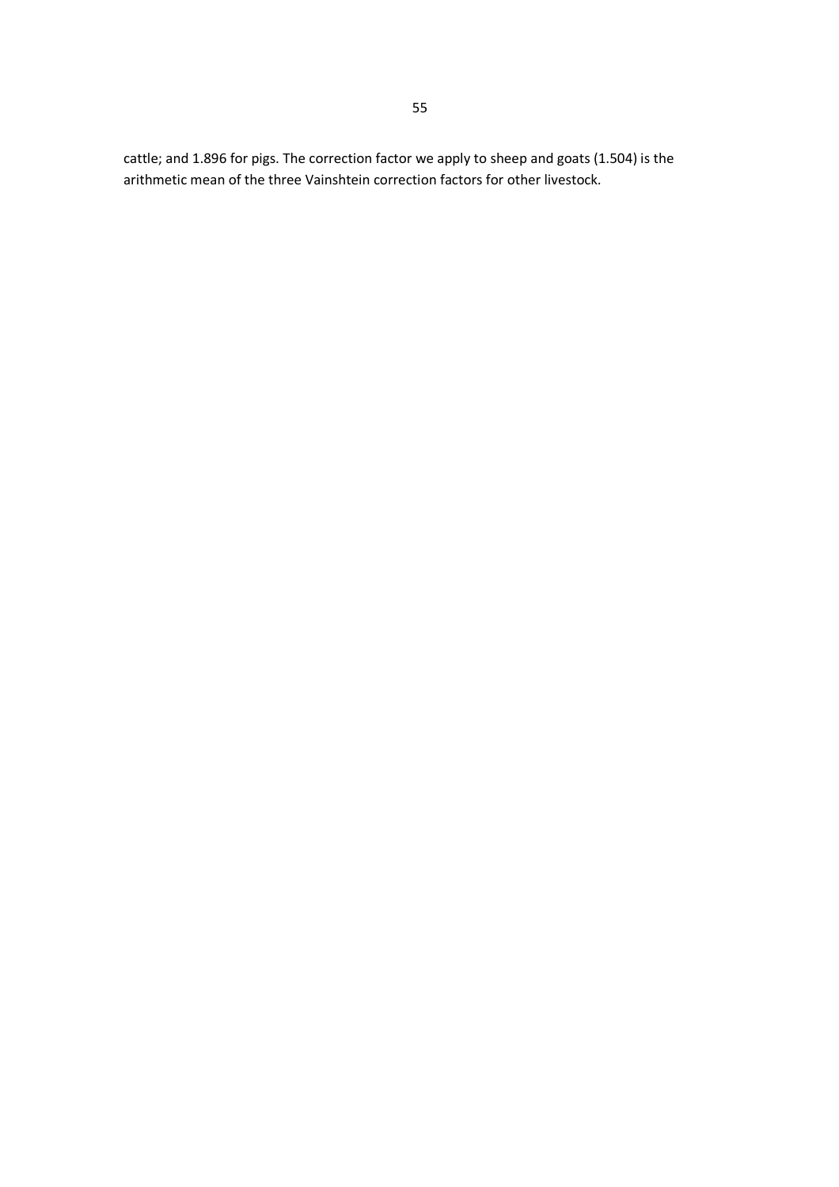cattle; and 1.896 for pigs. The correction factor we apply to sheep and goats (1.504) is the arithmetic mean of the three Vainshtein correction factors for other livestock.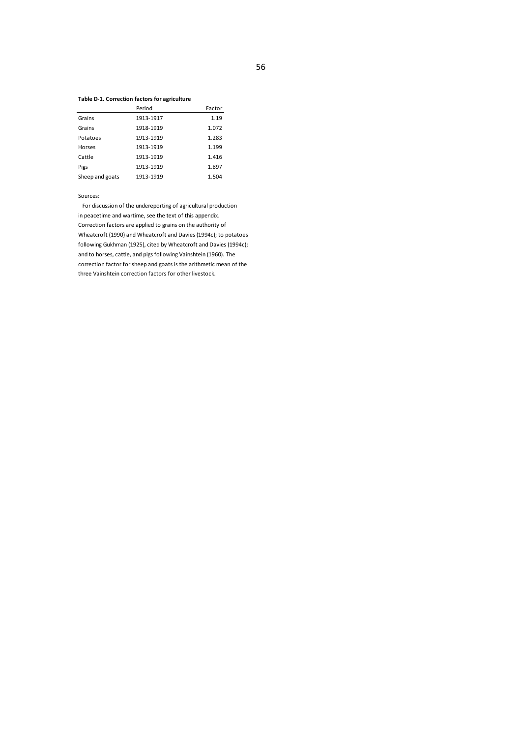**Table D-1. Correction factors for agriculture**

| | Period | Factor |
|---|---|---|
| Grains | 1913-1917 | 1.19 |
| Grains | 1918-1919 | 1.072 |
| Potatoes | 1913-1919 | 1.283 |
| Horses | 1913-1919 | 1.199 |
| Cattle | 1913-1919 | 1.416 |
| Pigs | 1913-1919 | 1.897 |
| Sheep and goats | 1913-1919 | 1.504 |

Sources:

For discussion of the undereporting of agricultural production in peacetime and wartime, see the text of this appendix. Correction factors are applied to grains on the authority of Wheatcroft (1990) and Wheatcroft and Davies (1994c); to potatoes following Gukhman (1925), cited by Wheatcroft and Davies (1994c); and to horses, cattle, and pigs following Vainshtein (1960). The correction factor for sheep and goats is the arithmetic mean of the three Vainshtein correction factors for other livestock.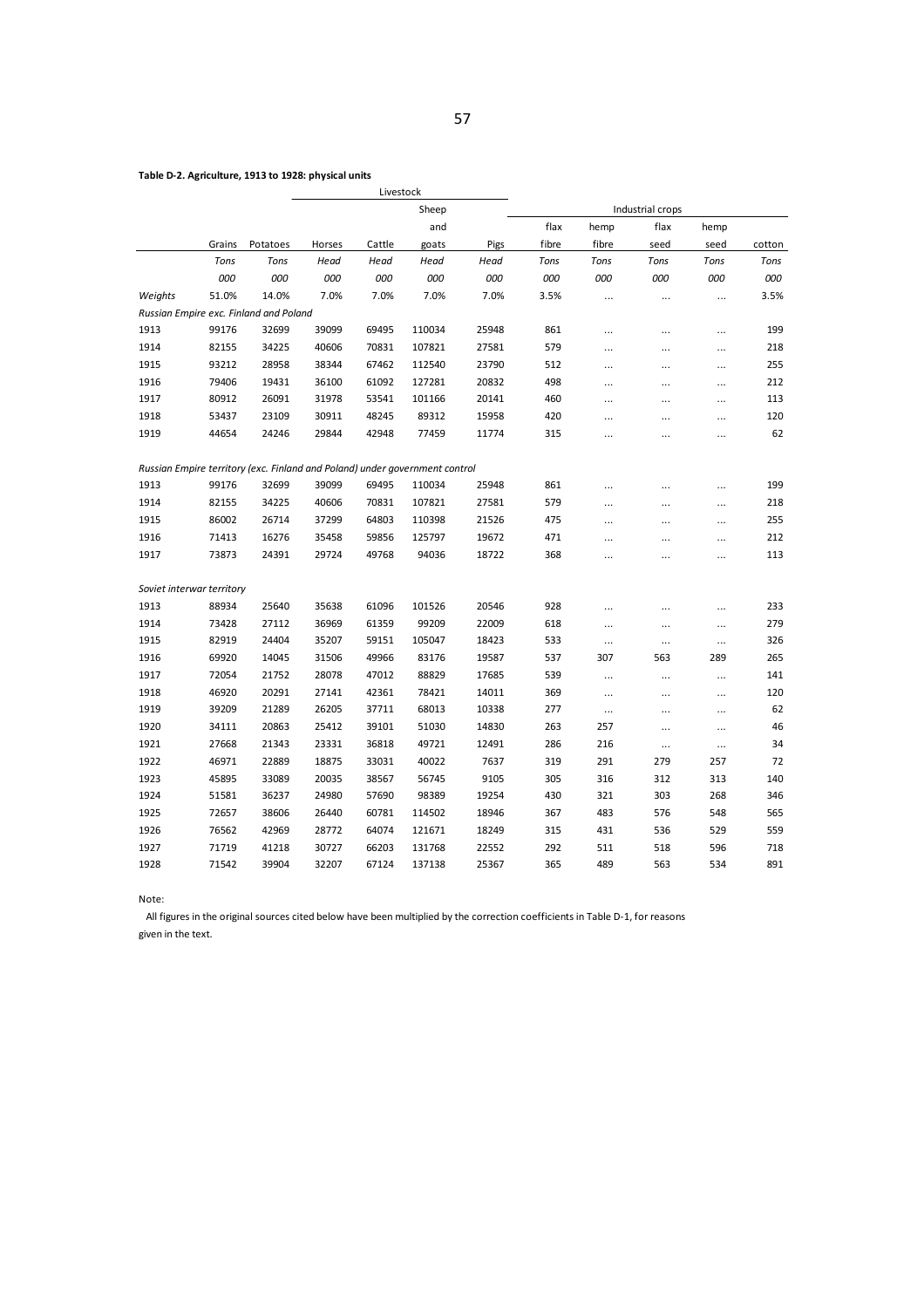**Table D-2. Agriculture, 1913 to 1928: physical units**

| | | | Livestock | | | | Industrial crops | | | | |
|---|---|---|---|---|---|---|---|---|---|---|---|
| | | | | | Sheep and | | flax | hemp | flax | hemp | |
| | Grains | Potatoes | Horses | Cattle | goats | Pigs | fibre | fibre | seed | seed | cotton |
| | *Tons* | *Tons* | *Head* | *Head* | *Head* | *Head* | *Tons* | *Tons* | *Tons* | *Tons* | *Tons* |
| | *000* | *000* | *000* | *000* | *000* | *000* | *000* | *000* | *000* | *000* | *000* |
| *Weights* | 51.0% | 14.0% | 7.0% | 7.0% | 7.0% | 7.0% | 3.5% | … | … | … | 3.5% |
| *Russian Empire exc. Finland and Poland* | | | | | | | | | | | |
| 1913 | 99176 | 32699 | 39099 | 69495 | 110034 | 25948 | 861 | … | … | … | 199 |
| 1914 | 82155 | 34225 | 40606 | 70831 | 107821 | 27581 | 579 | … | … | … | 218 |
| 1915 | 93212 | 28958 | 38344 | 67462 | 112540 | 23790 | 512 | … | … | … | 255 |
| 1916 | 79406 | 19431 | 36100 | 61092 | 127281 | 20832 | 498 | … | … | … | 212 |
| 1917 | 80912 | 26091 | 31978 | 53541 | 101166 | 20141 | 460 | … | … | … | 113 |
| 1918 | 53437 | 23109 | 30911 | 48245 | 89312 | 15958 | 420 | … | … | … | 120 |
| 1919 | 44654 | 24246 | 29844 | 42948 | 77459 | 11774 | 315 | … | … | … | 62 |
| *Russian Empire territory (exc. Finland and Poland) under government control* | | | | | | | | | | | |
| 1913 | 99176 | 32699 | 39099 | 69495 | 110034 | 25948 | 861 | … | … | … | 199 |
| 1914 | 82155 | 34225 | 40606 | 70831 | 107821 | 27581 | 579 | … | … | … | 218 |
| 1915 | 86002 | 26714 | 37299 | 64803 | 110398 | 21526 | 475 | … | … | … | 255 |
| 1916 | 71413 | 16276 | 35458 | 59856 | 125797 | 19672 | 471 | … | … | … | 212 |
| 1917 | 73873 | 24391 | 29724 | 49768 | 94036 | 18722 | 368 | … | … | … | 113 |
| *Soviet interwar territory* | | | | | | | | | | | |
| 1913 | 88934 | 25640 | 35638 | 61096 | 101526 | 20546 | 928 | … | … | … | 233 |
| 1914 | 73428 | 27112 | 36969 | 61359 | 99209 | 22009 | 618 | … | … | … | 279 |
| 1915 | 82919 | 24404 | 35207 | 59151 | 105047 | 18423 | 533 | … | … | … | 326 |
| 1916 | 69920 | 14045 | 31506 | 49966 | 83176 | 19587 | 537 | 307 | 563 | 289 | 265 |
| 1917 | 72054 | 21752 | 28078 | 47012 | 88829 | 17685 | 539 | … | … | … | 141 |
| 1918 | 46920 | 20291 | 27141 | 42361 | 78421 | 14011 | 369 | … | … | … | 120 |
| 1919 | 39209 | 21289 | 26205 | 37711 | 68013 | 10338 | 277 | … | … | … | 62 |
| 1920 | 34111 | 20863 | 25412 | 39101 | 51030 | 14830 | 263 | 257 | … | … | 46 |
| 1921 | 27668 | 21343 | 23331 | 36818 | 49721 | 12491 | 286 | 216 | … | … | 34 |
| 1922 | 46971 | 22889 | 18875 | 33031 | 40022 | 7637 | 319 | 291 | 279 | 257 | 72 |
| 1923 | 45895 | 33089 | 20035 | 38567 | 56745 | 9105 | 305 | 316 | 312 | 313 | 140 |
| 1924 | 51581 | 36237 | 24980 | 57690 | 98389 | 19254 | 430 | 321 | 303 | 268 | 346 |
| 1925 | 72657 | 38606 | 26440 | 60781 | 114502 | 18946 | 367 | 483 | 576 | 548 | 565 |
| 1926 | 76562 | 42969 | 28772 | 64074 | 121671 | 18249 | 315 | 431 | 536 | 529 | 559 |
| 1927 | 71719 | 41218 | 30727 | 66203 | 131768 | 22552 | 292 | 511 | 518 | 596 | 718 |
| 1928 | 71542 | 39904 | 32207 | 67124 | 137138 | 25367 | 365 | 489 | 563 | 534 | 891 |

Note:

All figures in the original sources cited below have been multiplied by the correction coefficients in Table D-1, for reasons given in the text.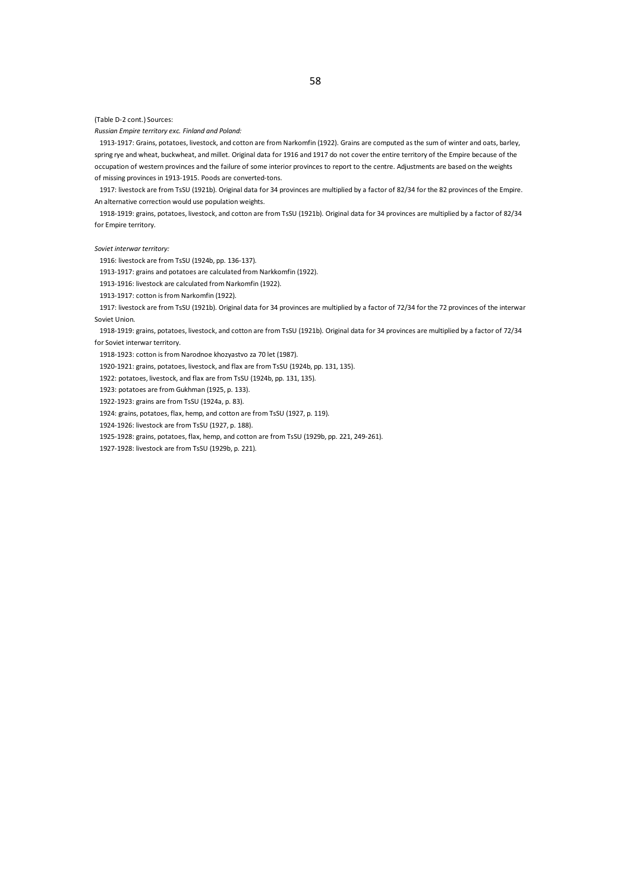(Table D-2 cont.) Sources:

*Russian Empire territory exc. Finland and Poland:*

1913-1917: Grains, potatoes, livestock, and cotton are from Narkomfin (1922). Grains are computed as the sum of winter and oats, barley, spring rye and wheat, buckwheat, and millet. Original data for 1916 and 1917 do not cover the entire territory of the Empire because of the occupation of western provinces and the failure of some interior provinces to report to the centre. Adjustments are based on the weights of missing provinces in 1913-1915. Poods are converted-tons.

1917: livestock are from TsSU (1921b). Original data for 34 provinces are multiplied by a factor of 82/34 for the 82 provinces of the Empire. An alternative correction would use population weights.

1918-1919: grains, potatoes, livestock, and cotton are from TsSU (1921b). Original data for 34 provinces are multiplied by a factor of 82/34 for Empire territory.

*Soviet interwar territory:*

1916: livestock are from TsSU (1924b, pp. 136-137).

1913-1917: grains and potatoes are calculated from Narkkomfin (1922).

1913-1916: livestock are calculated from Narkomfin (1922).

1913-1917: cotton is from Narkomfin (1922).

1917: livestock are from TsSU (1921b). Original data for 34 provinces are multiplied by a factor of 72/34 for the 72 provinces of the interwar Soviet Union.

1918-1919: grains, potatoes, livestock, and cotton are from TsSU (1921b). Original data for 34 provinces are multiplied by a factor of 72/34 for Soviet interwar territory.

1918-1923: cotton is from Narodnoe khozyastvo za 70 let (1987).

1920-1921: grains, potatoes, livestock, and flax are from TsSU (1924b, pp. 131, 135).

1922: potatoes, livestock, and flax are from TsSU (1924b, pp. 131, 135).

1923: potatoes are from Gukhman (1925, p. 133).

1922-1923: grains are from TsSU (1924a, p. 83).

1924: grains, potatoes, flax, hemp, and cotton are from TsSU (1927, p. 119).

1924-1926: livestock are from TsSU (1927, p. 188).

1925-1928: grains, potatoes, flax, hemp, and cotton are from TsSU (1929b, pp. 221, 249-261).

1927-1928: livestock are from TsSU (1929b, p. 221).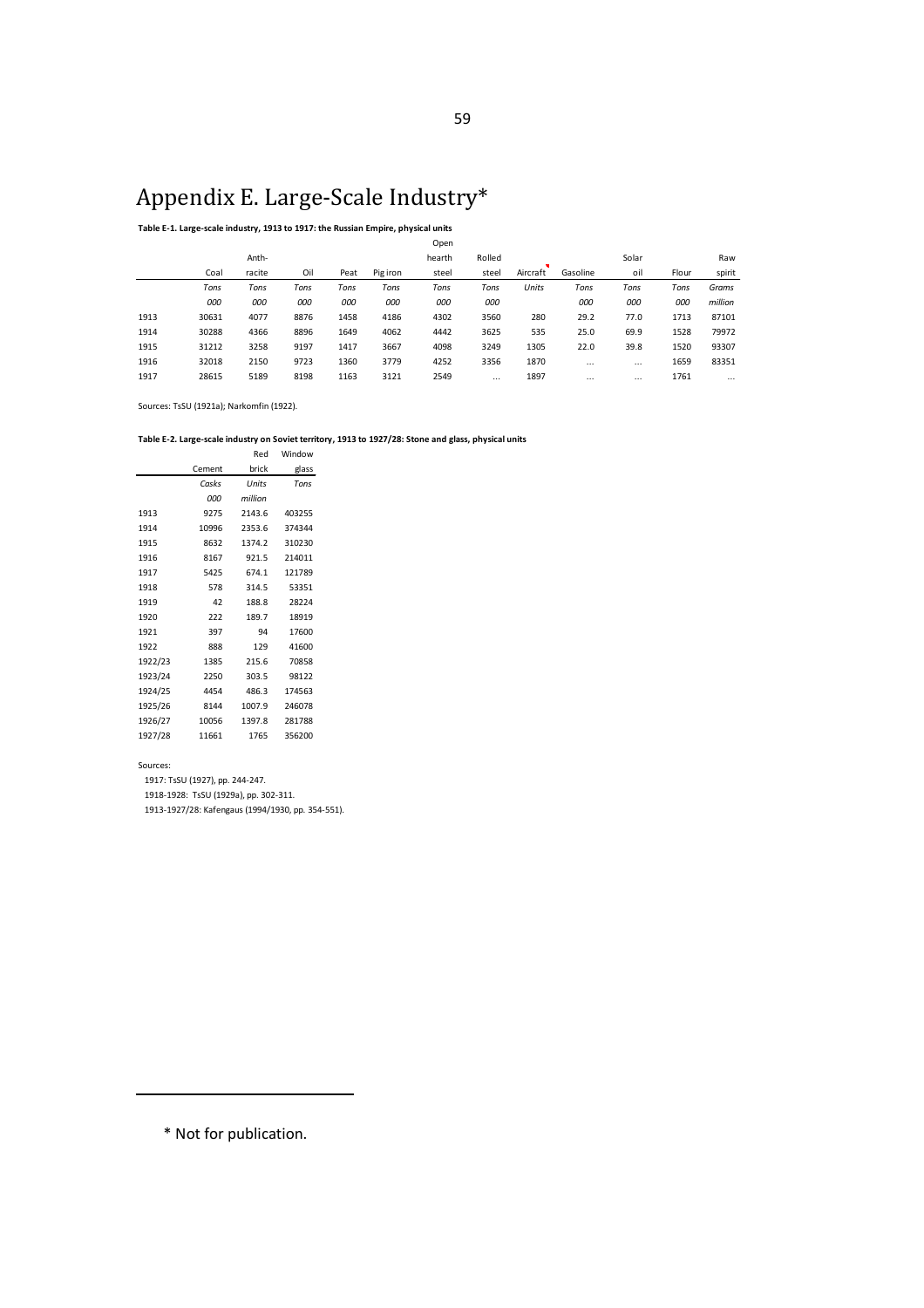# Appendix E. Large-Scale Industry*

**Table E-1. Large-scale industry, 1913 to 1917: the Russian Empire, physical units**

| | Coal | Anth-racite | Oil | Peat | Pig iron | Open hearth steel | Rolled steel | Aircraft | Gasoline | Solar oil | Flour | Raw spirit |
|---|---|---|---|---|---|---|---|---|---|---|---|---|
| | *Tons* | *Tons* | *Tons* | *Tons* | *Tons* | *Tons* | *Tons* | *Units* | *Tons* | *Tons* | *Tons* | *Grams* |
| | *000* | *000* | *000* | *000* | *000* | *000* | *000* | | *000* | *000* | *000* | *million* |
| 1913 | 30631 | 4077 | 8876 | 1458 | 4186 | 4302 | 3560 | 280 | 29.2 | 77.0 | 1713 | 87101 |
| 1914 | 30288 | 4366 | 8896 | 1649 | 4062 | 4442 | 3625 | 535 | 25.0 | 69.9 | 1528 | 79972 |
| 1915 | 31212 | 3258 | 9197 | 1417 | 3667 | 4098 | 3249 | 1305 | 22.0 | 39.8 | 1520 | 93307 |
| 1916 | 32018 | 2150 | 9723 | 1360 | 3779 | 4252 | 3356 | 1870 | ... | ... | 1659 | 83351 |
| 1917 | 28615 | 5189 | 8198 | 1163 | 3121 | 2549 | ... | 1897 | ... | ... | 1761 | ... |

Sources: TsSU (1921a); Narkomfin (1922).

**Table E-2. Large-scale industry on Soviet territory, 1913 to 1927/28: Stone and glass, physical units**

| | Cement | Red brick | Window glass |
|---|---|---|---|
| | *Casks* | *Units* | *Tons* |
| | *000* | *million* | |
| 1913 | 9275 | 2143.6 | 403255 |
| 1914 | 10996 | 2353.6 | 374344 |
| 1915 | 8632 | 1374.2 | 310230 |
| 1916 | 8167 | 921.5 | 214011 |
| 1917 | 5425 | 674.1 | 121789 |
| 1918 | 578 | 314.5 | 53351 |
| 1919 | 42 | 188.8 | 28224 |
| 1920 | 222 | 189.7 | 18919 |
| 1921 | 397 | 94 | 17600 |
| 1922 | 888 | 129 | 41600 |
| 1922/23 | 1385 | 215.6 | 70858 |
| 1923/24 | 2250 | 303.5 | 98122 |
| 1924/25 | 4454 | 486.3 | 174563 |
| 1925/26 | 8144 | 1007.9 | 246078 |
| 1926/27 | 10056 | 1397.8 | 281788 |
| 1927/28 | 11661 | 1765 | 356200 |

Sources:
1917: TsSU (1927), pp. 244-247.
1918-1928: TsSU (1929a), pp. 302-311.
1913-1927/28: Kafengaus (1994/1930, pp. 354-551).

* Not for publication.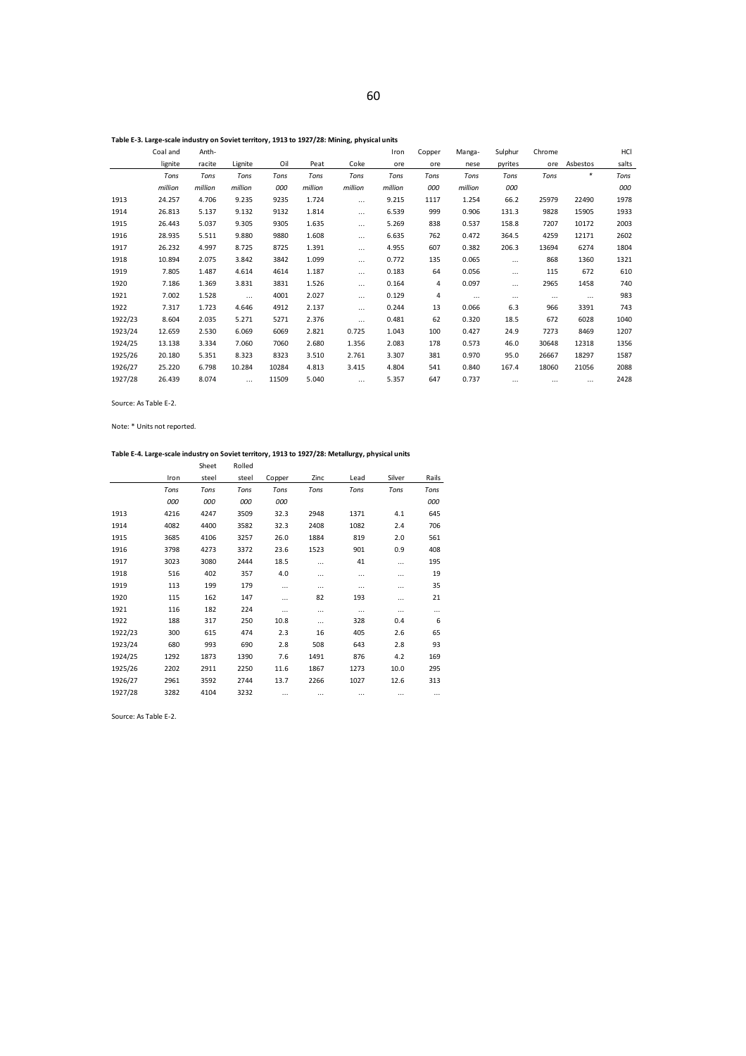**Table E-3. Large-scale industry on Soviet territory, 1913 to 1927/28: Mining, physical units**

| | Coal and lignite | Anth-racite | Lignite | Oil | Peat | Coke | Iron ore | Copper ore | Manga-nese | Sulphur pyrites | Chrome ore | Asbestos | HCl salts |
|---|---|---|---|---|---|---|---|---|---|---|---|---|---|
| | *Tons* | *Tons* | *Tons* | *Tons* | *Tons* | *Tons* | *Tons* | *Tons* | *Tons* | *Tons* | *Tons* | * | *Tons* |
| | *million* | *million* | *million* | *000* | *million* | *million* | *million* | *000* | *million* | *000* | | | *000* |
| 1913 | 24.257 | 4.706 | 9.235 | 9235 | 1.724 | ... | 9.215 | 1117 | 1.254 | 66.2 | 25979 | 22490 | 1978 |
| 1914 | 26.813 | 5.137 | 9.132 | 9132 | 1.814 | ... | 6.539 | 999 | 0.906 | 131.3 | 9828 | 15905 | 1933 |
| 1915 | 26.443 | 5.037 | 9.305 | 9305 | 1.635 | ... | 5.269 | 838 | 0.537 | 158.8 | 7207 | 10172 | 2003 |
| 1916 | 28.935 | 5.511 | 9.880 | 9880 | 1.608 | ... | 6.635 | 762 | 0.472 | 364.5 | 4259 | 12171 | 2602 |
| 1917 | 26.232 | 4.997 | 8.725 | 8725 | 1.391 | ... | 4.955 | 607 | 0.382 | 206.3 | 13694 | 6274 | 1804 |
| 1918 | 10.894 | 2.075 | 3.842 | 3842 | 1.099 | ... | 0.772 | 135 | 0.065 | ... | 868 | 1360 | 1321 |
| 1919 | 7.805 | 1.487 | 4.614 | 4614 | 1.187 | ... | 0.183 | 64 | 0.056 | ... | 115 | 672 | 610 |
| 1920 | 7.186 | 1.369 | 3.831 | 3831 | 1.526 | ... | 0.164 | 4 | 0.097 | ... | 2965 | 1458 | 740 |
| 1921 | 7.002 | 1.528 | ... | 4001 | 2.027 | ... | 0.129 | 4 | ... | ... | ... | ... | 983 |
| 1922 | 7.317 | 1.723 | 4.646 | 4912 | 2.137 | ... | 0.244 | 13 | 0.066 | 6.3 | 966 | 3391 | 743 |
| 1922/23 | 8.604 | 2.035 | 5.271 | 5271 | 2.376 | ... | 0.481 | 62 | 0.320 | 18.5 | 672 | 6028 | 1040 |
| 1923/24 | 12.659 | 2.530 | 6.069 | 6069 | 2.821 | 0.725 | 1.043 | 100 | 0.427 | 24.9 | 7273 | 8469 | 1207 |
| 1924/25 | 13.138 | 3.334 | 7.060 | 7060 | 2.680 | 1.356 | 2.083 | 178 | 0.573 | 46.0 | 30648 | 12318 | 1356 |
| 1925/26 | 20.180 | 5.351 | 8.323 | 8323 | 3.510 | 2.761 | 3.307 | 381 | 0.970 | 95.0 | 26667 | 18297 | 1587 |
| 1926/27 | 25.220 | 6.798 | 10.284 | 10284 | 4.813 | 3.415 | 4.804 | 541 | 0.840 | 167.4 | 18060 | 21056 | 2088 |
| 1927/28 | 26.439 | 8.074 | ... | 11509 | 5.040 | ... | 5.357 | 647 | 0.737 | ... | ... | ... | 2428 |

Source: As Table E-2.

Note: * Units not reported.

**Table E-4. Large-scale industry on Soviet territory, 1913 to 1927/28: Metallurgy, physical units**

| | Iron | Sheet steel | Rolled steel | Copper | Zinc | Lead | Silver | Rails |
|---|---|---|---|---|---|---|---|---|
| | *Tons* | *Tons* | *Tons* | *Tons* | *Tons* | *Tons* | *Tons* | *Tons* |
| | *000* | *000* | *000* | *000* | | | | *000* |
| 1913 | 4216 | 4247 | 3509 | 32.3 | 2948 | 1371 | 4.1 | 645 |
| 1914 | 4082 | 4400 | 3582 | 32.3 | 2408 | 1082 | 2.4 | 706 |
| 1915 | 3685 | 4106 | 3257 | 26.0 | 1884 | 819 | 2.0 | 561 |
| 1916 | 3798 | 4273 | 3372 | 23.6 | 1523 | 901 | 0.9 | 408 |
| 1917 | 3023 | 3080 | 2444 | 18.5 | ... | 41 | ... | 195 |
| 1918 | 516 | 402 | 357 | 4.0 | ... | ... | ... | 19 |
| 1919 | 113 | 199 | 179 | ... | ... | ... | ... | 35 |
| 1920 | 115 | 162 | 147 | ... | 82 | 193 | ... | 21 |
| 1921 | 116 | 182 | 224 | ... | ... | ... | ... | ... |
| 1922 | 188 | 317 | 250 | 10.8 | ... | 328 | 0.4 | 6 |
| 1922/23 | 300 | 615 | 474 | 2.3 | 16 | 405 | 2.6 | 65 |
| 1923/24 | 680 | 993 | 690 | 2.8 | 508 | 643 | 2.8 | 93 |
| 1924/25 | 1292 | 1873 | 1390 | 7.6 | 1491 | 876 | 4.2 | 169 |
| 1925/26 | 2202 | 2911 | 2250 | 11.6 | 1867 | 1273 | 10.0 | 295 |
| 1926/27 | 2961 | 3592 | 2744 | 13.7 | 2266 | 1027 | 12.6 | 313 |
| 1927/28 | 3282 | 4104 | 3232 | ... | ... | ... | ... | ... |

Source: As Table E-2.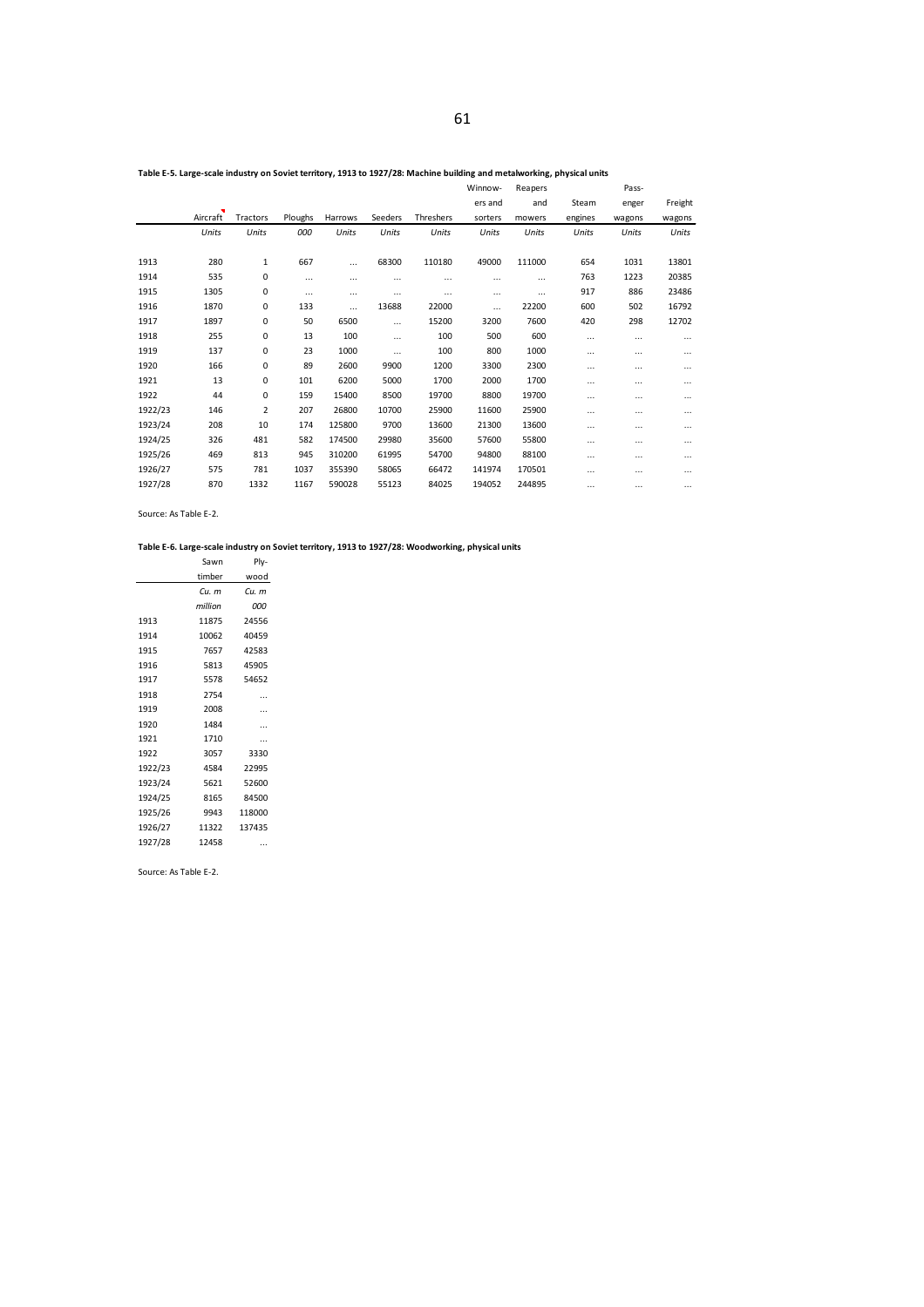**Table E-5. Large-scale industry on Soviet territory, 1913 to 1927/28: Machine building and metalworking, physical units**

| | Aircraft | Tractors | Ploughs | Harrows | Seeders | Threshers | Winnow-ers and sorters | Reapers and mowers | Steam engines | Pass-enger wagons | Freight wagons |
|---|---|---|---|---|---|---|---|---|---|---|---|
| | *Units* | *Units* | *000* | *Units* | *Units* | *Units* | *Units* | *Units* | *Units* | *Units* | *Units* |
| 1913 | 280 | 1 | 667 | ... | 68300 | 110180 | 49000 | 111000 | 654 | 1031 | 13801 |
| 1914 | 535 | 0 | ... | ... | ... | ... | ... | ... | 763 | 1223 | 20385 |
| 1915 | 1305 | 0 | ... | ... | ... | ... | ... | ... | 917 | 886 | 23486 |
| 1916 | 1870 | 0 | 133 | ... | 13688 | 22000 | ... | 22200 | 600 | 502 | 16792 |
| 1917 | 1897 | 0 | 50 | 6500 | ... | 15200 | 3200 | 7600 | 420 | 298 | 12702 |
| 1918 | 255 | 0 | 13 | 100 | ... | 100 | 500 | 600 | ... | ... | ... |
| 1919 | 137 | 0 | 23 | 1000 | ... | 100 | 800 | 1000 | ... | ... | ... |
| 1920 | 166 | 0 | 89 | 2600 | 9900 | 1200 | 3300 | 2300 | ... | ... | ... |
| 1921 | 13 | 0 | 101 | 6200 | 5000 | 1700 | 2000 | 1700 | ... | ... | ... |
| 1922 | 44 | 0 | 159 | 15400 | 8500 | 19700 | 8800 | 19700 | ... | ... | ... |
| 1922/23 | 146 | 2 | 207 | 26800 | 10700 | 25900 | 11600 | 25900 | ... | ... | ... |
| 1923/24 | 208 | 10 | 174 | 125800 | 9700 | 13600 | 21300 | 13600 | ... | ... | ... |
| 1924/25 | 326 | 481 | 582 | 174500 | 29980 | 35600 | 57600 | 55800 | ... | ... | ... |
| 1925/26 | 469 | 813 | 945 | 310200 | 61995 | 54700 | 94800 | 88100 | ... | ... | ... |
| 1926/27 | 575 | 781 | 1037 | 355390 | 58065 | 66472 | 141974 | 170501 | ... | ... | ... |
| 1927/28 | 870 | 1332 | 1167 | 590028 | 55123 | 84025 | 194052 | 244895 | ... | ... | ... |

Source: As Table E-2.

**Table E-6. Large-scale industry on Soviet territory, 1913 to 1927/28: Woodworking, physical units**

| | Sawn timber | Ply-wood |
|---|---|---|
| | *Cu. m million* | *Cu. m 000* |
| 1913 | 11875 | 24556 |
| 1914 | 10062 | 40459 |
| 1915 | 7657 | 42583 |
| 1916 | 5813 | 45905 |
| 1917 | 5578 | 54652 |
| 1918 | 2754 | ... |
| 1919 | 2008 | ... |
| 1920 | 1484 | ... |
| 1921 | 1710 | ... |
| 1922 | 3057 | 3330 |
| 1922/23 | 4584 | 22995 |
| 1923/24 | 5621 | 52600 |
| 1924/25 | 8165 | 84500 |
| 1925/26 | 9943 | 118000 |
| 1926/27 | 11322 | 137435 |
| 1927/28 | 12458 | ... |

Source: As Table E-2.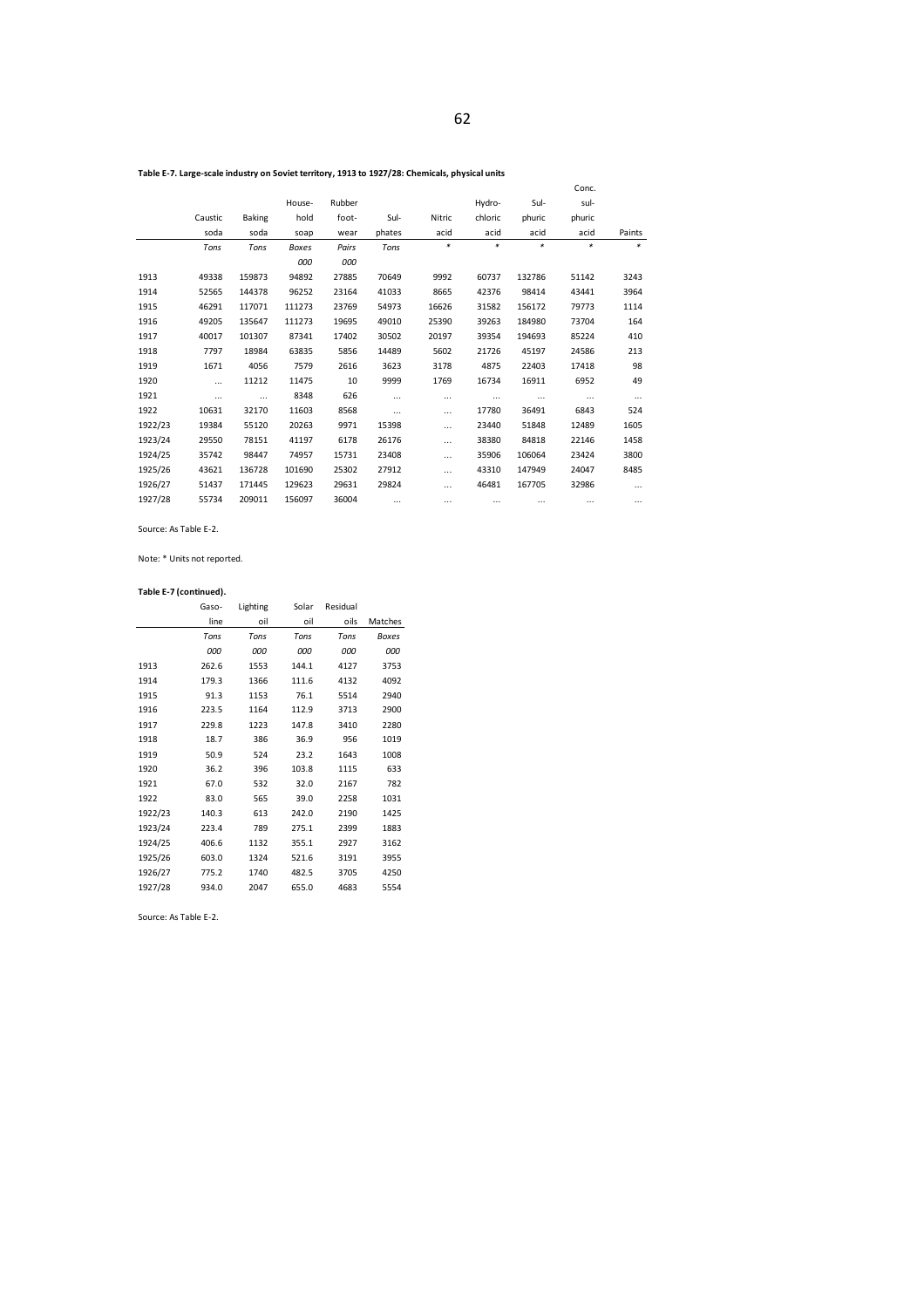**Table E-7. Large-scale industry on Soviet territory, 1913 to 1927/28: Chemicals, physical units**

| | Caustic soda | Baking soda | House-hold soap | Rubber foot-wear | Sul-phates | Nitric acid | Hydro-chloric acid | Sul-phuric acid | Conc. sul-phuric acid | Paints |
|---|---|---|---|---|---|---|---|---|---|---|
| | *Tons* | *Tons* | *Boxes 000* | *Pairs 000* | *Tons* | * | * | * | * | * |
| 1913 | 49338 | 159873 | 94892 | 27885 | 70649 | 9992 | 60737 | 132786 | 51142 | 3243 |
| 1914 | 52565 | 144378 | 96252 | 23164 | 41033 | 8665 | 42376 | 98414 | 43441 | 3964 |
| 1915 | 46291 | 117071 | 111273 | 23769 | 54973 | 16626 | 31582 | 156172 | 79773 | 1114 |
| 1916 | 49205 | 135647 | 111273 | 19695 | 49010 | 25390 | 39263 | 184980 | 73704 | 164 |
| 1917 | 40017 | 101307 | 87341 | 17402 | 30502 | 20197 | 39354 | 194693 | 85224 | 410 |
| 1918 | 7797 | 18984 | 63835 | 5856 | 14489 | 5602 | 21726 | 45197 | 24586 | 213 |
| 1919 | 1671 | 4056 | 7579 | 2616 | 3623 | 3178 | 4875 | 22403 | 17418 | 98 |
| 1920 | ... | 11212 | 11475 | 10 | 9999 | 1769 | 16734 | 16911 | 6952 | 49 |
| 1921 | ... | ... | 8348 | 626 | ... | ... | ... | ... | ... | ... |
| 1922 | 10631 | 32170 | 11603 | 8568 | ... | ... | 17780 | 36491 | 6843 | 524 |
| 1922/23 | 19384 | 55120 | 20263 | 9971 | 15398 | ... | 23440 | 51848 | 12489 | 1605 |
| 1923/24 | 29550 | 78151 | 41197 | 6178 | 26176 | ... | 38380 | 84818 | 22146 | 1458 |
| 1924/25 | 35742 | 98447 | 74957 | 15731 | 23408 | ... | 35906 | 106064 | 23424 | 3800 |
| 1925/26 | 43621 | 136728 | 101690 | 25302 | 27912 | ... | 43310 | 147949 | 24047 | 8485 |
| 1926/27 | 51437 | 171445 | 129623 | 29631 | 29824 | ... | 46481 | 167705 | 32986 | ... |
| 1927/28 | 55734 | 209011 | 156097 | 36004 | ... | ... | ... | ... | ... | ... |

Source: As Table E-2.

Note: * Units not reported.

**Table E-7 (continued).**

| | Gaso-line | Lighting oil | Solar oil | Residual oils | Matches |
|---|---|---|---|---|---|
| | *Tons 000* | *Tons 000* | *Tons 000* | *Tons 000* | *Boxes 000* |
| 1913 | 262.6 | 1553 | 144.1 | 4127 | 3753 |
| 1914 | 179.3 | 1366 | 111.6 | 4132 | 4092 |
| 1915 | 91.3 | 1153 | 76.1 | 5514 | 2940 |
| 1916 | 223.5 | 1164 | 112.9 | 3713 | 2900 |
| 1917 | 229.8 | 1223 | 147.8 | 3410 | 2280 |
| 1918 | 18.7 | 386 | 36.9 | 956 | 1019 |
| 1919 | 50.9 | 524 | 23.2 | 1643 | 1008 |
| 1920 | 36.2 | 396 | 103.8 | 1115 | 633 |
| 1921 | 67.0 | 532 | 32.0 | 2167 | 782 |
| 1922 | 83.0 | 565 | 39.0 | 2258 | 1031 |
| 1922/23 | 140.3 | 613 | 242.0 | 2190 | 1425 |
| 1923/24 | 223.4 | 789 | 275.1 | 2399 | 1883 |
| 1924/25 | 406.6 | 1132 | 355.1 | 2927 | 3162 |
| 1925/26 | 603.0 | 1324 | 521.6 | 3191 | 3955 |
| 1926/27 | 775.2 | 1740 | 482.5 | 3705 | 4250 |
| 1927/28 | 934.0 | 2047 | 655.0 | 4683 | 5554 |

Source: As Table E-2.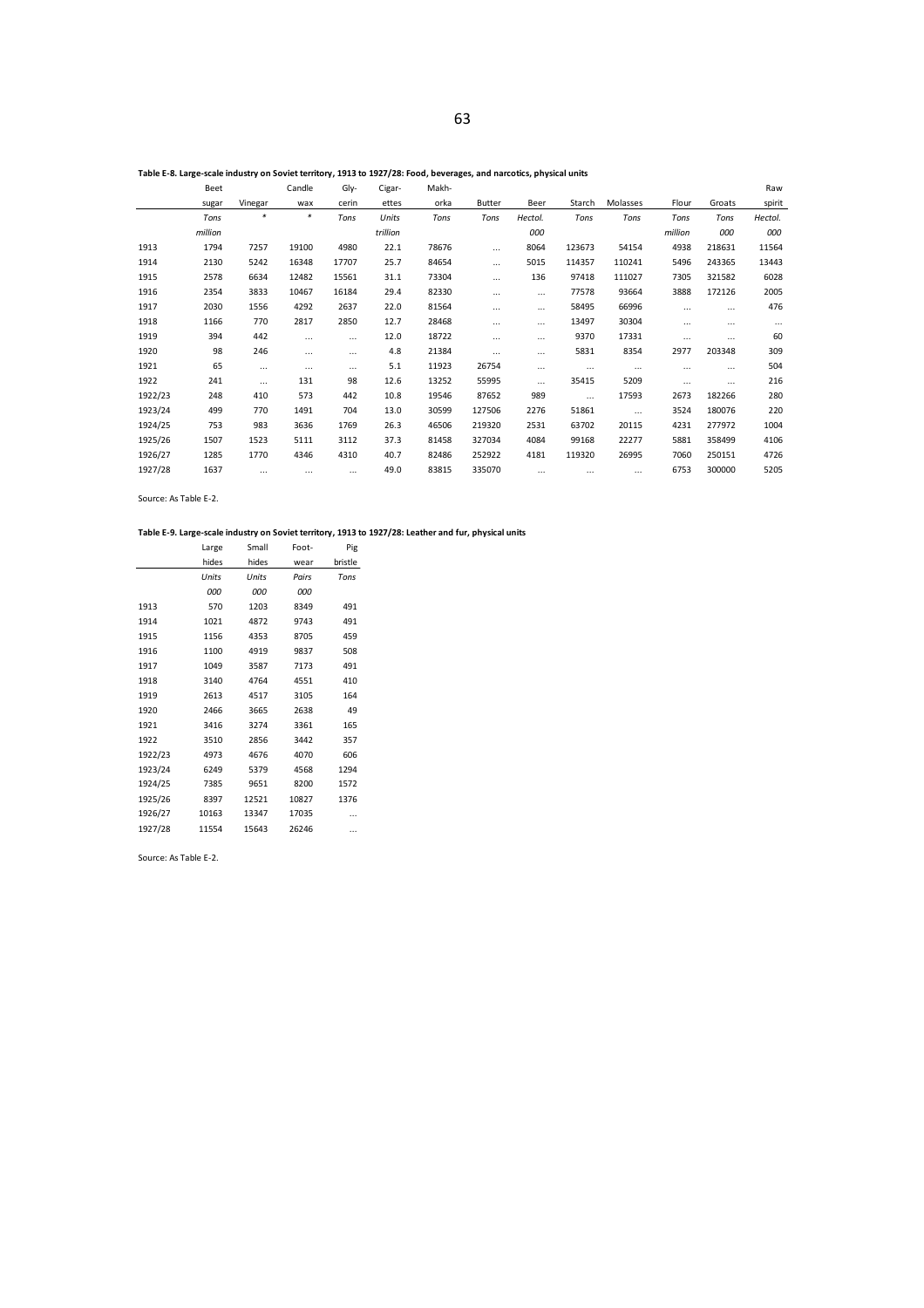**Table E-8. Large-scale industry on Soviet territory, 1913 to 1927/28: Food, beverages, and narcotics, physical units**

| | Beet sugar | Vinegar | Candle wax | Gly-cerin | Cigar-ettes | Makh-orka | Butter | Beer | Starch | Molasses | Flour | Groats | Raw spirit |
|---|---|---|---|---|---|---|---|---|---|---|---|---|---|
| | *Tons* | * | * | *Tons* | *Units* | *Tons* | *Tons* | *Hectol.* | *Tons* | *Tons* | *Tons* | *Tons* | *Hectol.* |
| | *million* | | | | *trillion* | | | *000* | | | *million* | *000* | *000* |
| 1913 | 1794 | 7257 | 19100 | 4980 | 22.1 | 78676 | … | 8064 | 123673 | 54154 | 4938 | 218631 | 11564 |
| 1914 | 2130 | 5242 | 16348 | 17707 | 25.7 | 84654 | … | 5015 | 114357 | 110241 | 5496 | 243365 | 13443 |
| 1915 | 2578 | 6634 | 12482 | 15561 | 31.1 | 73304 | … | 136 | 97418 | 111027 | 7305 | 321582 | 6028 |
| 1916 | 2354 | 3833 | 10467 | 16184 | 29.4 | 82330 | … | … | 77578 | 93664 | 3888 | 172126 | 2005 |
| 1917 | 2030 | 1556 | 4292 | 2637 | 22.0 | 81564 | … | … | 58495 | 66996 | … | … | 476 |
| 1918 | 1166 | 770 | 2817 | 2850 | 12.7 | 28468 | … | … | 13497 | 30304 | … | … | … |
| 1919 | 394 | 442 | … | … | 12.0 | 18722 | … | … | 9370 | 17331 | … | … | 60 |
| 1920 | 98 | 246 | … | … | 4.8 | 21384 | … | … | 5831 | 8354 | 2977 | 203348 | 309 |
| 1921 | 65 | … | … | … | 5.1 | 11923 | 26754 | … | … | … | … | … | 504 |
| 1922 | 241 | … | 131 | 98 | 12.6 | 13252 | 55995 | … | 35415 | 5209 | … | … | 216 |
| 1922/23 | 248 | 410 | 573 | 442 | 10.8 | 19546 | 87652 | 989 | … | 17593 | 2673 | 182266 | 280 |
| 1923/24 | 499 | 770 | 1491 | 704 | 13.0 | 30599 | 127506 | 2276 | 51861 | … | 3524 | 180076 | 220 |
| 1924/25 | 753 | 983 | 3636 | 1769 | 26.3 | 46506 | 219320 | 2531 | 63702 | 20115 | 4231 | 277972 | 1004 |
| 1925/26 | 1507 | 1523 | 5111 | 3112 | 37.3 | 81458 | 327034 | 4084 | 99168 | 22277 | 5881 | 358499 | 4106 |
| 1926/27 | 1285 | 1770 | 4346 | 4310 | 40.7 | 82486 | 252922 | 4181 | 119320 | 26995 | 7060 | 250151 | 4726 |
| 1927/28 | 1637 | … | … | … | 49.0 | 83815 | 335070 | … | … | … | 6753 | 300000 | 5205 |

Source: As Table E-2.

**Table E-9. Large-scale industry on Soviet territory, 1913 to 1927/28: Leather and fur, physical units**

| | Large hides | Small hides | Foot-wear | Pig bristle |
|---|---|---|---|---|
| | *Units* | *Units* | *Pairs* | *Tons* |
| | *000* | *000* | *000* | |
| 1913 | 570 | 1203 | 8349 | 491 |
| 1914 | 1021 | 4872 | 9743 | 491 |
| 1915 | 1156 | 4353 | 8705 | 459 |
| 1916 | 1100 | 4919 | 9837 | 508 |
| 1917 | 1049 | 3587 | 7173 | 491 |
| 1918 | 3140 | 4764 | 4551 | 410 |
| 1919 | 2613 | 4517 | 3105 | 164 |
| 1920 | 2466 | 3665 | 2638 | 49 |
| 1921 | 3416 | 3274 | 3361 | 165 |
| 1922 | 3510 | 2856 | 3442 | 357 |
| 1922/23 | 4973 | 4676 | 4070 | 606 |
| 1923/24 | 6249 | 5379 | 4568 | 1294 |
| 1924/25 | 7385 | 9651 | 8200 | 1572 |
| 1925/26 | 8397 | 12521 | 10827 | 1376 |
| 1926/27 | 10163 | 13347 | 17035 | … |
| 1927/28 | 11554 | 15643 | 26246 | … |

Source: As Table E-2.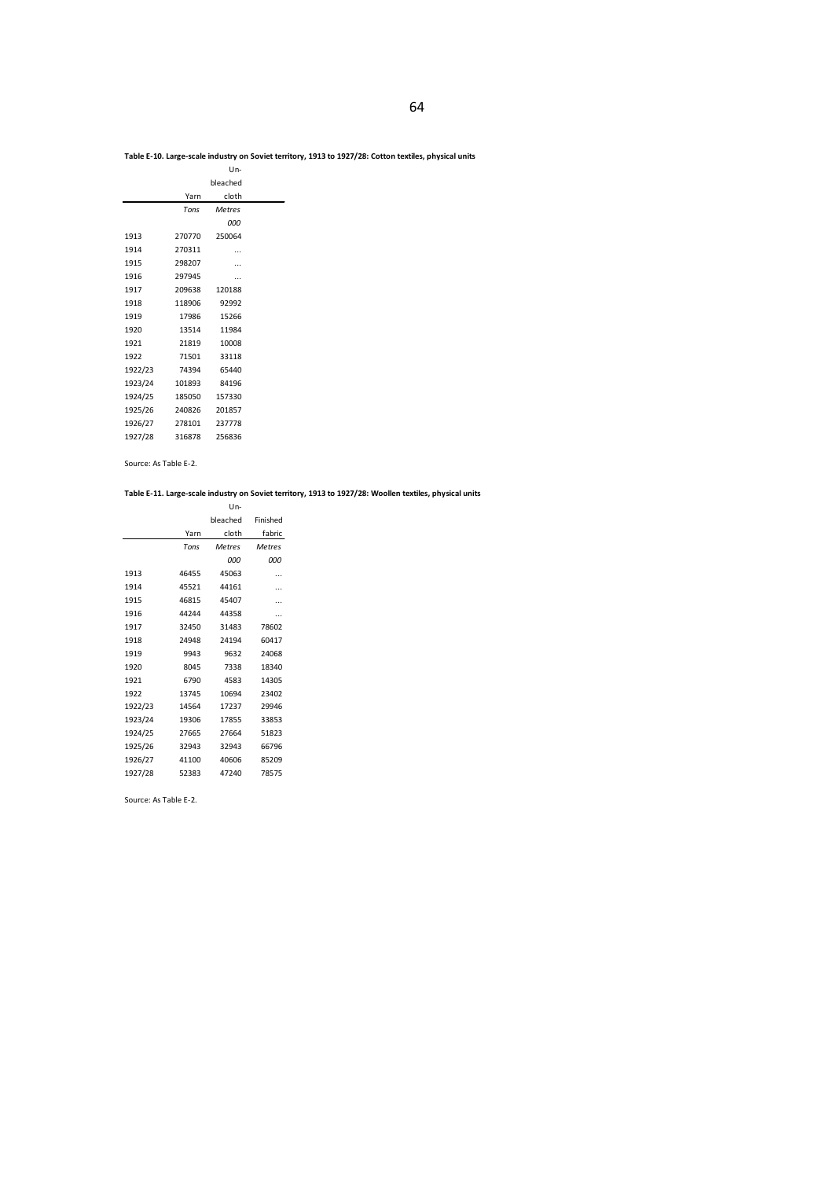**Table E-10. Large-scale industry on Soviet territory, 1913 to 1927/28: Cotton textiles, physical units**

| | Yarn | Un-bleached cloth |
|---|---|---|
| | *Tons* | *Metres 000* |
| 1913 | 270770 | 250064 |
| 1914 | 270311 | ... |
| 1915 | 298207 | ... |
| 1916 | 297945 | ... |
| 1917 | 209638 | 120188 |
| 1918 | 118906 | 92992 |
| 1919 | 17986 | 15266 |
| 1920 | 13514 | 11984 |
| 1921 | 21819 | 10008 |
| 1922 | 71501 | 33118 |
| 1922/23 | 74394 | 65440 |
| 1923/24 | 101893 | 84196 |
| 1924/25 | 185050 | 157330 |
| 1925/26 | 240826 | 201857 |
| 1926/27 | 278101 | 237778 |
| 1927/28 | 316878 | 256836 |

Source: As Table E-2.

**Table E-11. Large-scale industry on Soviet territory, 1913 to 1927/28: Woollen textiles, physical units**

| | Yarn | Un-bleached cloth | Finished fabric |
|---|---|---|---|
| | *Tons* | *Metres 000* | *Metres 000* |
| 1913 | 46455 | 45063 | ... |
| 1914 | 45521 | 44161 | ... |
| 1915 | 46815 | 45407 | ... |
| 1916 | 44244 | 44358 | ... |
| 1917 | 32450 | 31483 | 78602 |
| 1918 | 24948 | 24194 | 60417 |
| 1919 | 9943 | 9632 | 24068 |
| 1920 | 8045 | 7338 | 18340 |
| 1921 | 6790 | 4583 | 14305 |
| 1922 | 13745 | 10694 | 23402 |
| 1922/23 | 14564 | 17237 | 29946 |
| 1923/24 | 19306 | 17855 | 33853 |
| 1924/25 | 27665 | 27664 | 51823 |
| 1925/26 | 32943 | 32943 | 66796 |
| 1926/27 | 41100 | 40606 | 85209 |
| 1927/28 | 52383 | 47240 | 78575 |

Source: As Table E-2.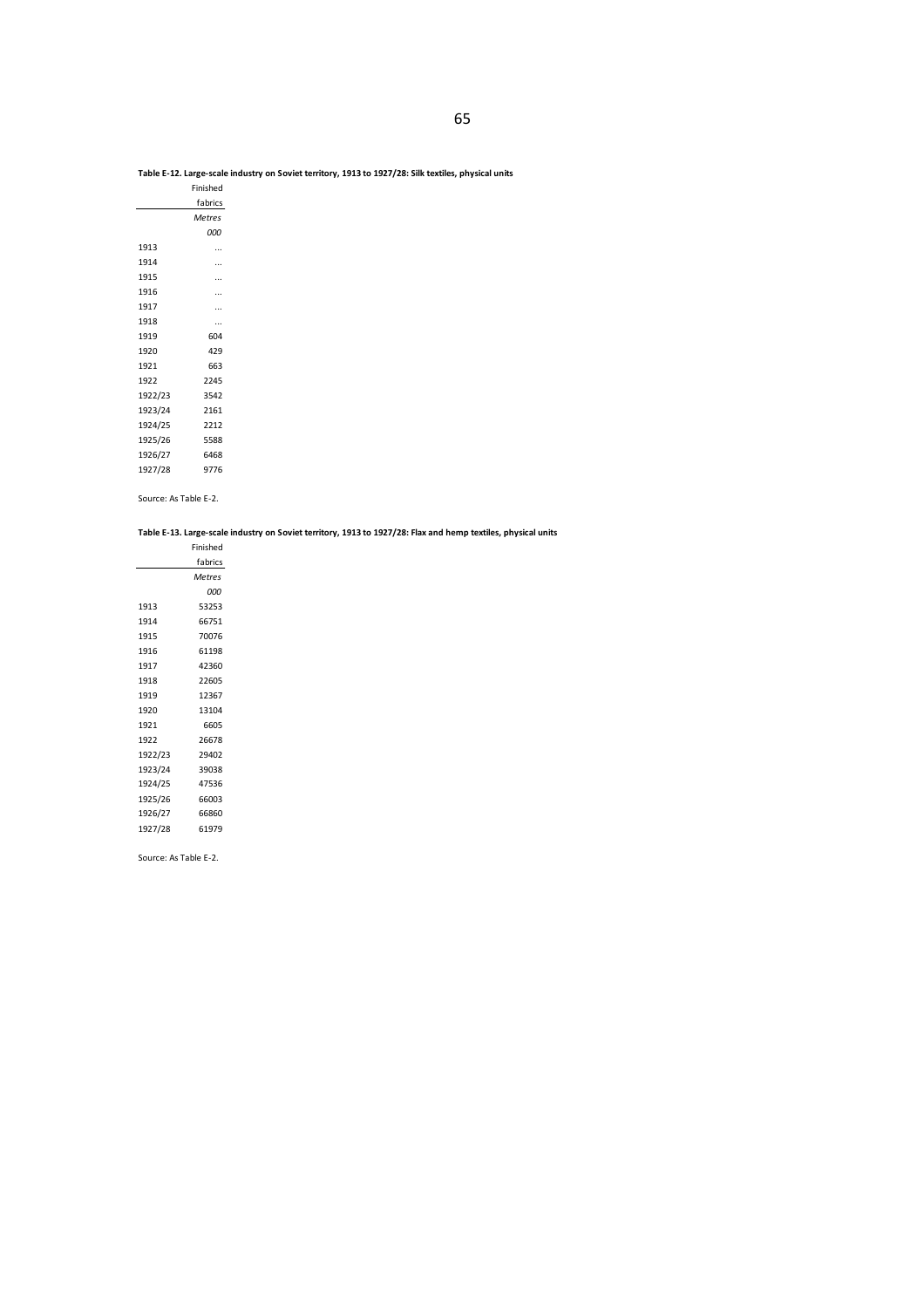**Table E-12. Large-scale industry on Soviet territory, 1913 to 1927/28: Silk textiles, physical units**

| | Finished fabrics |
|---|---|
| | *Metres* |
| | *000* |
| 1913 | ... |
| 1914 | ... |
| 1915 | ... |
| 1916 | ... |
| 1917 | ... |
| 1918 | ... |
| 1919 | 604 |
| 1920 | 429 |
| 1921 | 663 |
| 1922 | 2245 |
| 1922/23 | 3542 |
| 1923/24 | 2161 |
| 1924/25 | 2212 |
| 1925/26 | 5588 |
| 1926/27 | 6468 |
| 1927/28 | 9776 |

Source: As Table E-2.

**Table E-13. Large-scale industry on Soviet territory, 1913 to 1927/28: Flax and hemp textiles, physical units**

| | Finished fabrics |
|---|---|
| | *Metres* |
| | *000* |
| 1913 | 53253 |
| 1914 | 66751 |
| 1915 | 70076 |
| 1916 | 61198 |
| 1917 | 42360 |
| 1918 | 22605 |
| 1919 | 12367 |
| 1920 | 13104 |
| 1921 | 6605 |
| 1922 | 26678 |
| 1922/23 | 29402 |
| 1923/24 | 39038 |
| 1924/25 | 47536 |
| 1925/26 | 66003 |
| 1926/27 | 66860 |
| 1927/28 | 61979 |

Source: As Table E-2.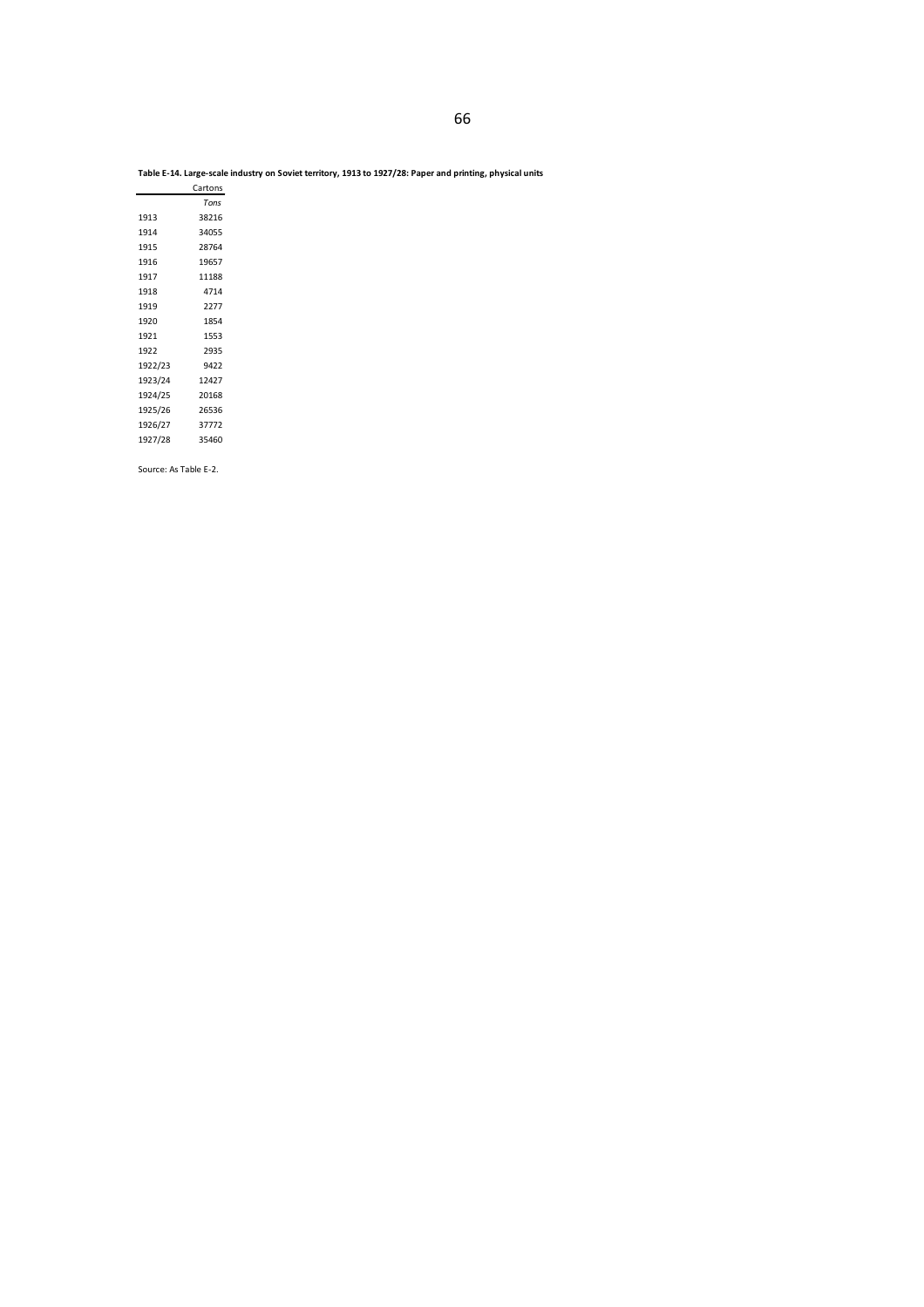**Table E-14. Large-scale industry on Soviet territory, 1913 to 1927/28: Paper and printing, physical units**

| | Cartons |
|---|---|
| | *Tons* |
| 1913 | 38216 |
| 1914 | 34055 |
| 1915 | 28764 |
| 1916 | 19657 |
| 1917 | 11188 |
| 1918 | 4714 |
| 1919 | 2277 |
| 1920 | 1854 |
| 1921 | 1553 |
| 1922 | 2935 |
| 1922/23 | 9422 |
| 1923/24 | 12427 |
| 1924/25 | 20168 |
| 1925/26 | 26536 |
| 1926/27 | 37772 |
| 1927/28 | 35460 |

Source: As Table E-2.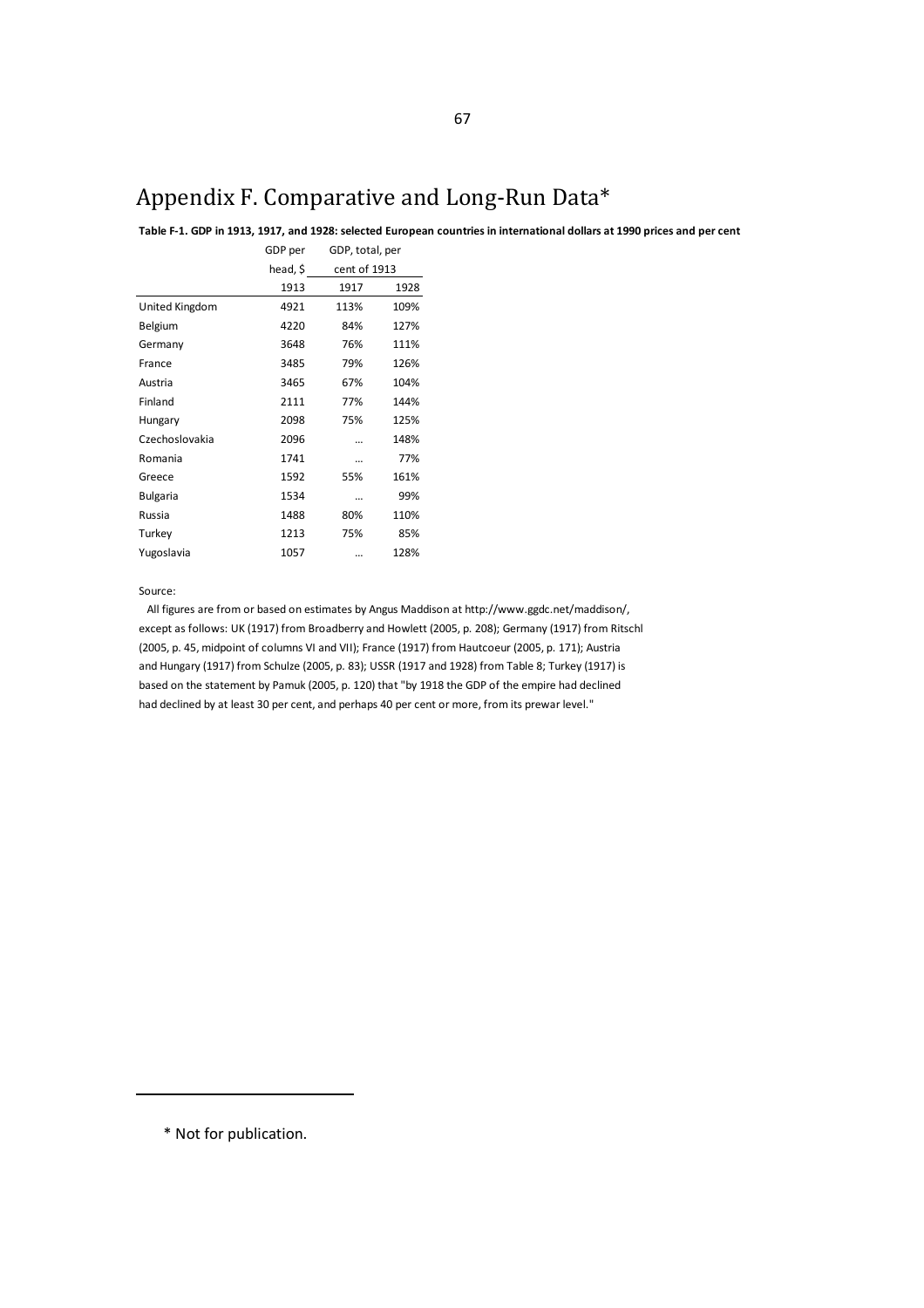# Appendix F. Comparative and Long-Run Data*

**Table F-1. GDP in 1913, 1917, and 1928: selected European countries in international dollars at 1990 prices and per cent**

| | GDP per head, $ | GDP, total, per cent of 1913 | |
|---|---|---|---|
| | 1913 | 1917 | 1928 |
| United Kingdom | 4921 | 113% | 109% |
| Belgium | 4220 | 84% | 127% |
| Germany | 3648 | 76% | 111% |
| France | 3485 | 79% | 126% |
| Austria | 3465 | 67% | 104% |
| Finland | 2111 | 77% | 144% |
| Hungary | 2098 | 75% | 125% |
| Czechoslovakia | 2096 | … | 148% |
| Romania | 1741 | … | 77% |
| Greece | 1592 | 55% | 161% |
| Bulgaria | 1534 | … | 99% |
| Russia | 1488 | 80% | 110% |
| Turkey | 1213 | 75% | 85% |
| Yugoslavia | 1057 | … | 128% |

Source:

All figures are from or based on estimates by Angus Maddison at http://www.ggdc.net/maddison/, except as follows: UK (1917) from Broadberry and Howlett (2005, p. 208); Germany (1917) from Ritschl (2005, p. 45, midpoint of columns VI and VII); France (1917) from Hautcoeur (2005, p. 171); Austria and Hungary (1917) from Schulze (2005, p. 83); USSR (1917 and 1928) from Table 8; Turkey (1917) is based on the statement by Pamuk (2005, p. 120) that "by 1918 the GDP of the empire had declined had declined by at least 30 per cent, and perhaps 40 per cent or more, from its prewar level."

---

\* Not for publication.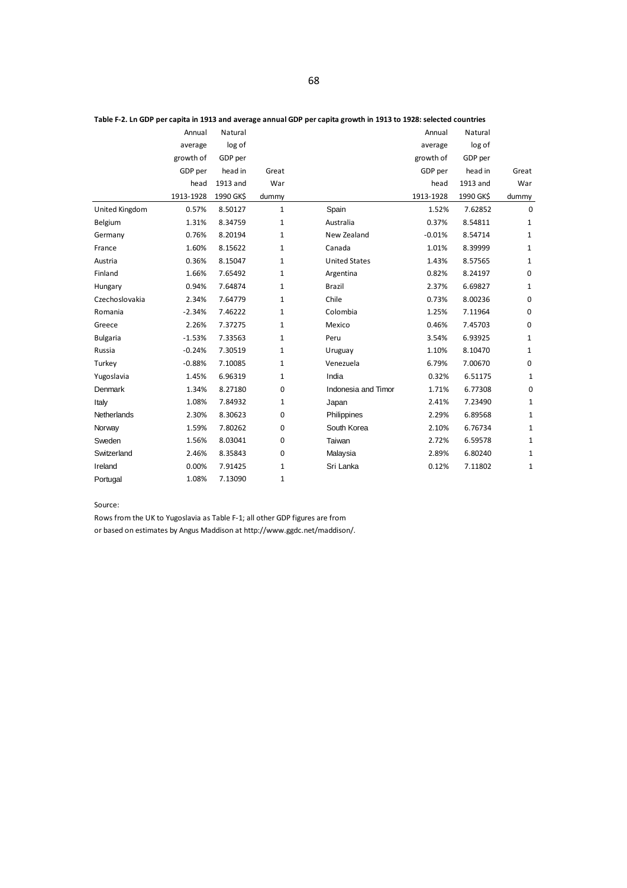**Table F-2. Ln GDP per capita in 1913 and average annual GDP per capita growth in 1913 to 1928: selected countries**

| | Annual average growth of GDP per head 1913-1928 | Natural log of GDP per head in 1913 and 1990 GK$ | Great War dummy | | Annual average growth of GDP per head 1913-1928 | Natural log of GDP per head in 1913 and 1990 GK$ | Great War dummy |
|---|---|---|---|---|---|---|---|
| United Kingdom | 0.57% | 8.50127 | 1 | Spain | 1.52% | 7.62852 | 0 |
| Belgium | 1.31% | 8.34759 | 1 | Australia | 0.37% | 8.54811 | 1 |
| Germany | 0.76% | 8.20194 | 1 | New Zealand | -0.01% | 8.54714 | 1 |
| France | 1.60% | 8.15622 | 1 | Canada | 1.01% | 8.39999 | 1 |
| Austria | 0.36% | 8.15047 | 1 | United States | 1.43% | 8.57565 | 1 |
| Finland | 1.66% | 7.65492 | 1 | Argentina | 0.82% | 8.24197 | 0 |
| Hungary | 0.94% | 7.64874 | 1 | Brazil | 2.37% | 6.69827 | 1 |
| Czechoslovakia | 2.34% | 7.64779 | 1 | Chile | 0.73% | 8.00236 | 0 |
| Romania | -2.34% | 7.46222 | 1 | Colombia | 1.25% | 7.11964 | 0 |
| Greece | 2.26% | 7.37275 | 1 | Mexico | 0.46% | 7.45703 | 0 |
| Bulgaria | -1.53% | 7.33563 | 1 | Peru | 3.54% | 6.93925 | 1 |
| Russia | -0.24% | 7.30519 | 1 | Uruguay | 1.10% | 8.10470 | 1 |
| Turkey | -0.88% | 7.10085 | 1 | Venezuela | 6.79% | 7.00670 | 0 |
| Yugoslavia | 1.45% | 6.96319 | 1 | India | 0.32% | 6.51175 | 1 |
| Denmark | 1.34% | 8.27180 | 0 | Indonesia and Timor | 1.71% | 6.77308 | 0 |
| Italy | 1.08% | 7.84932 | 1 | Japan | 2.41% | 7.23490 | 1 |
| Netherlands | 2.30% | 8.30623 | 0 | Philippines | 2.29% | 6.89568 | 1 |
| Norway | 1.59% | 7.80262 | 0 | South Korea | 2.10% | 6.76734 | 1 |
| Sweden | 1.56% | 8.03041 | 0 | Taiwan | 2.72% | 6.59578 | 1 |
| Switzerland | 2.46% | 8.35843 | 0 | Malaysia | 2.89% | 6.80240 | 1 |
| Ireland | 0.00% | 7.91425 | 1 | Sri Lanka | 0.12% | 7.11802 | 1 |
| Portugal | 1.08% | 7.13090 | 1 | | | | |

Source:

Rows from the UK to Yugoslavia as Table F-1; all other GDP figures are from or based on estimates by Angus Maddison at http://www.ggdc.net/maddison/.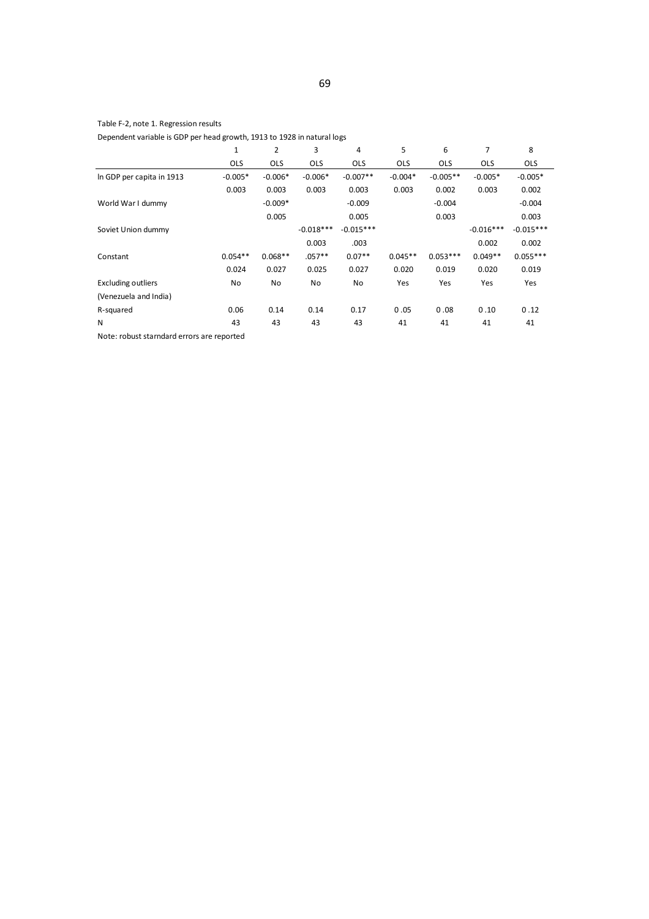Table F-2, note 1. Regression results

Dependent variable is GDP per head growth, 1913 to 1928 in natural logs

| | 1 | 2 | 3 | 4 | 5 | 6 | 7 | 8 |
|---|---|---|---|---|---|---|---|---|
| | OLS | OLS | OLS | OLS | OLS | OLS | OLS | OLS |
| ln GDP per capita in 1913 | -0.005* | -0.006* | -0.006* | -0.007** | -0.004* | -0.005** | -0.005* | -0.005* |
| | 0.003 | 0.003 | 0.003 | 0.003 | 0.003 | 0.002 | 0.003 | 0.002 |
| World War I dummy | | -0.009* | | -0.009 | | -0.004 | | -0.004 |
| | | 0.005 | | 0.005 | | 0.003 | | 0.003 |
| Soviet Union dummy | | | -0.018*** | -0.015*** | | | -0.016*** | -0.015*** |
| | | | 0.003 | .003 | | | 0.002 | 0.002 |
| Constant | 0.054** | 0.068** | .057** | 0.07** | 0.045** | 0.053*** | 0.049** | 0.055*** |
| | 0.024 | 0.027 | 0.025 | 0.027 | 0.020 | 0.019 | 0.020 | 0.019 |
| Excluding outliers | No | No | No | No | Yes | Yes | Yes | Yes |
| (Venezuela and India) | | | | | | | | |
| R-squared | 0.06 | 0.14 | 0.14 | 0.17 | 0 .05 | 0 .08 | 0 .10 | 0 .12 |
| N | 43 | 43 | 43 | 43 | 41 | 41 | 41 | 41 |

Note: robust starndard errors are reported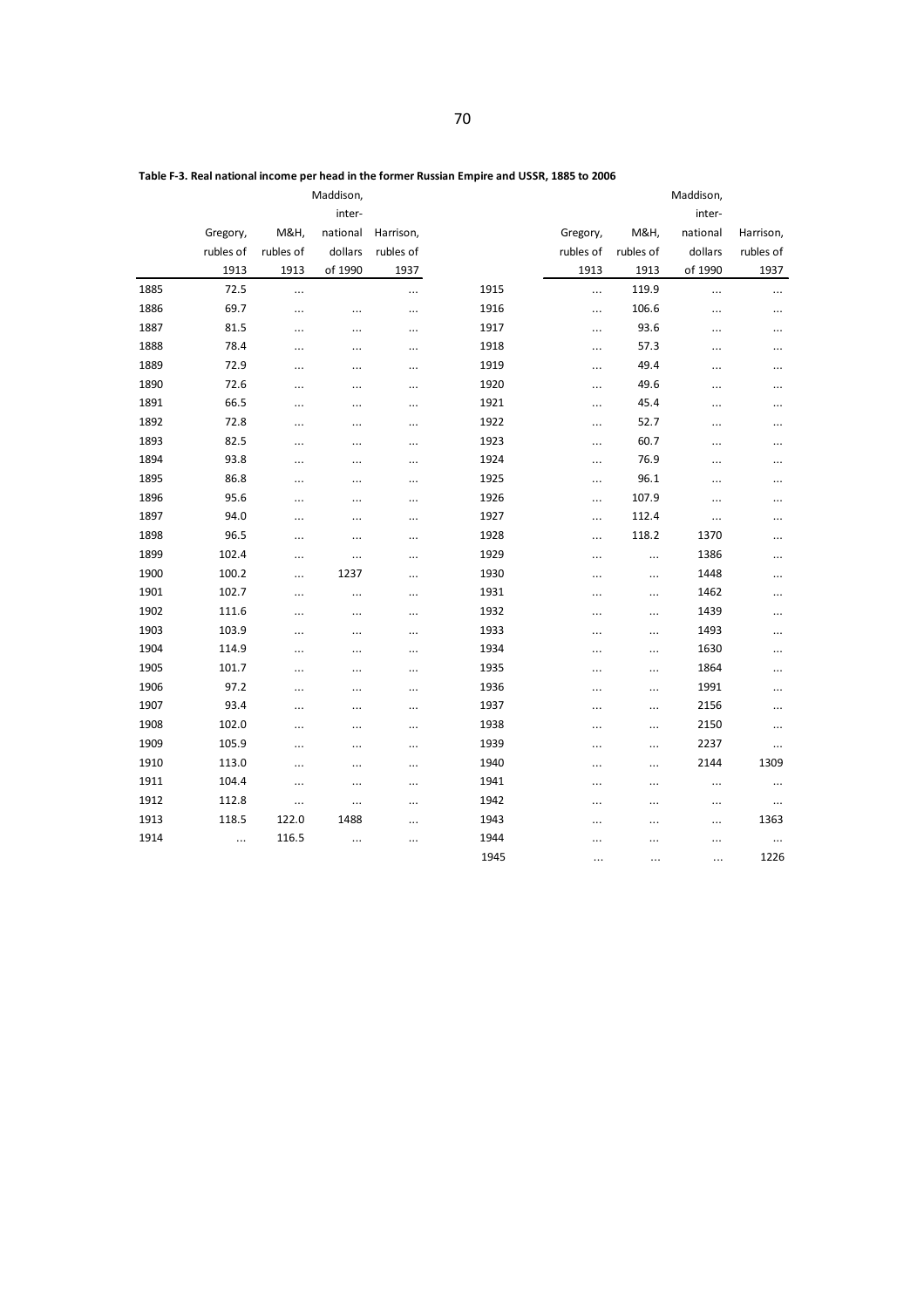**Table F-3. Real national income per head in the former Russian Empire and USSR, 1885 to 2006**

| | Gregory, rubles of 1913 | M&H, rubles of 1913 | Maddison, international dollars of 1990 | Harrison, rubles of 1937 | | Gregory, rubles of 1913 | M&H, rubles of 1913 | Maddison, international dollars of 1990 | Harrison, rubles of 1937 |
|---|---|---|---|---|---|---|---|---|---|
| 1885 | 72.5 | ... | | ... | 1915 | ... | 119.9 | ... | ... |
| 1886 | 69.7 | ... | ... | ... | 1916 | ... | 106.6 | ... | ... |
| 1887 | 81.5 | ... | ... | ... | 1917 | ... | 93.6 | ... | ... |
| 1888 | 78.4 | ... | ... | ... | 1918 | ... | 57.3 | ... | ... |
| 1889 | 72.9 | ... | ... | ... | 1919 | ... | 49.4 | ... | ... |
| 1890 | 72.6 | ... | ... | ... | 1920 | ... | 49.6 | ... | ... |
| 1891 | 66.5 | ... | ... | ... | 1921 | ... | 45.4 | ... | ... |
| 1892 | 72.8 | ... | ... | ... | 1922 | ... | 52.7 | ... | ... |
| 1893 | 82.5 | ... | ... | ... | 1923 | ... | 60.7 | ... | ... |
| 1894 | 93.8 | ... | ... | ... | 1924 | ... | 76.9 | ... | ... |
| 1895 | 86.8 | ... | ... | ... | 1925 | ... | 96.1 | ... | ... |
| 1896 | 95.6 | ... | ... | ... | 1926 | ... | 107.9 | ... | ... |
| 1897 | 94.0 | ... | ... | ... | 1927 | ... | 112.4 | ... | ... |
| 1898 | 96.5 | ... | ... | ... | 1928 | ... | 118.2 | 1370 | ... |
| 1899 | 102.4 | ... | ... | ... | 1929 | ... | ... | 1386 | ... |
| 1900 | 100.2 | ... | 1237 | ... | 1930 | ... | ... | 1448 | ... |
| 1901 | 102.7 | ... | ... | ... | 1931 | ... | ... | 1462 | ... |
| 1902 | 111.6 | ... | ... | ... | 1932 | ... | ... | 1439 | ... |
| 1903 | 103.9 | ... | ... | ... | 1933 | ... | ... | 1493 | ... |
| 1904 | 114.9 | ... | ... | ... | 1934 | ... | ... | 1630 | ... |
| 1905 | 101.7 | ... | ... | ... | 1935 | ... | ... | 1864 | ... |
| 1906 | 97.2 | ... | ... | ... | 1936 | ... | ... | 1991 | ... |
| 1907 | 93.4 | ... | ... | ... | 1937 | ... | ... | 2156 | ... |
| 1908 | 102.0 | ... | ... | ... | 1938 | ... | ... | 2150 | ... |
| 1909 | 105.9 | ... | ... | ... | 1939 | ... | ... | 2237 | ... |
| 1910 | 113.0 | ... | ... | ... | 1940 | ... | ... | 2144 | 1309 |
| 1911 | 104.4 | ... | ... | ... | 1941 | ... | ... | ... | ... |
| 1912 | 112.8 | ... | ... | ... | 1942 | ... | ... | ... | ... |
| 1913 | 118.5 | 122.0 | 1488 | ... | 1943 | ... | ... | ... | 1363 |
| 1914 | ... | 116.5 | ... | ... | 1944 | ... | ... | ... | ... |
| | | | | | 1945 | ... | ... | ... | 1226 |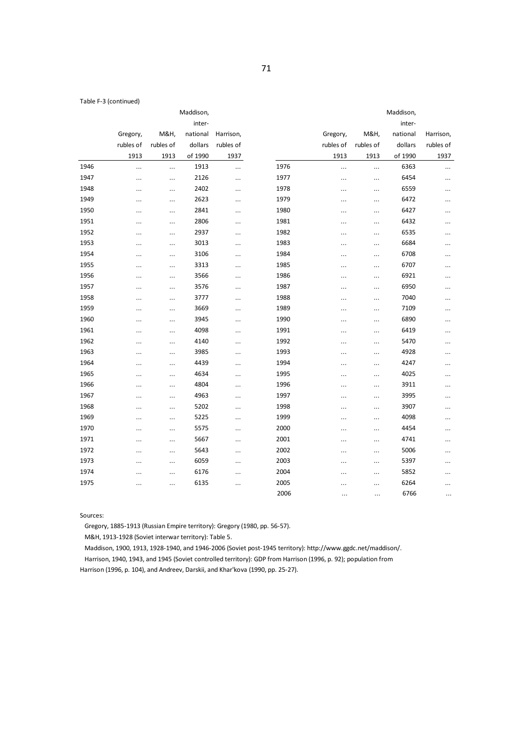Table F-3 (continued)

| | Gregory, rubles of 1913 | M&H, rubles of 1913 | Maddison, inter-national dollars of 1990 | Harrison, rubles of 1937 | | Gregory, rubles of 1913 | M&H, rubles of 1913 | Maddison, inter-national dollars of 1990 | Harrison, rubles of 1937 |
|---|---|---|---|---|---|---|---|---|---|
| 1946 | … | … | 1913 | … | 1976 | … | … | 6363 | … |
| 1947 | … | … | 2126 | … | 1977 | … | … | 6454 | … |
| 1948 | … | … | 2402 | … | 1978 | … | … | 6559 | … |
| 1949 | … | … | 2623 | … | 1979 | … | … | 6472 | … |
| 1950 | … | … | 2841 | … | 1980 | … | … | 6427 | … |
| 1951 | … | … | 2806 | … | 1981 | … | … | 6432 | … |
| 1952 | … | … | 2937 | … | 1982 | … | … | 6535 | … |
| 1953 | … | … | 3013 | … | 1983 | … | … | 6684 | … |
| 1954 | … | … | 3106 | … | 1984 | … | … | 6708 | … |
| 1955 | … | … | 3313 | … | 1985 | … | … | 6707 | … |
| 1956 | … | … | 3566 | … | 1986 | … | … | 6921 | … |
| 1957 | … | … | 3576 | … | 1987 | … | … | 6950 | … |
| 1958 | … | … | 3777 | … | 1988 | … | … | 7040 | … |
| 1959 | … | … | 3669 | … | 1989 | … | … | 7109 | … |
| 1960 | … | … | 3945 | … | 1990 | … | … | 6890 | … |
| 1961 | … | … | 4098 | … | 1991 | … | … | 6419 | … |
| 1962 | … | … | 4140 | … | 1992 | … | … | 5470 | … |
| 1963 | … | … | 3985 | … | 1993 | … | … | 4928 | … |
| 1964 | … | … | 4439 | … | 1994 | … | … | 4247 | … |
| 1965 | … | … | 4634 | … | 1995 | … | … | 4025 | … |
| 1966 | … | … | 4804 | … | 1996 | … | … | 3911 | … |
| 1967 | … | … | 4963 | … | 1997 | … | … | 3995 | … |
| 1968 | … | … | 5202 | … | 1998 | … | … | 3907 | … |
| 1969 | … | … | 5225 | … | 1999 | … | … | 4098 | … |
| 1970 | … | … | 5575 | … | 2000 | … | … | 4454 | … |
| 1971 | … | … | 5667 | … | 2001 | … | … | 4741 | … |
| 1972 | … | … | 5643 | … | 2002 | … | … | 5006 | … |
| 1973 | … | … | 6059 | … | 2003 | … | … | 5397 | … |
| 1974 | … | … | 6176 | … | 2004 | … | … | 5852 | … |
| 1975 | … | … | 6135 | … | 2005 | … | … | 6264 | … |
| | | | | | 2006 | … | … | 6766 | … |

Sources:

Gregory, 1885-1913 (Russian Empire territory): Gregory (1980, pp. 56-57).

M&H, 1913-1928 (Soviet interwar territory): Table 5.

Maddison, 1900, 1913, 1928-1940, and 1946-2006 (Soviet post-1945 territory): http://www.ggdc.net/maddison/.

Harrison, 1940, 1943, and 1945 (Soviet controlled territory): GDP from Harrison (1996, p. 92); population from Harrison (1996, p. 104), and Andreev, Darskii, and Khar'kova (1990, pp. 25-27).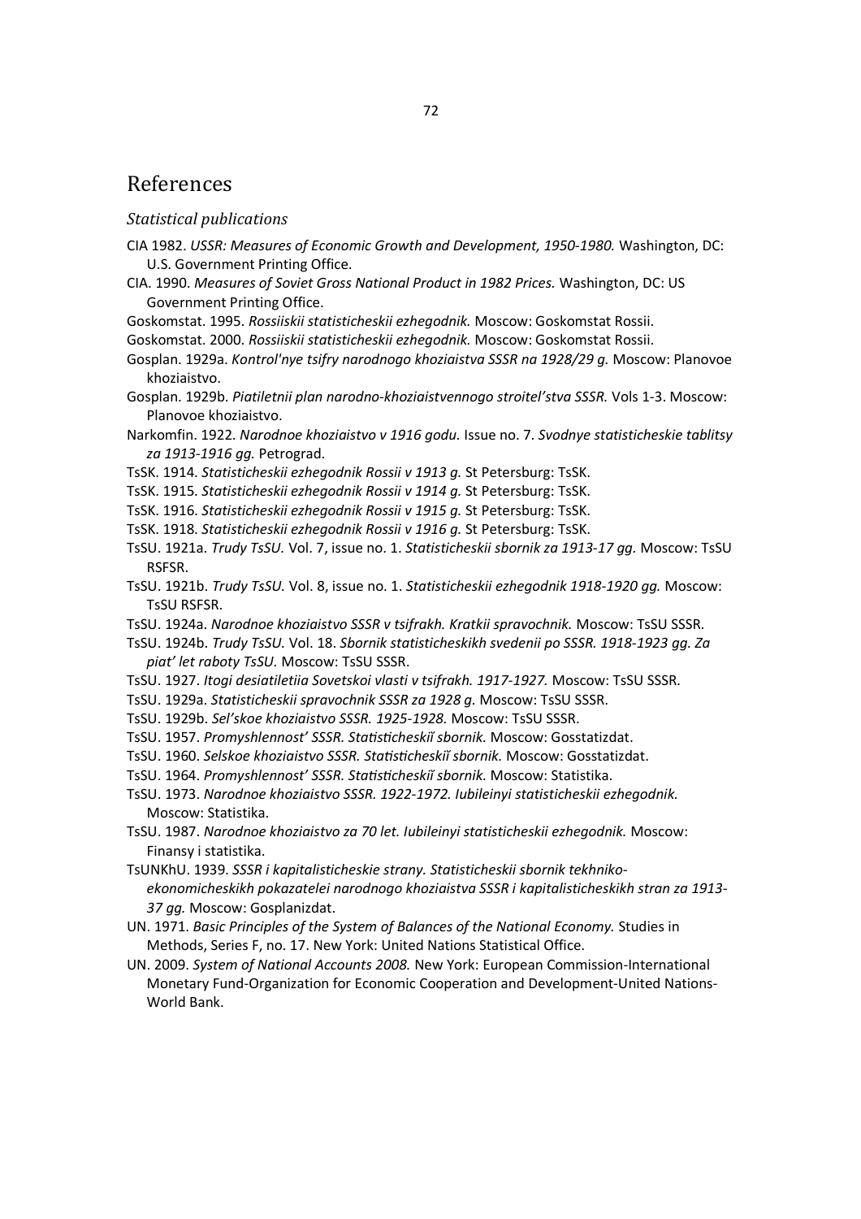# References

### *Statistical publications*

CIA 1982. *USSR: Measures of Economic Growth and Development, 1950-1980.* Washington, DC: U.S. Government Printing Office.

CIA. 1990. *Measures of Soviet Gross National Product in 1982 Prices.* Washington, DC: US Government Printing Office.

Goskomstat. 1995. *Rossiiskii statisticheskii ezhegodnik.* Moscow: Goskomstat Rossii.

Goskomstat. 2000. *Rossiiskii statisticheskii ezhegodnik.* Moscow: Goskomstat Rossii.

Gosplan. 1929a. *Kontrol'nye tsifry narodnogo khoziaistva SSSR na 1928/29 g.* Moscow: Planovoe khoziaistvo.

Gosplan. 1929b. *Piatiletnii plan narodno-khoziaistvennogo stroitel'stva SSSR.* Vols 1-3. Moscow: Planovoe khoziaistvo.

Narkomfin. 1922. *Narodnoe khoziaistvo v 1916 godu.* Issue no. 7. *Svodnye statisticheskie tablitsy za 1913-1916 gg.* Petrograd.

TsSK. 1914. *Statisticheskii ezhegodnik Rossii v 1913 g.* St Petersburg: TsSK.

TsSK. 1915. *Statisticheskii ezhegodnik Rossii v 1914 g.* St Petersburg: TsSK.

TsSK. 1916. *Statisticheskii ezhegodnik Rossii v 1915 g.* St Petersburg: TsSK.

TsSK. 1918. *Statisticheskii ezhegodnik Rossii v 1916 g.* St Petersburg: TsSK.

TsSU. 1921a. *Trudy TsSU.* Vol. 7, issue no. 1. *Statisticheskii sbornik za 1913-17 gg.* Moscow: TsSU RSFSR.

TsSU. 1921b. *Trudy TsSU.* Vol. 8, issue no. 1. *Statisticheskii ezhegodnik 1918-1920 gg.* Moscow: TsSU RSFSR.

TsSU. 1924a. *Narodnoe khoziaistvo SSSR v tsifrakh. Kratkii spravochnik.* Moscow: TsSU SSSR.

TsSU. 1924b. *Trudy TsSU.* Vol. 18. *Sbornik statisticheskikh svedenii po SSSR. 1918-1923 gg. Za piat' let raboty TsSU.* Moscow: TsSU SSSR.

TsSU. 1927. *Itogi desiatiletiia Sovetskoi vlasti v tsifrakh. 1917-1927.* Moscow: TsSU SSSR.

TsSU. 1929a. *Statisticheskii spravochnik SSSR za 1928 g.* Moscow: TsSU SSSR.

TsSU. 1929b. *Sel'skoe khoziaistvo SSSR. 1925-1928.* Moscow: TsSU SSSR.

TsSU. 1957. *Promyshlennost' SSSR. Statisticheskiĭ sbornik.* Moscow: Gosstatizdat.

TsSU. 1960. *Selskoe khoziaistvo SSSR. Statisticheskiĭ sbornik.* Moscow: Gosstatizdat.

TsSU. 1964. *Promyshlennost' SSSR. Statisticheskiĭ sbornik.* Moscow: Statistika.

TsSU. 1973. *Narodnoe khoziaistvo SSSR. 1922-1972. Iubileinyi statisticheskii ezhegodnik.* Moscow: Statistika.

TsSU. 1987. *Narodnoe khoziaistvo za 70 let. Iubileinyi statisticheskii ezhegodnik.* Moscow: Finansy i statistika.

TsUNKhU. 1939. *SSSR i kapitalisticheskie strany. Statisticheskii sbornik tekhniko-ekonomicheskikh pokazatelei narodnogo khoziaistva SSSR i kapitalisticheskikh stran za 1913-37 gg.* Moscow: Gosplanizdat.

UN. 1971. *Basic Principles of the System of Balances of the National Economy.* Studies in Methods, Series F, no. 17. New York: United Nations Statistical Office.

UN. 2009. *System of National Accounts 2008.* New York: European Commission-International Monetary Fund-Organization for Economic Cooperation and Development-United Nations-World Bank.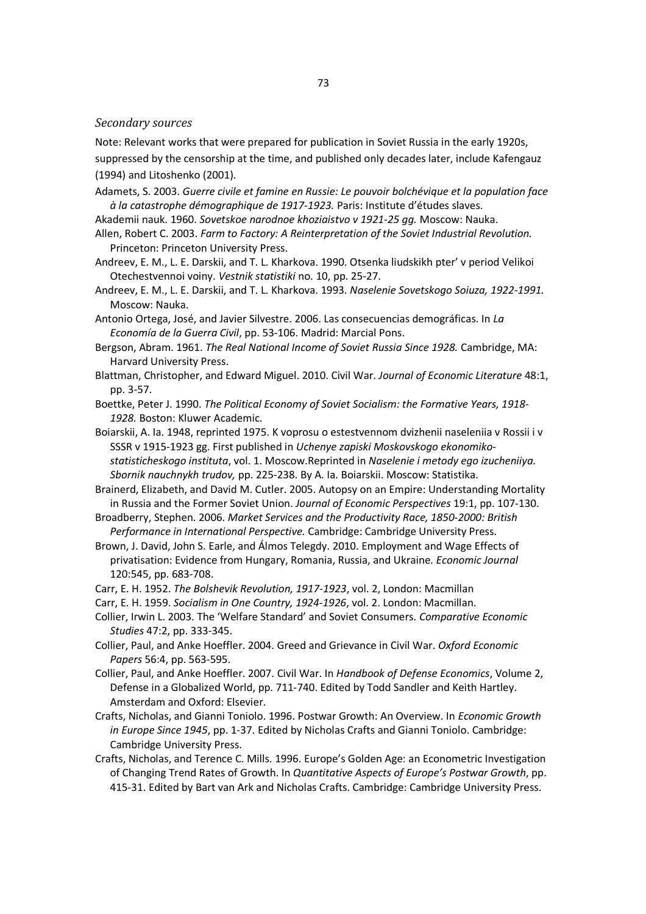### *Secondary sources*

Note: Relevant works that were prepared for publication in Soviet Russia in the early 1920s, suppressed by the censorship at the time, and published only decades later, include Kafengauz (1994) and Litoshenko (2001).

Adamets, S. 2003. *Guerre civile et famine en Russie: Le pouvoir bolchévique et la population face à la catastrophe démographique de 1917-1923.* Paris: Institute d'études slaves.

Akademii nauk. 1960. *Sovetskoe narodnoe khoziaistvo v 1921-25 gg.* Moscow: Nauka.

Allen, Robert C. 2003. *Farm to Factory: A Reinterpretation of the Soviet Industrial Revolution.* Princeton: Princeton University Press.

Andreev, E. M., L. E. Darskii, and T. L. Kharkova. 1990. Otsenka liudskikh pter' v period Velikoi Otechestvennoi voiny. *Vestnik statistiki* no. 10, pp. 25-27.

Andreev, E. M., L. E. Darskii, and T. L. Kharkova. 1993. *Naselenie Sovetskogo Soiuza, 1922-1991.* Moscow: Nauka.

Antonio Ortega, José, and Javier Silvestre. 2006. Las consecuencias demográficas. In *La Economía de la Guerra Civil*, pp. 53-106. Madrid: Marcial Pons.

Bergson, Abram. 1961. *The Real National Income of Soviet Russia Since 1928.* Cambridge, MA: Harvard University Press.

Blattman, Christopher, and Edward Miguel. 2010. Civil War. *Journal of Economic Literature* 48:1, pp. 3-57.

Boettke, Peter J. 1990. *The Political Economy of Soviet Socialism: the Formative Years, 1918-1928.* Boston: Kluwer Academic.

Boiarskii, A. Ia. 1948, reprinted 1975. K voprosu o estestvennom dvizhenii naseleniia v Rossii i v SSSR v 1915-1923 gg. First published in *Uchenye zapiski Moskovskogo ekonomiko-statisticheskogo instituta*, vol. 1. Moscow.Reprinted in *Naselenie i metody ego izucheniiya. Sbornik nauchnykh trudov,* pp. 225-238. By A. Ia. Boiarskii. Moscow: Statistika.

Brainerd, Elizabeth, and David M. Cutler. 2005. Autopsy on an Empire: Understanding Mortality in Russia and the Former Soviet Union. *Journal of Economic Perspectives* 19:1, pp. 107-130.

Broadberry, Stephen. 2006. *Market Services and the Productivity Race, 1850-2000: British Performance in International Perspective.* Cambridge: Cambridge University Press.

Brown, J. David, John S. Earle, and Álmos Telegdy. 2010. Employment and Wage Effects of privatisation: Evidence from Hungary, Romania, Russia, and Ukraine. *Economic Journal* 120:545, pp. 683-708.

Carr, E. H. 1952. *The Bolshevik Revolution, 1917-1923*, vol. 2, London: Macmillan

Carr, E. H. 1959. *Socialism in One Country, 1924-1926*, vol. 2. London: Macmillan.

Collier, Irwin L. 2003. The 'Welfare Standard' and Soviet Consumers. *Comparative Economic Studies* 47:2, pp. 333-345.

Collier, Paul, and Anke Hoeffler. 2004. Greed and Grievance in Civil War. *Oxford Economic Papers* 56:4, pp. 563-595.

Collier, Paul, and Anke Hoeffler. 2007. Civil War. In *Handbook of Defense Economics*, Volume 2, Defense in a Globalized World, pp. 711-740. Edited by Todd Sandler and Keith Hartley. Amsterdam and Oxford: Elsevier.

Crafts, Nicholas, and Gianni Toniolo. 1996. Postwar Growth: An Overview. In *Economic Growth in Europe Since 1945*, pp. 1-37. Edited by Nicholas Crafts and Gianni Toniolo. Cambridge: Cambridge University Press.

Crafts, Nicholas, and Terence C. Mills. 1996. Europe's Golden Age: an Econometric Investigation of Changing Trend Rates of Growth. In *Quantitative Aspects of Europe's Postwar Growth*, pp. 415-31. Edited by Bart van Ark and Nicholas Crafts. Cambridge: Cambridge University Press.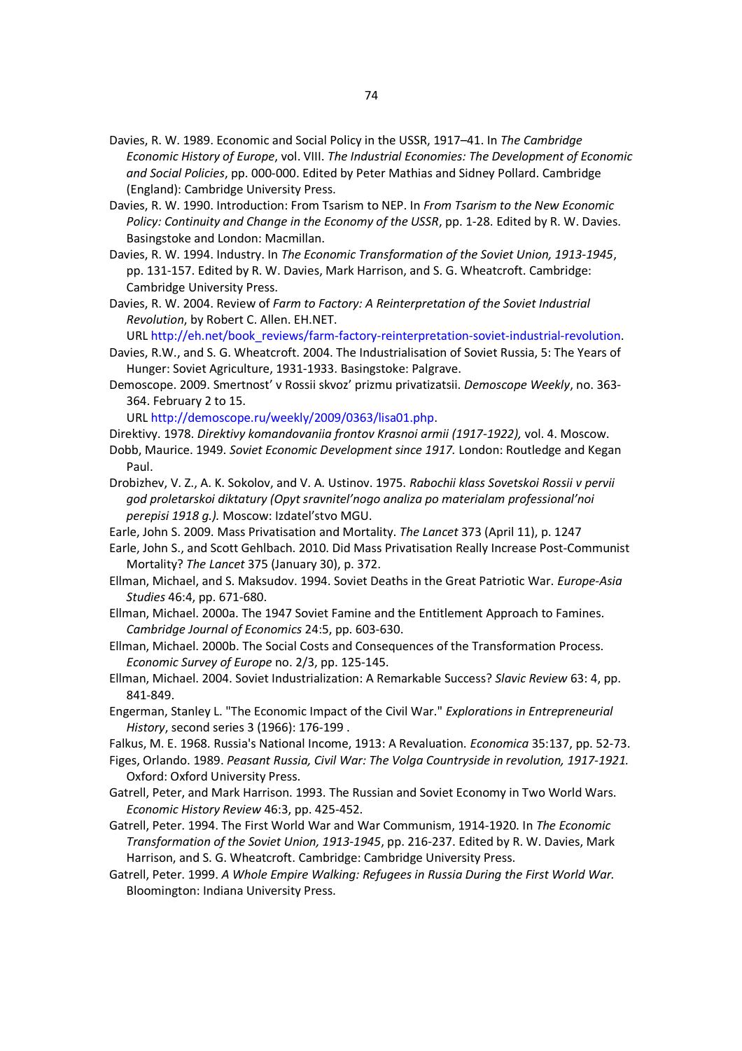Davies, R. W. 1989. Economic and Social Policy in the USSR, 1917–41. In *The Cambridge Economic History of Europe*, vol. VIII. *The Industrial Economies: The Development of Economic and Social Policies*, pp. 000-000. Edited by Peter Mathias and Sidney Pollard. Cambridge (England): Cambridge University Press.

Davies, R. W. 1990. Introduction: From Tsarism to NEP. In *From Tsarism to the New Economic Policy: Continuity and Change in the Economy of the USSR*, pp. 1-28. Edited by R. W. Davies. Basingstoke and London: Macmillan.

Davies, R. W. 1994. Industry. In *The Economic Transformation of the Soviet Union, 1913-1945*, pp. 131-157. Edited by R. W. Davies, Mark Harrison, and S. G. Wheatcroft. Cambridge: Cambridge University Press.

Davies, R. W. 2004. Review of *Farm to Factory: A Reinterpretation of the Soviet Industrial Revolution*, by Robert C. Allen. EH.NET. URL http://eh.net/book_reviews/farm-factory-reinterpretation-soviet-industrial-revolution.

Davies, R.W., and S. G. Wheatcroft. 2004. The Industrialisation of Soviet Russia, 5: The Years of Hunger: Soviet Agriculture, 1931-1933. Basingstoke: Palgrave.

Demoscope. 2009. Smertnost' v Rossii skvoz' prizmu privatizatsii. *Demoscope Weekly*, no. 363-364. February 2 to 15. URL http://demoscope.ru/weekly/2009/0363/lisa01.php.

Direktivy. 1978. *Direktivy komandovaniia frontov Krasnoi armii (1917-1922),* vol. 4. Moscow.

Dobb, Maurice. 1949. *Soviet Economic Development since 1917.* London: Routledge and Kegan Paul.

Drobizhev, V. Z., A. K. Sokolov, and V. A. Ustinov. 1975. *Rabochii klass Sovetskoi Rossii v pervii god proletarskoi diktatury (Opyt sravnitel'nogo analiza po materialam professional'noi perepisi 1918 g.).* Moscow: Izdatel'stvo MGU.

Earle, John S. 2009. Mass Privatisation and Mortality. *The Lancet* 373 (April 11), p. 1247

Earle, John S., and Scott Gehlbach. 2010. Did Mass Privatisation Really Increase Post-Communist Mortality? *The Lancet* 375 (January 30), p. 372.

Ellman, Michael, and S. Maksudov. 1994. Soviet Deaths in the Great Patriotic War. *Europe-Asia Studies* 46:4, pp. 671-680.

Ellman, Michael. 2000a. The 1947 Soviet Famine and the Entitlement Approach to Famines. *Cambridge Journal of Economics* 24:5, pp. 603-630.

Ellman, Michael. 2000b. The Social Costs and Consequences of the Transformation Process. *Economic Survey of Europe* no. 2/3, pp. 125-145.

Ellman, Michael. 2004. Soviet Industrialization: A Remarkable Success? *Slavic Review* 63: 4, pp. 841-849.

Engerman, Stanley L. "The Economic Impact of the Civil War." *Explorations in Entrepreneurial History*, second series 3 (1966): 176-199 .

Falkus, M. E. 1968. Russia's National Income, 1913: A Revaluation. *Economica* 35:137, pp. 52-73.

Figes, Orlando. 1989. *Peasant Russia, Civil War: The Volga Countryside in revolution, 1917-1921.* Oxford: Oxford University Press.

Gatrell, Peter, and Mark Harrison. 1993. The Russian and Soviet Economy in Two World Wars. *Economic History Review* 46:3, pp. 425-452.

Gatrell, Peter. 1994. The First World War and War Communism, 1914-1920. In *The Economic Transformation of the Soviet Union, 1913-1945*, pp. 216-237. Edited by R. W. Davies, Mark Harrison, and S. G. Wheatcroft. Cambridge: Cambridge University Press.

Gatrell, Peter. 1999. *A Whole Empire Walking: Refugees in Russia During the First World War.* Bloomington: Indiana University Press.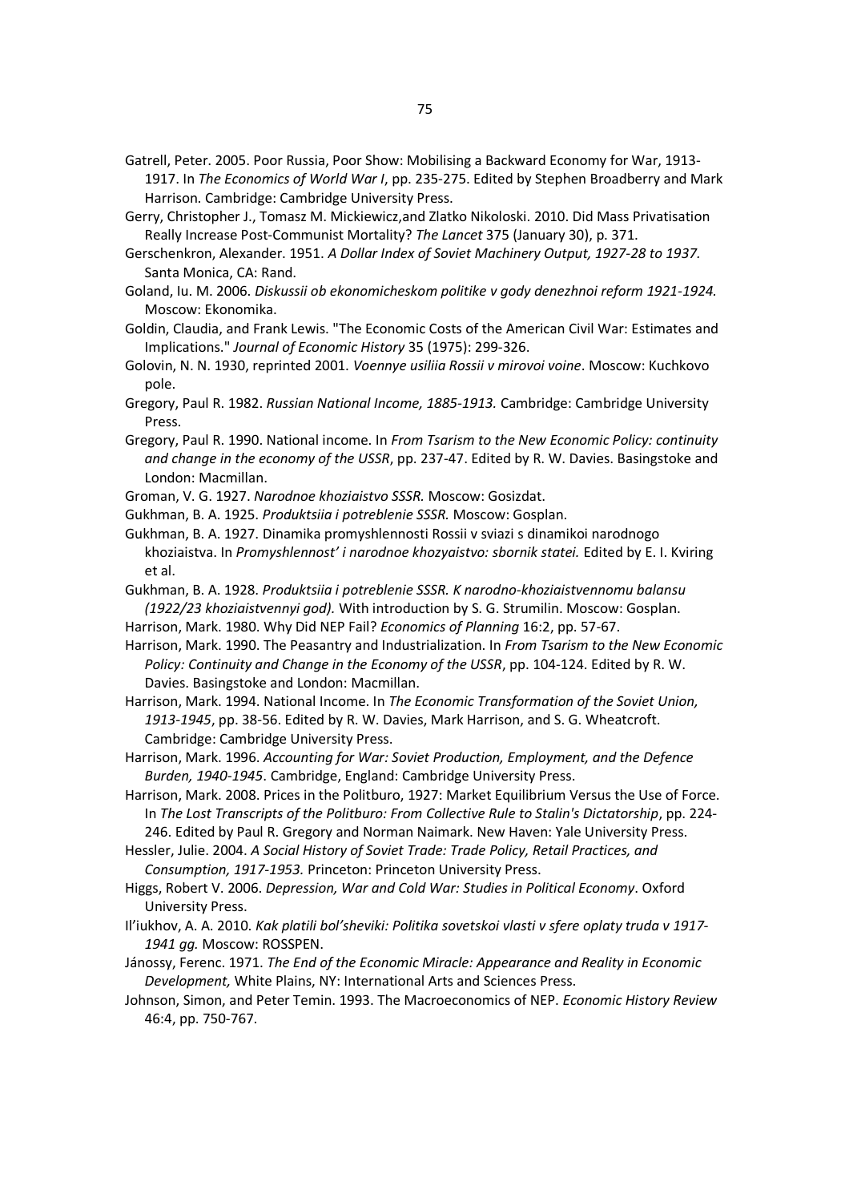Gatrell, Peter. 2005. Poor Russia, Poor Show: Mobilising a Backward Economy for War, 1913-1917. In *The Economics of World War I*, pp. 235-275. Edited by Stephen Broadberry and Mark Harrison. Cambridge: Cambridge University Press.

Gerry, Christopher J., Tomasz M. Mickiewicz,and Zlatko Nikoloski. 2010. Did Mass Privatisation Really Increase Post-Communist Mortality? *The Lancet* 375 (January 30), p. 371.

Gerschenkron, Alexander. 1951. *A Dollar Index of Soviet Machinery Output, 1927-28 to 1937.* Santa Monica, CA: Rand.

Goland, Iu. M. 2006. *Diskussii ob ekonomicheskom politike v gody denezhnoi reform 1921-1924.* Moscow: Ekonomika.

Goldin, Claudia, and Frank Lewis. "The Economic Costs of the American Civil War: Estimates and Implications." *Journal of Economic History* 35 (1975): 299-326.

Golovin, N. N. 1930, reprinted 2001. *Voennye usiliia Rossii v mirovoi voine*. Moscow: Kuchkovo pole.

Gregory, Paul R. 1982. *Russian National Income, 1885-1913.* Cambridge: Cambridge University Press.

Gregory, Paul R. 1990. National income. In *From Tsarism to the New Economic Policy: continuity and change in the economy of the USSR*, pp. 237-47. Edited by R. W. Davies. Basingstoke and London: Macmillan.

Groman, V. G. 1927. *Narodnoe khoziaistvo SSSR.* Moscow: Gosizdat.

Gukhman, B. A. 1925. *Produktsiia i potreblenie SSSR.* Moscow: Gosplan.

Gukhman, B. A. 1927. Dinamika promyshlennosti Rossii v sviazi s dinamikoi narodnogo khoziaistva. In *Promyshlennost' i narodnoe khozyaistvo: sbornik statei.* Edited by E. I. Kviring et al.

Gukhman, B. A. 1928. *Produktsiia i potreblenie SSSR. K narodno-khoziaistvennomu balansu (1922/23 khoziaistvennyi god).* With introduction by S. G. Strumilin. Moscow: Gosplan.

Harrison, Mark. 1980. Why Did NEP Fail? *Economics of Planning* 16:2, pp. 57-67.

Harrison, Mark. 1990. The Peasantry and Industrialization. In *From Tsarism to the New Economic Policy: Continuity and Change in the Economy of the USSR*, pp. 104-124. Edited by R. W. Davies. Basingstoke and London: Macmillan.

Harrison, Mark. 1994. National Income. In *The Economic Transformation of the Soviet Union, 1913-1945*, pp. 38-56. Edited by R. W. Davies, Mark Harrison, and S. G. Wheatcroft. Cambridge: Cambridge University Press.

Harrison, Mark. 1996. *Accounting for War: Soviet Production, Employment, and the Defence Burden, 1940-1945*. Cambridge, England: Cambridge University Press.

Harrison, Mark. 2008. Prices in the Politburo, 1927: Market Equilibrium Versus the Use of Force. In *The Lost Transcripts of the Politburo: From Collective Rule to Stalin's Dictatorship*, pp. 224-246. Edited by Paul R. Gregory and Norman Naimark. New Haven: Yale University Press.

Hessler, Julie. 2004. *A Social History of Soviet Trade: Trade Policy, Retail Practices, and Consumption, 1917-1953.* Princeton: Princeton University Press.

Higgs, Robert V. 2006. *Depression, War and Cold War: Studies in Political Economy*. Oxford University Press.

Il'iukhov, A. A. 2010. *Kak platili bol'sheviki: Politika sovetskoi vlasti v sfere oplaty truda v 1917-1941 gg.* Moscow: ROSSPEN.

Jánossy, Ferenc. 1971. *The End of the Economic Miracle: Appearance and Reality in Economic Development,* White Plains, NY: International Arts and Sciences Press.

Johnson, Simon, and Peter Temin. 1993. The Macroeconomics of NEP. *Economic History Review* 46:4, pp. 750-767.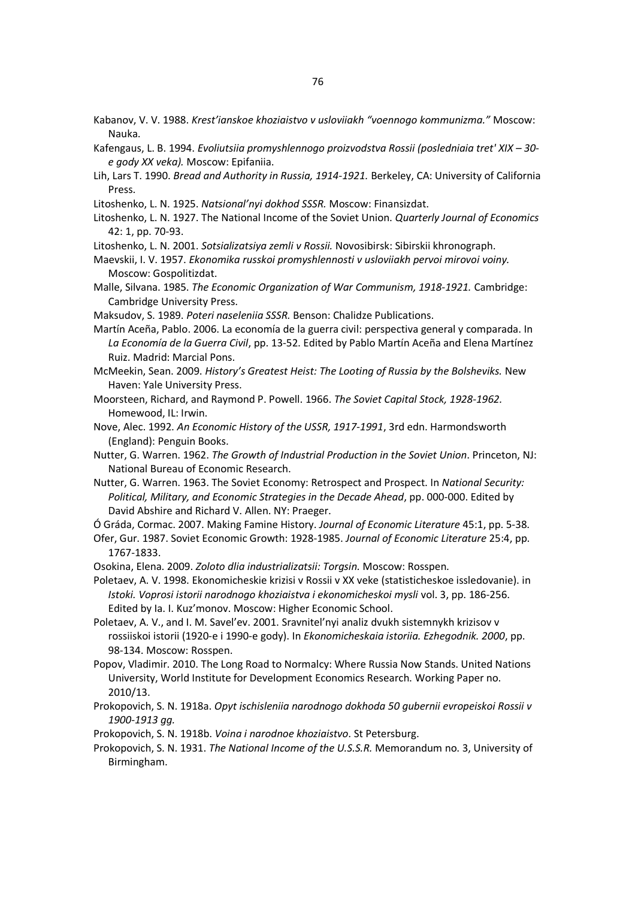Kabanov, V. V. 1988. *Krest'ianskoe khoziaistvo v usloviiakh "voennogo kommunizma."* Moscow: Nauka.

Kafengaus, L. B. 1994. *Evoliutsiia promyshlennogo proizvodstva Rossii (posledniaia tret' XIX – 30-e gody XX veka).* Moscow: Epifaniia.

Lih, Lars T. 1990. *Bread and Authority in Russia, 1914-1921.* Berkeley, CA: University of California Press.

Litoshenko, L. N. 1925. *Natsional'nyi dokhod SSSR.* Moscow: Finansizdat.

Litoshenko, L. N. 1927. The National Income of the Soviet Union. *Quarterly Journal of Economics* 42: 1, pp. 70-93.

Litoshenko, L. N. 2001. *Sotsializatsiya zemli v Rossii.* Novosibirsk: Sibirskii khronograph.

Maevskii, I. V. 1957. *Ekonomika russkoi promyshlennosti v usloviiakh pervoi mirovoi voiny.* Moscow: Gospolitizdat.

Malle, Silvana. 1985. *The Economic Organization of War Communism, 1918-1921.* Cambridge: Cambridge University Press.

Maksudov, S. 1989. *Poteri naseleniia SSSR.* Benson: Chalidze Publications.

Martín Aceña, Pablo. 2006. La economía de la guerra civil: perspectiva general y comparada. In *La Economía de la Guerra Civil*, pp. 13-52. Edited by Pablo Martín Aceña and Elena Martínez Ruiz. Madrid: Marcial Pons.

McMeekin, Sean. 2009. *History's Greatest Heist: The Looting of Russia by the Bolsheviks.* New Haven: Yale University Press.

Moorsteen, Richard, and Raymond P. Powell. 1966. *The Soviet Capital Stock, 1928-1962.* Homewood, IL: Irwin.

Nove, Alec. 1992. *An Economic History of the USSR, 1917-1991*, 3rd edn. Harmondsworth (England): Penguin Books.

Nutter, G. Warren. 1962. *The Growth of Industrial Production in the Soviet Union*. Princeton, NJ: National Bureau of Economic Research.

Nutter, G. Warren. 1963. The Soviet Economy: Retrospect and Prospect. In *National Security: Political, Military, and Economic Strategies in the Decade Ahead*, pp. 000-000. Edited by David Abshire and Richard V. Allen. NY: Praeger.

Ó Gráda, Cormac. 2007. Making Famine History. *Journal of Economic Literature* 45:1, pp. 5-38.

Ofer, Gur. 1987. Soviet Economic Growth: 1928-1985. *Journal of Economic Literature* 25:4, pp. 1767-1833.

Osokina, Elena. 2009. *Zoloto dlia industrializatsii: Torgsin.* Moscow: Rosspen.

Poletaev, A. V. 1998. Ekonomicheskie krizisi v Rossii v XX veke (statisticheskoe issledovanie). in *Istoki. Voprosi istorii narodnogo khoziaistva i ekonomicheskoi mysli* vol. 3, pp. 186-256. Edited by Ia. I. Kuz'monov. Moscow: Higher Economic School.

Poletaev, A. V., and I. M. Savel'ev. 2001. Sravnitel'nyi analiz dvukh sistemnykh krizisov v rossiiskoi istorii (1920-e i 1990-e gody). In *Ekonomicheskaia istoriia. Ezhegodnik. 2000*, pp. 98-134. Moscow: Rosspen.

Popov, Vladimir. 2010. The Long Road to Normalcy: Where Russia Now Stands. United Nations University, World Institute for Development Economics Research. Working Paper no. 2010/13.

Prokopovich, S. N. 1918a. *Opyt ischisleniia narodnogo dokhoda 50 gubernii evropeiskoi Rossii v 1900-1913 gg.*

Prokopovich, S. N. 1918b. *Voina i narodnoe khoziaistvo*. St Petersburg.

Prokopovich, S. N. 1931. *The National Income of the U.S.S.R.* Memorandum no. 3, University of Birmingham.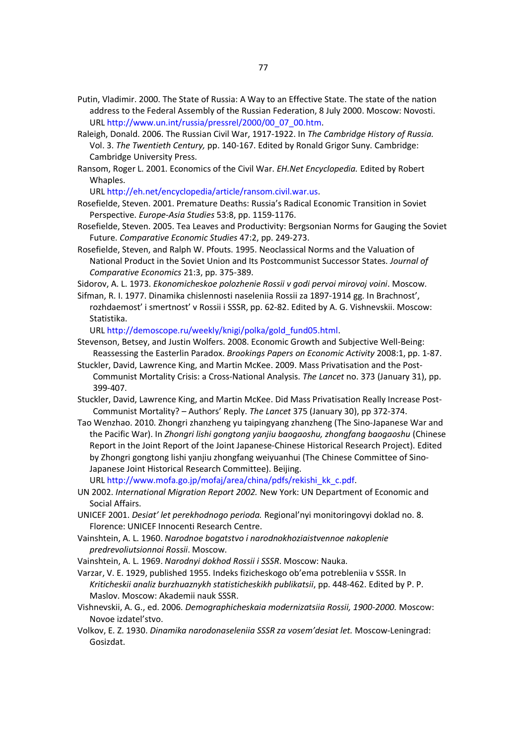Putin, Vladimir. 2000. The State of Russia: A Way to an Effective State. The state of the nation address to the Federal Assembly of the Russian Federation, 8 July 2000. Moscow: Novosti. URL http://www.un.int/russia/pressrel/2000/00_07_00.htm.

Raleigh, Donald. 2006. The Russian Civil War, 1917-1922. In *The Cambridge History of Russia.* Vol. 3. *The Twentieth Century,* pp. 140-167. Edited by Ronald Grigor Suny. Cambridge: Cambridge University Press.

Ransom, Roger L. 2001. Economics of the Civil War. *EH.Net Encyclopedia.* Edited by Robert Whaples.
URL http://eh.net/encyclopedia/article/ransom.civil.war.us.

Rosefielde, Steven. 2001. Premature Deaths: Russia's Radical Economic Transition in Soviet Perspective. *Europe-Asia Studies* 53:8, pp. 1159-1176.

Rosefielde, Steven. 2005. Tea Leaves and Productivity: Bergsonian Norms for Gauging the Soviet Future. *Comparative Economic Studies* 47:2, pp. 249-273.

Rosefielde, Steven, and Ralph W. Pfouts. 1995. Neoclassical Norms and the Valuation of National Product in the Soviet Union and Its Postcommunist Successor States. *Journal of Comparative Economics* 21:3, pp. 375-389.

Sidorov, A. L. 1973. *Ekonomicheskoe polozhenie Rossii v godi pervoi mirovoj voini*. Moscow.

Sifman, R. I. 1977. Dinamika chislennosti naseleniia Rossii za 1897-1914 gg. In Brachnost', rozhdaemost' i smertnost' v Rossii i SSSR, pp. 62-82. Edited by A. G. Vishnevskii. Moscow: Statistika.
URL http://demoscope.ru/weekly/knigi/polka/gold_fund05.html.

Stevenson, Betsey, and Justin Wolfers. 2008. Economic Growth and Subjective Well-Being: Reassessing the Easterlin Paradox. *Brookings Papers on Economic Activity* 2008:1, pp. 1-87.

Stuckler, David, Lawrence King, and Martin McKee. 2009. Mass Privatisation and the Post-Communist Mortality Crisis: a Cross-National Analysis. *The Lancet* no. 373 (January 31), pp. 399-407.

Stuckler, David, Lawrence King, and Martin McKee. Did Mass Privatisation Really Increase Post-Communist Mortality? – Authors' Reply. *The Lancet* 375 (January 30), pp 372-374.

Tao Wenzhao. 2010. Zhongri zhanzheng yu taipingyang zhanzheng (The Sino-Japanese War and the Pacific War). In *Zhongri lishi gongtong yanjiu baogaoshu, zhongfang baogaoshu* (Chinese Report in the Joint Report of the Joint Japanese-Chinese Historical Research Project). Edited by Zhongri gongtong lishi yanjiu zhongfang weiyuanhui (The Chinese Committee of Sino-Japanese Joint Historical Research Committee). Beijing.
URL http://www.mofa.go.jp/mofaj/area/china/pdfs/rekishi_kk_c.pdf.

UN 2002. *International Migration Report 2002.* New York: UN Department of Economic and Social Affairs.

UNICEF 2001. *Desiat' let perekhodnogo perioda.* Regional'nyi monitoringovyi doklad no. 8. Florence: UNICEF Innocenti Research Centre.

Vainshtein, A. L. 1960. *Narodnoe bogatstvo i narodnokhoziaistvennoe nakoplenie predrevoliutsionnoi Rossii*. Moscow.

Vainshtein, A. L. 1969. *Narodnyi dokhod Rossii i SSSR*. Moscow: Nauka.

Varzar, V. E. 1929, published 1955. Indeks fizicheskogo ob'ema potrebleniia v SSSR. In *Kriticheskii analiz burzhuaznykh statisticheskikh publikatsii*, pp. 448-462. Edited by P. P. Maslov. Moscow: Akademii nauk SSSR.

Vishnevskii, A. G., ed. 2006. *Demographicheskaia modernizatsiia Rossii, 1900-2000.* Moscow: Novoe izdatel'stvo.

Volkov, E. Z. 1930. *Dinamika narodonaseleniia SSSR za vosem'desiat let.* Moscow-Leningrad: Gosizdat.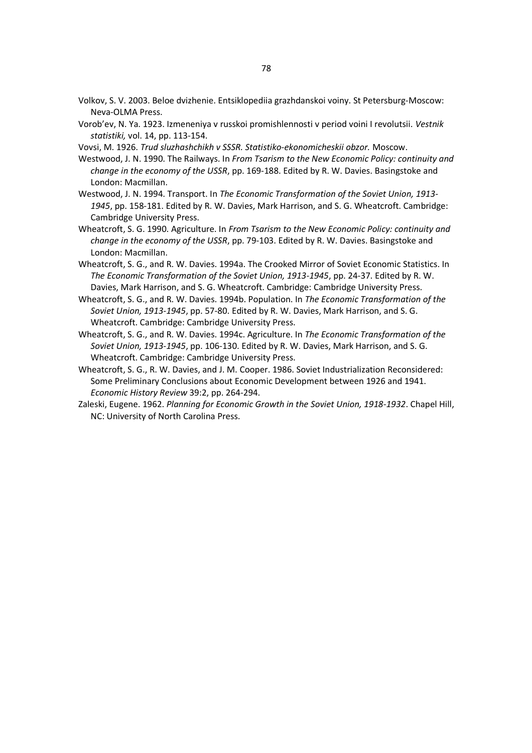Volkov, S. V. 2003. Beloe dvizhenie. Entsiklopediia grazhdanskoi voiny. St Petersburg-Moscow: Neva-OLMA Press.

Vorob'ev, N. Ya. 1923. Izmeneniya v russkoi promishlennosti v period voini I revolutsii. *Vestnik statistiki,* vol. 14, pp. 113-154.

Vovsi, M. 1926. *Trud sluzhashchikh v SSSR. Statistiko-ekonomicheskii obzor.* Moscow.

Westwood, J. N. 1990. The Railways. In *From Tsarism to the New Economic Policy: continuity and change in the economy of the USSR*, pp. 169-188. Edited by R. W. Davies. Basingstoke and London: Macmillan.

Westwood, J. N. 1994. Transport. In *The Economic Transformation of the Soviet Union, 1913-1945*, pp. 158-181. Edited by R. W. Davies, Mark Harrison, and S. G. Wheatcroft. Cambridge: Cambridge University Press.

Wheatcroft, S. G. 1990. Agriculture. In *From Tsarism to the New Economic Policy: continuity and change in the economy of the USSR*, pp. 79-103. Edited by R. W. Davies. Basingstoke and London: Macmillan.

Wheatcroft, S. G., and R. W. Davies. 1994a. The Crooked Mirror of Soviet Economic Statistics. In *The Economic Transformation of the Soviet Union, 1913-1945*, pp. 24-37. Edited by R. W. Davies, Mark Harrison, and S. G. Wheatcroft. Cambridge: Cambridge University Press.

Wheatcroft, S. G., and R. W. Davies. 1994b. Population. In *The Economic Transformation of the Soviet Union, 1913-1945*, pp. 57-80. Edited by R. W. Davies, Mark Harrison, and S. G. Wheatcroft. Cambridge: Cambridge University Press.

Wheatcroft, S. G., and R. W. Davies. 1994c. Agriculture. In *The Economic Transformation of the Soviet Union, 1913-1945*, pp. 106-130. Edited by R. W. Davies, Mark Harrison, and S. G. Wheatcroft. Cambridge: Cambridge University Press.

Wheatcroft, S. G., R. W. Davies, and J. M. Cooper. 1986. Soviet Industrialization Reconsidered: Some Preliminary Conclusions about Economic Development between 1926 and 1941. *Economic History Review* 39:2, pp. 264-294.

Zaleski, Eugene. 1962. *Planning for Economic Growth in the Soviet Union, 1918-1932*. Chapel Hill, NC: University of North Carolina Press.